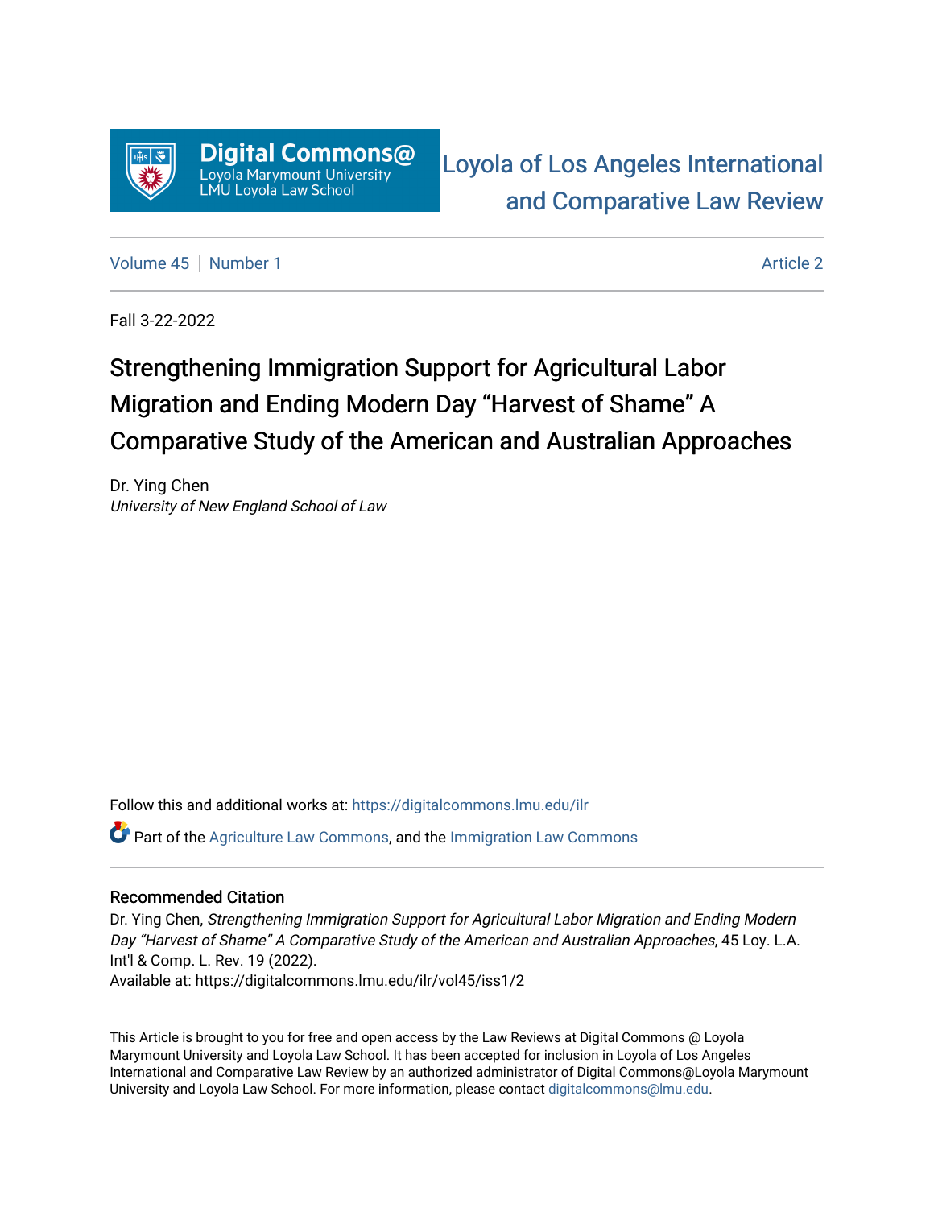Digital Commons@
Loyola Marymount University
LMU Loyola Law School

Loyola of Los Angeles International and Comparative Law Review

Volume 45 | Number 1 | Article 2

Fall 3-22-2022

# Strengthening Immigration Support for Agricultural Labor Migration and Ending Modern Day "Harvest of Shame" A Comparative Study of the American and Australian Approaches

Dr. Ying Chen
*University of New England School of Law*

Follow this and additional works at: https://digitalcommons.lmu.edu/ilr

Part of the Agriculture Law Commons, and the Immigration Law Commons

## Recommended Citation

Dr. Ying Chen, *Strengthening Immigration Support for Agricultural Labor Migration and Ending Modern Day "Harvest of Shame" A Comparative Study of the American and Australian Approaches*, 45 Loy. L.A. Int'l & Comp. L. Rev. 19 (2022).
Available at: https://digitalcommons.lmu.edu/ilr/vol45/iss1/2

This Article is brought to you for free and open access by the Law Reviews at Digital Commons @ Loyola Marymount University and Loyola Law School. It has been accepted for inclusion in Loyola of Los Angeles International and Comparative Law Review by an authorized administrator of Digital Commons@Loyola Marymount University and Loyola Law School. For more information, please contact digitalcommons@lmu.edu.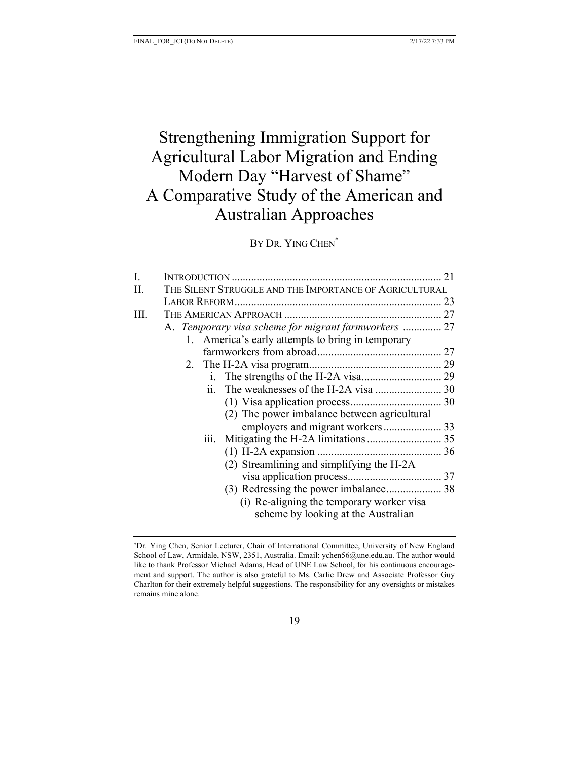# Strengthening Immigration Support for Agricultural Labor Migration and Ending Modern Day "Harvest of Shame" A Comparative Study of the American and Australian Approaches

BY DR. YING CHEN[*]

I. INTRODUCTION ........................................................................ 21

II. THE SILENT STRUGGLE AND THE IMPORTANCE OF AGRICULTURAL LABOR REFORM ........................................................................ 23

III. THE AMERICAN APPROACH ........................................................ 27

- A. *Temporary visa scheme for migrant farmworkers* .............. 27
  - 1. America's early attempts to bring in temporary farmworkers from abroad ............................................ 27
  - 2. The H-2A visa program................................................ 29
    - i. The strengths of the H-2A visa............................ 29
    - ii. The weaknesses of the H-2A visa ........................ 30
      - (1) Visa application process................................. 30
      - (2) The power imbalance between agricultural employers and migrant workers ..................... 33
    - iii. Mitigating the H-2A limitations ........................... 35
      - (1) H-2A expansion ............................................ 36
      - (2) Streamlining and simplifying the H-2A visa application process.................................. 37
      - (3) Redressing the power imbalance.................... 38
        - (i) Re-aligning the temporary worker visa scheme by looking at the Australian

---

[*] Dr. Ying Chen, Senior Lecturer, Chair of International Committee, University of New England School of Law, Armidale, NSW, 2351, Australia. Email: ychen56@une.edu.au. The author would like to thank Professor Michael Adams, Head of UNE Law School, for his continuous encouragement and support. The author is also grateful to Ms. Carlie Drew and Associate Professor Guy Charlton for their extremely helpful suggestions. The responsibility for any oversights or mistakes remains mine alone.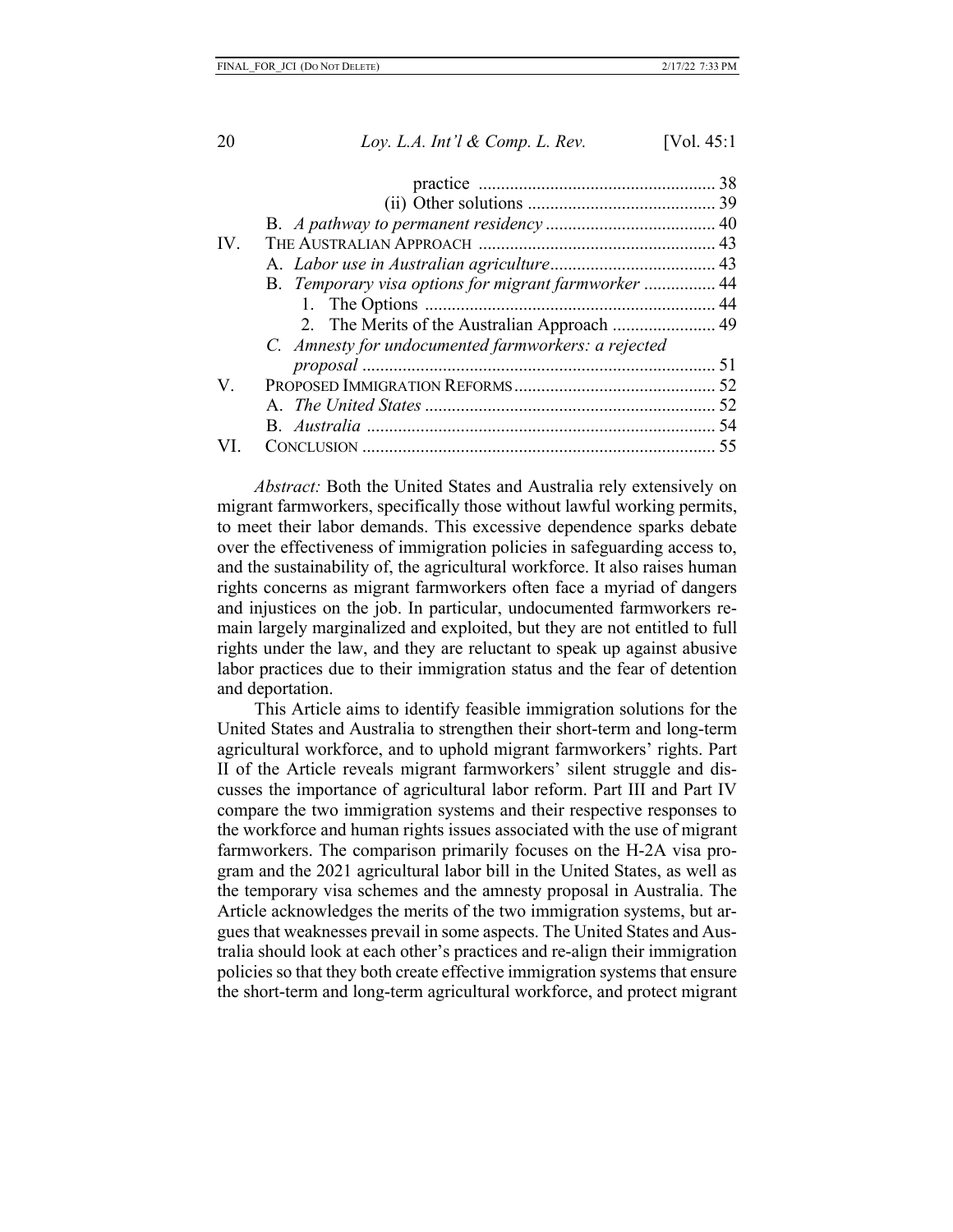practice ..................................................... 38
(ii) Other solutions .......................................... 39
B. *A pathway to permanent residency* ...................................... 40
IV. THE AUSTRALIAN APPROACH ..................................................... 43
A. *Labor use in Australian agriculture*..................................... 43
B. *Temporary visa options for migrant farmworker* ................ 44
1. The Options ................................................................. 44
2. The Merits of the Australian Approach ....................... 49
C. *Amnesty for undocumented farmworkers: a rejected proposal* ............................................................................... 51
V. PROPOSED IMMIGRATION REFORMS............................................. 52
A. *The United States* ................................................................. 52
B. *Australia* .............................................................................. 54
VI. CONCLUSION ............................................................................... 55

*Abstract:* Both the United States and Australia rely extensively on migrant farmworkers, specifically those without lawful working permits, to meet their labor demands. This excessive dependence sparks debate over the effectiveness of immigration policies in safeguarding access to, and the sustainability of, the agricultural workforce. It also raises human rights concerns as migrant farmworkers often face a myriad of dangers and injustices on the job. In particular, undocumented farmworkers remain largely marginalized and exploited, but they are not entitled to full rights under the law, and they are reluctant to speak up against abusive labor practices due to their immigration status and the fear of detention and deportation.

This Article aims to identify feasible immigration solutions for the United States and Australia to strengthen their short-term and long-term agricultural workforce, and to uphold migrant farmworkers' rights. Part II of the Article reveals migrant farmworkers' silent struggle and discusses the importance of agricultural labor reform. Part III and Part IV compare the two immigration systems and their respective responses to the workforce and human rights issues associated with the use of migrant farmworkers. The comparison primarily focuses on the H-2A visa program and the 2021 agricultural labor bill in the United States, as well as the temporary visa schemes and the amnesty proposal in Australia. The Article acknowledges the merits of the two immigration systems, but argues that weaknesses prevail in some aspects. The United States and Australia should look at each other's practices and re-align their immigration policies so that they both create effective immigration systems that ensure the short-term and long-term agricultural workforce, and protect migrant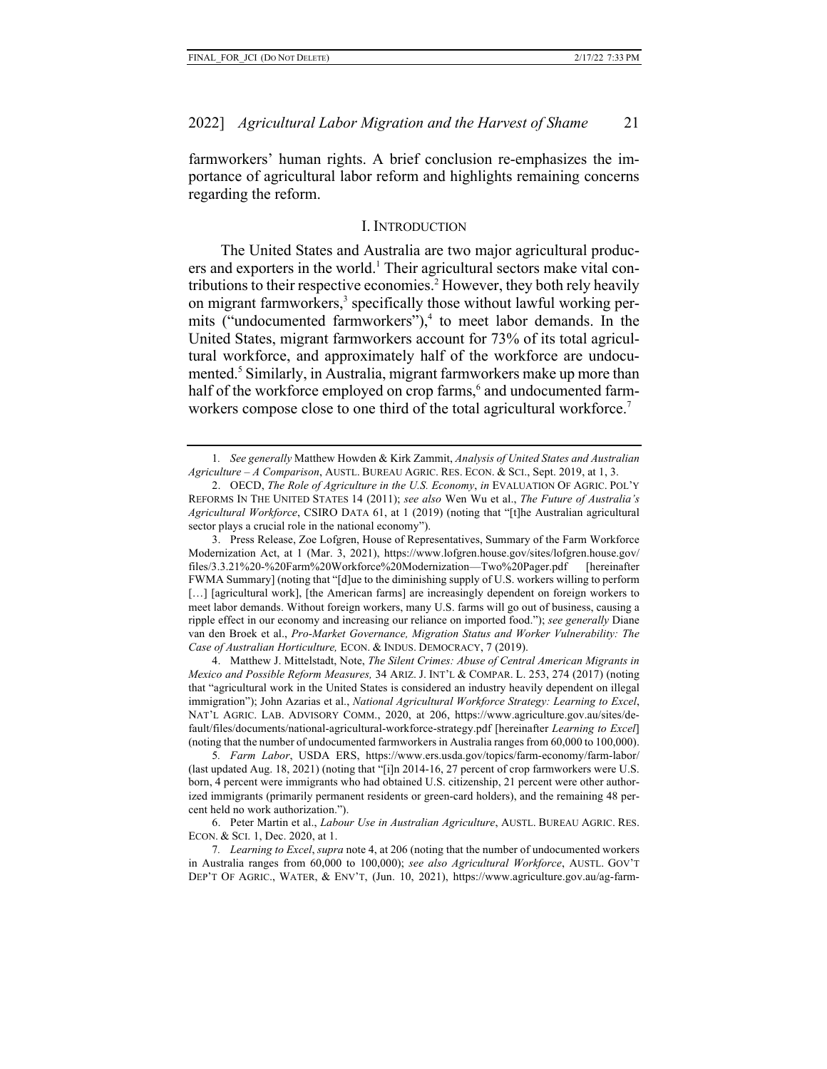farmworkers' human rights. A brief conclusion re-emphasizes the importance of agricultural labor reform and highlights remaining concerns regarding the reform.

## I. INTRODUCTION

The United States and Australia are two major agricultural producers and exporters in the world.[1] Their agricultural sectors make vital contributions to their respective economies.[2] However, they both rely heavily on migrant farmworkers,[3] specifically those without lawful working permits ("undocumented farmworkers"),[4] to meet labor demands. In the United States, migrant farmworkers account for 73% of its total agricultural workforce, and approximately half of the workforce are undocumented.[5] Similarly, in Australia, migrant farmworkers make up more than half of the workforce employed on crop farms,[6] and undocumented farmworkers compose close to one third of the total agricultural workforce.[7]

---

1. *See generally* Matthew Howden & Kirk Zammit, *Analysis of United States and Australian Agriculture – A Comparison*, AUSTL. BUREAU AGRIC. RES. ECON. & SCI., Sept. 2019, at 1, 3.

2. OECD, *The Role of Agriculture in the U.S. Economy*, *in* EVALUATION OF AGRIC. POL'Y REFORMS IN THE UNITED STATES 14 (2011); *see also* Wen Wu et al., *The Future of Australia's Agricultural Workforce*, CSIRO DATA 61, at 1 (2019) (noting that "[t]he Australian agricultural sector plays a crucial role in the national economy").

3. Press Release, Zoe Lofgren, House of Representatives, Summary of the Farm Workforce Modernization Act, at 1 (Mar. 3, 2021), https://www.lofgren.house.gov/sites/lofgren.house.gov/files/3.3.21%20-%20Farm%20Workforce%20Modernization—Two%20Pager.pdf [hereinafter FWMA Summary] (noting that "[d]ue to the diminishing supply of U.S. workers willing to perform […] [agricultural work], [the American farms] are increasingly dependent on foreign workers to meet labor demands. Without foreign workers, many U.S. farms will go out of business, causing a ripple effect in our economy and increasing our reliance on imported food."); *see generally* Diane van den Broek et al., *Pro-Market Governance, Migration Status and Worker Vulnerability: The Case of Australian Horticulture,* ECON. & INDUS. DEMOCRACY, 7 (2019).

4. Matthew J. Mittelstadt, Note, *The Silent Crimes: Abuse of Central American Migrants in Mexico and Possible Reform Measures,* 34 ARIZ. J. INT'L & COMPAR. L. 253, 274 (2017) (noting that "agricultural work in the United States is considered an industry heavily dependent on illegal immigration"); John Azarias et al., *National Agricultural Workforce Strategy: Learning to Excel*, NAT'L AGRIC. LAB. ADVISORY COMM., 2020, at 206, https://www.agriculture.gov.au/sites/default/files/documents/national-agricultural-workforce-strategy.pdf [hereinafter *Learning to Excel*] (noting that the number of undocumented farmworkers in Australia ranges from 60,000 to 100,000).

5. *Farm Labor*, USDA ERS, https://www.ers.usda.gov/topics/farm-economy/farm-labor/ (last updated Aug. 18, 2021) (noting that "[i]n 2014-16, 27 percent of crop farmworkers were U.S. born, 4 percent were immigrants who had obtained U.S. citizenship, 21 percent were other authorized immigrants (primarily permanent residents or green-card holders), and the remaining 48 percent held no work authorization.").

6. Peter Martin et al., *Labour Use in Australian Agriculture*, AUSTL. BUREAU AGRIC. RES. ECON. & SCI. 1, Dec. 2020, at 1.

7. *Learning to Excel*, *supra* note 4, at 206 (noting that the number of undocumented workers in Australia ranges from 60,000 to 100,000); *see also Agricultural Workforce*, AUSTL. GOV'T DEP'T OF AGRIC., WATER, & ENV'T, (Jun. 10, 2021), https://www.agriculture.gov.au/ag-farm-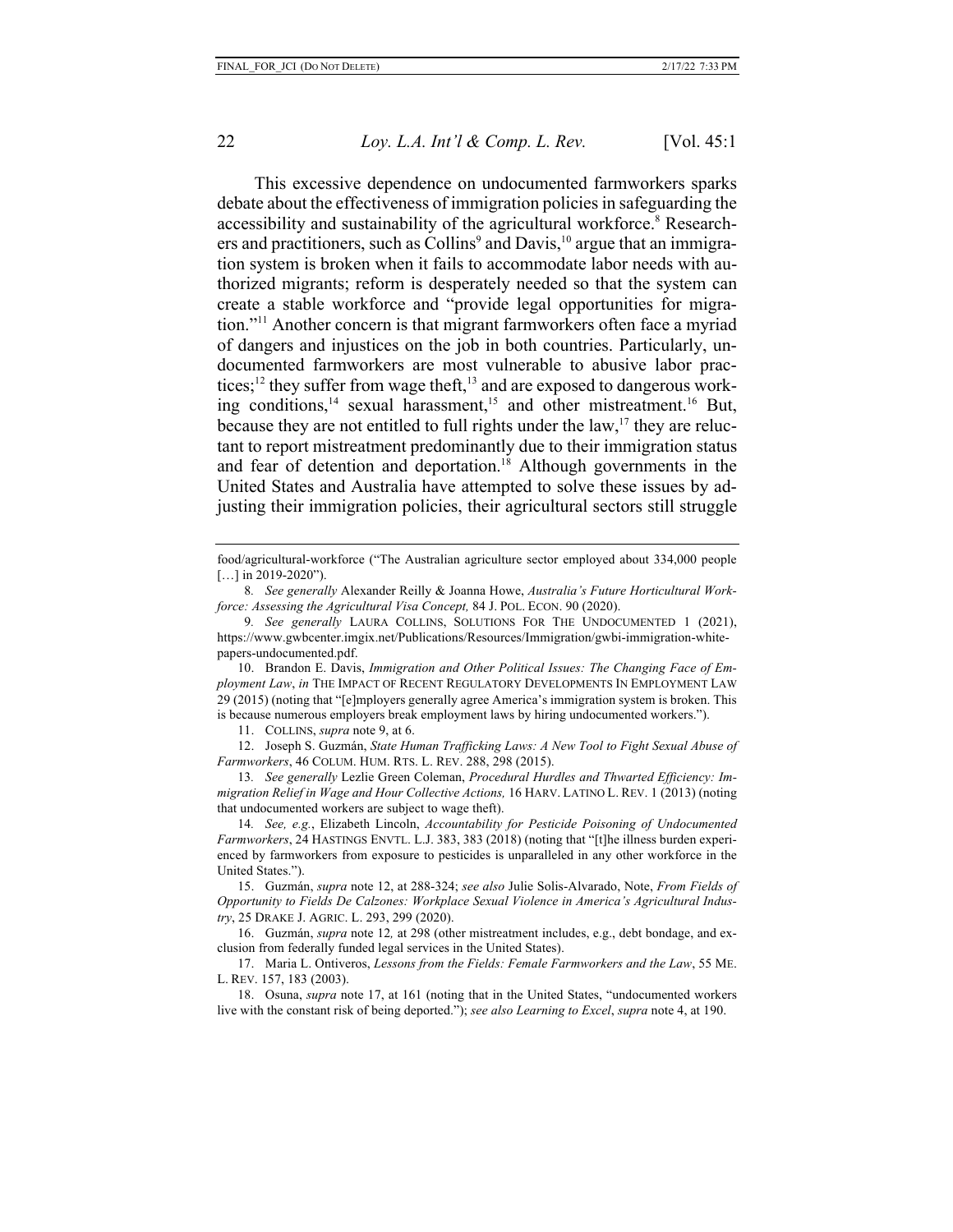This excessive dependence on undocumented farmworkers sparks debate about the effectiveness of immigration policies in safeguarding the accessibility and sustainability of the agricultural workforce.[8] Researchers and practitioners, such as Collins[9] and Davis,[10] argue that an immigration system is broken when it fails to accommodate labor needs with authorized migrants; reform is desperately needed so that the system can create a stable workforce and "provide legal opportunities for migration."[11] Another concern is that migrant farmworkers often face a myriad of dangers and injustices on the job in both countries. Particularly, undocumented farmworkers are most vulnerable to abusive labor practices;[12] they suffer from wage theft,[13] and are exposed to dangerous working conditions,[14] sexual harassment,[15] and other mistreatment.[16] But, because they are not entitled to full rights under the law,[17] they are reluctant to report mistreatment predominantly due to their immigration status and fear of detention and deportation.[18] Although governments in the United States and Australia have attempted to solve these issues by adjusting their immigration policies, their agricultural sectors still struggle

---

food/agricultural-workforce ("The Australian agriculture sector employed about 334,000 people […] in 2019-2020").

8. *See generally* Alexander Reilly & Joanna Howe, *Australia's Future Horticultural Workforce: Assessing the Agricultural Visa Concept,* 84 J. POL. ECON. 90 (2020).

9. *See generally* LAURA COLLINS, SOLUTIONS FOR THE UNDOCUMENTED 1 (2021), https://www.gwbcenter.imgix.net/Publications/Resources/Immigration/gwbi-immigration-white-papers-undocumented.pdf.

10. Brandon E. Davis, *Immigration and Other Political Issues: The Changing Face of Employment Law*, *in* THE IMPACT OF RECENT REGULATORY DEVELOPMENTS IN EMPLOYMENT LAW 29 (2015) (noting that "[e]mployers generally agree America's immigration system is broken. This is because numerous employers break employment laws by hiring undocumented workers.").

11. COLLINS, *supra* note 9, at 6.

12. Joseph S. Guzmán, *State Human Trafficking Laws: A New Tool to Fight Sexual Abuse of Farmworkers*, 46 COLUM. HUM. RTS. L. REV. 288, 298 (2015).

13. *See generally* Lezlie Green Coleman, *Procedural Hurdles and Thwarted Efficiency: Immigration Relief in Wage and Hour Collective Actions,* 16 HARV. LATINO L. REV. 1 (2013) (noting that undocumented workers are subject to wage theft).

14. *See, e.g.*, Elizabeth Lincoln, *Accountability for Pesticide Poisoning of Undocumented Farmworkers*, 24 HASTINGS ENVTL. L.J. 383, 383 (2018) (noting that "[t]he illness burden experienced by farmworkers from exposure to pesticides is unparalleled in any other workforce in the United States.").

15. Guzmán, *supra* note 12, at 288-324; *see also* Julie Solis-Alvarado, Note, *From Fields of Opportunity to Fields De Calzones: Workplace Sexual Violence in America's Agricultural Industry*, 25 DRAKE J. AGRIC. L. 293, 299 (2020).

16. Guzmán, *supra* note 12*,* at 298 (other mistreatment includes, e.g., debt bondage, and exclusion from federally funded legal services in the United States).

17. Maria L. Ontiveros, *Lessons from the Fields: Female Farmworkers and the Law*, 55 ME. L. REV. 157, 183 (2003).

18. Osuna, *supra* note 17, at 161 (noting that in the United States, "undocumented workers live with the constant risk of being deported."); *see also Learning to Excel*, *supra* note 4, at 190.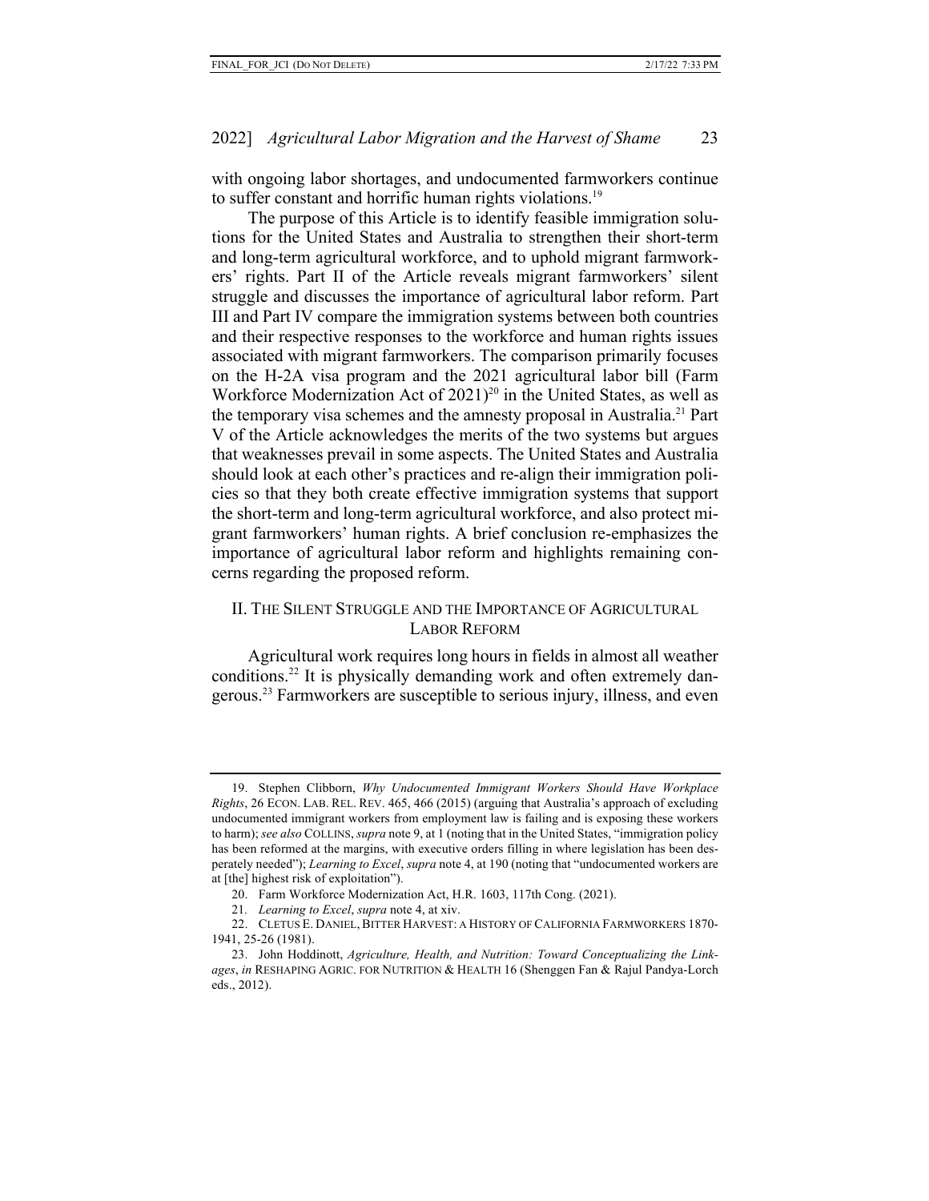with ongoing labor shortages, and undocumented farmworkers continue to suffer constant and horrific human rights violations.[19]

The purpose of this Article is to identify feasible immigration solutions for the United States and Australia to strengthen their short-term and long-term agricultural workforce, and to uphold migrant farmworkers' rights. Part II of the Article reveals migrant farmworkers' silent struggle and discusses the importance of agricultural labor reform. Part III and Part IV compare the immigration systems between both countries and their respective responses to the workforce and human rights issues associated with migrant farmworkers. The comparison primarily focuses on the H-2A visa program and the 2021 agricultural labor bill (Farm Workforce Modernization Act of 2021)[20] in the United States, as well as the temporary visa schemes and the amnesty proposal in Australia.[21] Part V of the Article acknowledges the merits of the two systems but argues that weaknesses prevail in some aspects. The United States and Australia should look at each other's practices and re-align their immigration policies so that they both create effective immigration systems that support the short-term and long-term agricultural workforce, and also protect migrant farmworkers' human rights. A brief conclusion re-emphasizes the importance of agricultural labor reform and highlights remaining concerns regarding the proposed reform.

## II. THE SILENT STRUGGLE AND THE IMPORTANCE OF AGRICULTURAL LABOR REFORM

Agricultural work requires long hours in fields in almost all weather conditions.[22] It is physically demanding work and often extremely dangerous.[23] Farmworkers are susceptible to serious injury, illness, and even

---

19. Stephen Clibborn, *Why Undocumented Immigrant Workers Should Have Workplace Rights*, 26 ECON. LAB. REL. REV. 465, 466 (2015) (arguing that Australia's approach of excluding undocumented immigrant workers from employment law is failing and is exposing these workers to harm); *see also* COLLINS, *supra* note 9, at 1 (noting that in the United States, "immigration policy has been reformed at the margins, with executive orders filling in where legislation has been desperately needed"); *Learning to Excel*, *supra* note 4, at 190 (noting that "undocumented workers are at [the] highest risk of exploitation").

20. Farm Workforce Modernization Act, H.R. 1603, 117th Cong. (2021).

21. *Learning to Excel*, *supra* note 4, at xiv.

22. CLETUS E. DANIEL, BITTER HARVEST: A HISTORY OF CALIFORNIA FARMWORKERS 1870-1941, 25-26 (1981).

23. John Hoddinott, *Agriculture, Health, and Nutrition: Toward Conceptualizing the Linkages*, *in* RESHAPING AGRIC. FOR NUTRITION & HEALTH 16 (Shenggen Fan & Rajul Pandya-Lorch eds., 2012).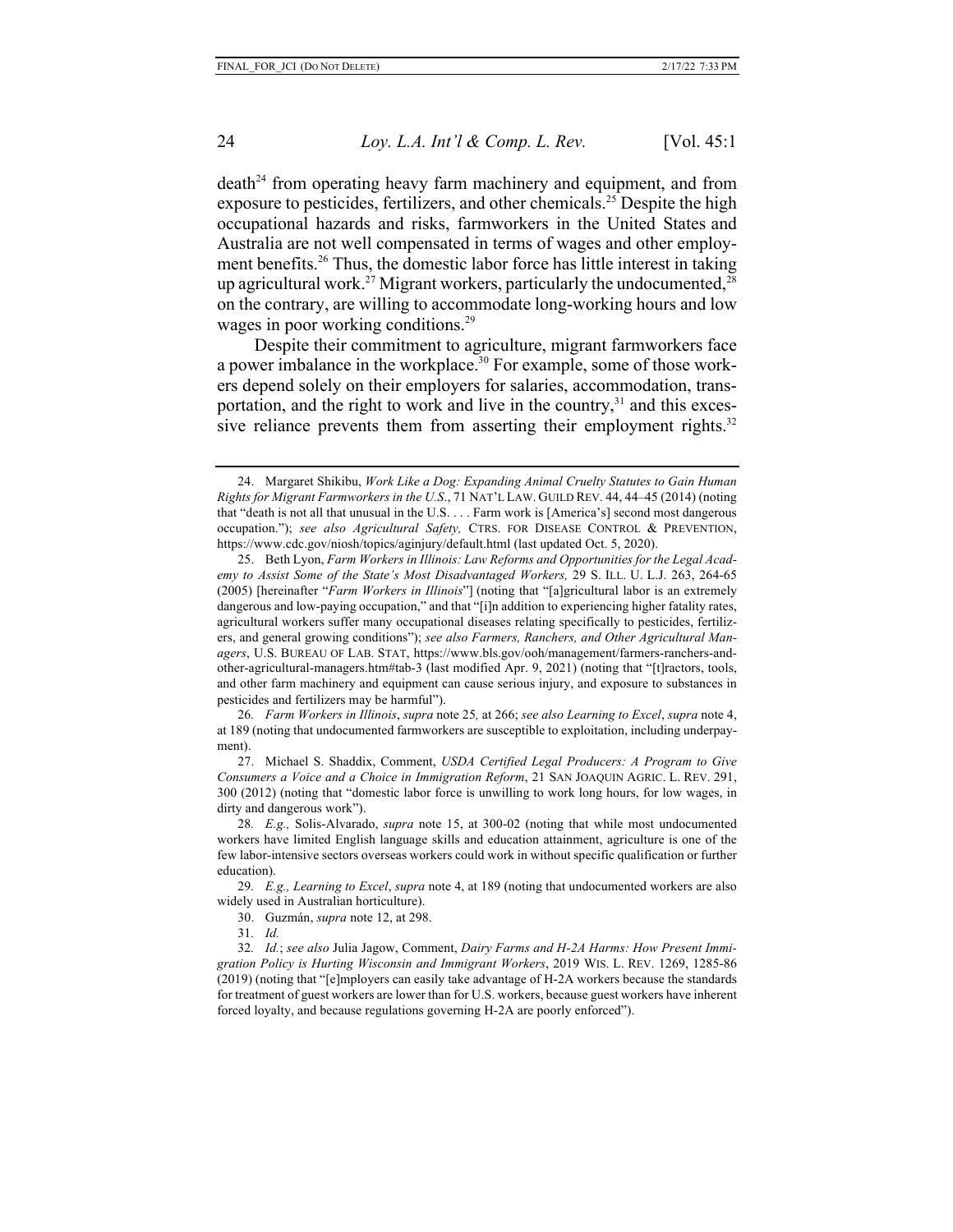death[24] from operating heavy farm machinery and equipment, and from exposure to pesticides, fertilizers, and other chemicals.[25] Despite the high occupational hazards and risks, farmworkers in the United States and Australia are not well compensated in terms of wages and other employment benefits.[26] Thus, the domestic labor force has little interest in taking up agricultural work.[27] Migrant workers, particularly the undocumented,[28] on the contrary, are willing to accommodate long-working hours and low wages in poor working conditions.[29]

Despite their commitment to agriculture, migrant farmworkers face a power imbalance in the workplace.[30] For example, some of those workers depend solely on their employers for salaries, accommodation, transportation, and the right to work and live in the country,[31] and this excessive reliance prevents them from asserting their employment rights.[32]

---

24. Margaret Shikibu, *Work Like a Dog: Expanding Animal Cruelty Statutes to Gain Human Rights for Migrant Farmworkers in the U.S.*, 71 NAT'L LAW. GUILD REV. 44, 44–45 (2014) (noting that "death is not all that unusual in the U.S. . . . Farm work is [America's] second most dangerous occupation."); *see also Agricultural Safety,* CTRS. FOR DISEASE CONTROL & PREVENTION, https://www.cdc.gov/niosh/topics/aginjury/default.html (last updated Oct. 5, 2020).

25. Beth Lyon, *Farm Workers in Illinois: Law Reforms and Opportunities for the Legal Academy to Assist Some of the State's Most Disadvantaged Workers,* 29 S. ILL. U. L.J. 263, 264-65 (2005) [hereinafter "*Farm Workers in Illinois*"] (noting that "[a]gricultural labor is an extremely dangerous and low-paying occupation," and that "[i]n addition to experiencing higher fatality rates, agricultural workers suffer many occupational diseases relating specifically to pesticides, fertilizers, and general growing conditions"); *see also Farmers, Ranchers, and Other Agricultural Managers*, U.S. BUREAU OF LAB. STAT, https://www.bls.gov/ooh/management/farmers-ranchers-and-other-agricultural-managers.htm#tab-3 (last modified Apr. 9, 2021) (noting that "[t]ractors, tools, and other farm machinery and equipment can cause serious injury, and exposure to substances in pesticides and fertilizers may be harmful").

26. *Farm Workers in Illinois*, *supra* note 25*,* at 266; *see also Learning to Excel*, *supra* note 4, at 189 (noting that undocumented farmworkers are susceptible to exploitation, including underpayment).

27. Michael S. Shaddix, Comment, *USDA Certified Legal Producers: A Program to Give Consumers a Voice and a Choice in Immigration Reform*, 21 SAN JOAQUIN AGRIC. L. REV. 291, 300 (2012) (noting that "domestic labor force is unwilling to work long hours, for low wages, in dirty and dangerous work").

28. *E.g.,* Solis-Alvarado, *supra* note 15, at 300-02 (noting that while most undocumented workers have limited English language skills and education attainment, agriculture is one of the few labor-intensive sectors overseas workers could work in without specific qualification or further education).

29. *E.g., Learning to Excel*, *supra* note 4, at 189 (noting that undocumented workers are also widely used in Australian horticulture).

30. Guzmán, *supra* note 12, at 298.

31. *Id.*

32. *Id.*; *see also* Julia Jagow, Comment, *Dairy Farms and H-2A Harms: How Present Immigration Policy is Hurting Wisconsin and Immigrant Workers*, 2019 WIS. L. REV. 1269, 1285-86 (2019) (noting that "[e]mployers can easily take advantage of H-2A workers because the standards for treatment of guest workers are lower than for U.S. workers, because guest workers have inherent forced loyalty, and because regulations governing H-2A are poorly enforced").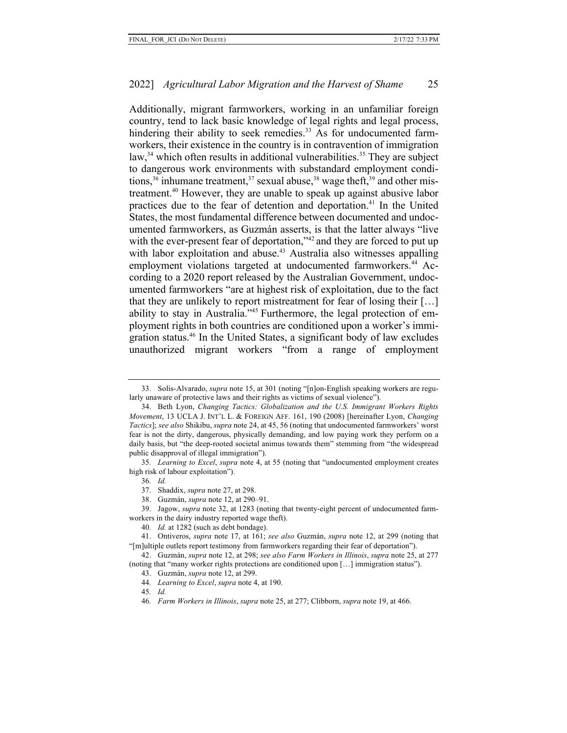Additionally, migrant farmworkers, working in an unfamiliar foreign country, tend to lack basic knowledge of legal rights and legal process, hindering their ability to seek remedies.[33] As for undocumented farmworkers, their existence in the country is in contravention of immigration law,[34] which often results in additional vulnerabilities.[35] They are subject to dangerous work environments with substandard employment conditions,[36] inhumane treatment,[37] sexual abuse,[38] wage theft,[39] and other mistreatment.[40] However, they are unable to speak up against abusive labor practices due to the fear of detention and deportation.[41] In the United States, the most fundamental difference between documented and undocumented farmworkers, as Guzmán asserts, is that the latter always "live with the ever-present fear of deportation,"[42] and they are forced to put up with labor exploitation and abuse.[43] Australia also witnesses appalling employment violations targeted at undocumented farmworkers.[44] According to a 2020 report released by the Australian Government, undocumented farmworkers "are at highest risk of exploitation, due to the fact that they are unlikely to report mistreatment for fear of losing their […] ability to stay in Australia."[45] Furthermore, the legal protection of employment rights in both countries are conditioned upon a worker's immigration status.[46] In the United States, a significant body of law excludes unauthorized migrant workers "from a range of employment

---

33. Solis-Alvarado, *supra* note 15, at 301 (noting "[n]on-English speaking workers are regularly unaware of protective laws and their rights as victims of sexual violence").

34. Beth Lyon, *Changing Tactics: Globalization and the U.S. Immigrant Workers Rights Movement*, 13 UCLA J. INT'L L. & FOREIGN AFF. 161, 190 (2008) [hereinafter Lyon, *Changing Tactics*]; *see also* Shikibu, *supra* note 24, at 45, 56 (noting that undocumented farmworkers' worst fear is not the dirty, dangerous, physically demanding, and low paying work they perform on a daily basis, but "the deep-rooted societal animus towards them" stemming from "the widespread public disapproval of illegal immigration").

35. *Learning to Excel*, *supra* note 4, at 55 (noting that "undocumented employment creates high risk of labour exploitation").

36. *Id.*

37. Shaddix, *supra* note 27, at 298.

38. Guzmán, *supra* note 12, at 290–91.

39. Jagow, *supra* note 32, at 1283 (noting that twenty-eight percent of undocumented farmworkers in the dairy industry reported wage theft).

40. *Id.* at 1282 (such as debt bondage).

41. Ontiveros, *supra* note 17, at 161; *see also* Guzmán, *supra* note 12, at 299 (noting that "[m]ultiple outlets report testimony from farmworkers regarding their fear of deportation").

42. Guzmán, *supra* note 12, at 298; *see also Farm Workers in Illinois*, *supra* note 25, at 277 (noting that "many worker rights protections are conditioned upon […] immigration status").

43. Guzmán, *supra* note 12, at 299.

44. *Learning to Excel*, *supra* note 4, at 190.

45. *Id.*

46. *Farm Workers in Illinois*, *supra* note 25, at 277; Clibborn, *supra* note 19, at 466.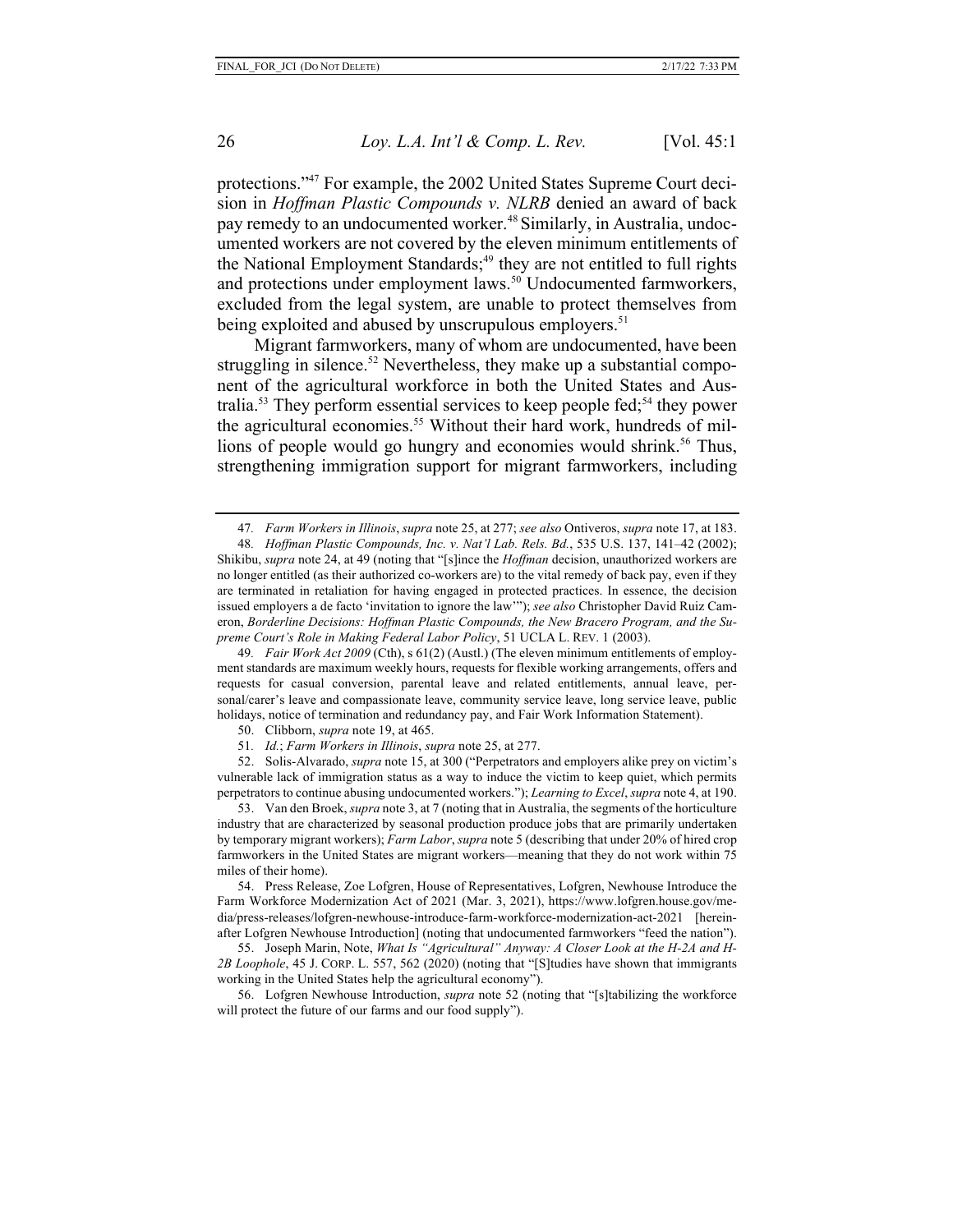protections."[47] For example, the 2002 United States Supreme Court decision in *Hoffman Plastic Compounds v. NLRB* denied an award of back pay remedy to an undocumented worker.[48] Similarly, in Australia, undocumented workers are not covered by the eleven minimum entitlements of the National Employment Standards;[49] they are not entitled to full rights and protections under employment laws.[50] Undocumented farmworkers, excluded from the legal system, are unable to protect themselves from being exploited and abused by unscrupulous employers.[51]

Migrant farmworkers, many of whom are undocumented, have been struggling in silence.[52] Nevertheless, they make up a substantial component of the agricultural workforce in both the United States and Australia.[53] They perform essential services to keep people fed;[54] they power the agricultural economies.[55] Without their hard work, hundreds of millions of people would go hungry and economies would shrink.[56] Thus, strengthening immigration support for migrant farmworkers, including

---

47. *Farm Workers in Illinois*, *supra* note 25, at 277; *see also* Ontiveros, *supra* note 17, at 183.

48. *Hoffman Plastic Compounds, Inc. v. Nat'l Lab. Rels. Bd.*, 535 U.S. 137, 141–42 (2002); Shikibu, *supra* note 24, at 49 (noting that "[s]ince the *Hoffman* decision, unauthorized workers are no longer entitled (as their authorized co-workers are) to the vital remedy of back pay, even if they are terminated in retaliation for having engaged in protected practices. In essence, the decision issued employers a de facto 'invitation to ignore the law'"); *see also* Christopher David Ruiz Cameron, *Borderline Decisions: Hoffman Plastic Compounds, the New Bracero Program, and the Supreme Court's Role in Making Federal Labor Policy*, 51 UCLA L. REV. 1 (2003).

49. *Fair Work Act 2009* (Cth), s 61(2) (Austl.) (The eleven minimum entitlements of employment standards are maximum weekly hours, requests for flexible working arrangements, offers and requests for casual conversion, parental leave and related entitlements, annual leave, personal/carer's leave and compassionate leave, community service leave, long service leave, public holidays, notice of termination and redundancy pay, and Fair Work Information Statement).

50. Clibborn, *supra* note 19, at 465.

51. *Id.*; *Farm Workers in Illinois*, *supra* note 25, at 277.

52. Solis-Alvarado, *supra* note 15, at 300 ("Perpetrators and employers alike prey on victim's vulnerable lack of immigration status as a way to induce the victim to keep quiet, which permits perpetrators to continue abusing undocumented workers."); *Learning to Excel*, *supra* note 4, at 190.

53. Van den Broek, *supra* note 3, at 7 (noting that in Australia, the segments of the horticulture industry that are characterized by seasonal production produce jobs that are primarily undertaken by temporary migrant workers); *Farm Labor*, *supra* note 5 (describing that under 20% of hired crop farmworkers in the United States are migrant workers—meaning that they do not work within 75 miles of their home).

54. Press Release, Zoe Lofgren, House of Representatives, Lofgren, Newhouse Introduce the Farm Workforce Modernization Act of 2021 (Mar. 3, 2021), https://www.lofgren.house.gov/media/press-releases/lofgren-newhouse-introduce-farm-workforce-modernization-act-2021 [hereinafter Lofgren Newhouse Introduction] (noting that undocumented farmworkers "feed the nation").

55. Joseph Marin, Note, *What Is "Agricultural" Anyway: A Closer Look at the H-2A and H-2B Loophole*, 45 J. CORP. L. 557, 562 (2020) (noting that "[S]tudies have shown that immigrants working in the United States help the agricultural economy").

56. Lofgren Newhouse Introduction, *supra* note 52 (noting that "[s]tabilizing the workforce will protect the future of our farms and our food supply").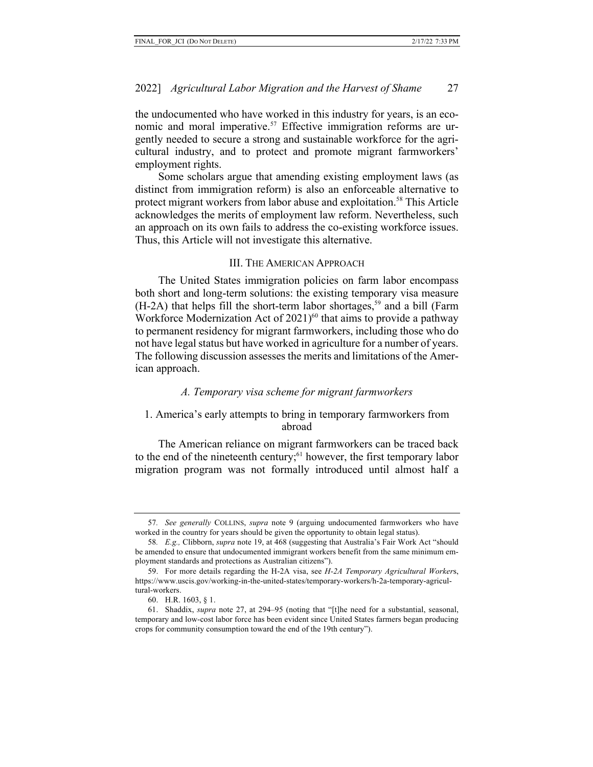the undocumented who have worked in this industry for years, is an economic and moral imperative.[57] Effective immigration reforms are urgently needed to secure a strong and sustainable workforce for the agricultural industry, and to protect and promote migrant farmworkers' employment rights.

Some scholars argue that amending existing employment laws (as distinct from immigration reform) is also an enforceable alternative to protect migrant workers from labor abuse and exploitation.[58] This Article acknowledges the merits of employment law reform. Nevertheless, such an approach on its own fails to address the co-existing workforce issues. Thus, this Article will not investigate this alternative.

## III. The American Approach

The United States immigration policies on farm labor encompass both short and long-term solutions: the existing temporary visa measure (H-2A) that helps fill the short-term labor shortages,[59] and a bill (Farm Workforce Modernization Act of 2021)[60] that aims to provide a pathway to permanent residency for migrant farmworkers, including those who do not have legal status but have worked in agriculture for a number of years. The following discussion assesses the merits and limitations of the American approach.

### *A. Temporary visa scheme for migrant farmworkers*

#### 1. America's early attempts to bring in temporary farmworkers from abroad

The American reliance on migrant farmworkers can be traced back to the end of the nineteenth century;[61] however, the first temporary labor migration program was not formally introduced until almost half a

---

57. *See generally* Collins, *supra* note 9 (arguing undocumented farmworkers who have worked in the country for years should be given the opportunity to obtain legal status).

58. *E.g.,* Clibborn, *supra* note 19, at 468 (suggesting that Australia's Fair Work Act "should be amended to ensure that undocumented immigrant workers benefit from the same minimum employment standards and protections as Australian citizens").

59. For more details regarding the H-2A visa, see *H-2A Temporary Agricultural Workers*, https://www.uscis.gov/working-in-the-united-states/temporary-workers/h-2a-temporary-agricultural-workers.

60. H.R. 1603, § 1.

61. Shaddix, *supra* note 27, at 294–95 (noting that "[t]he need for a substantial, seasonal, temporary and low-cost labor force has been evident since United States farmers began producing crops for community consumption toward the end of the 19th century").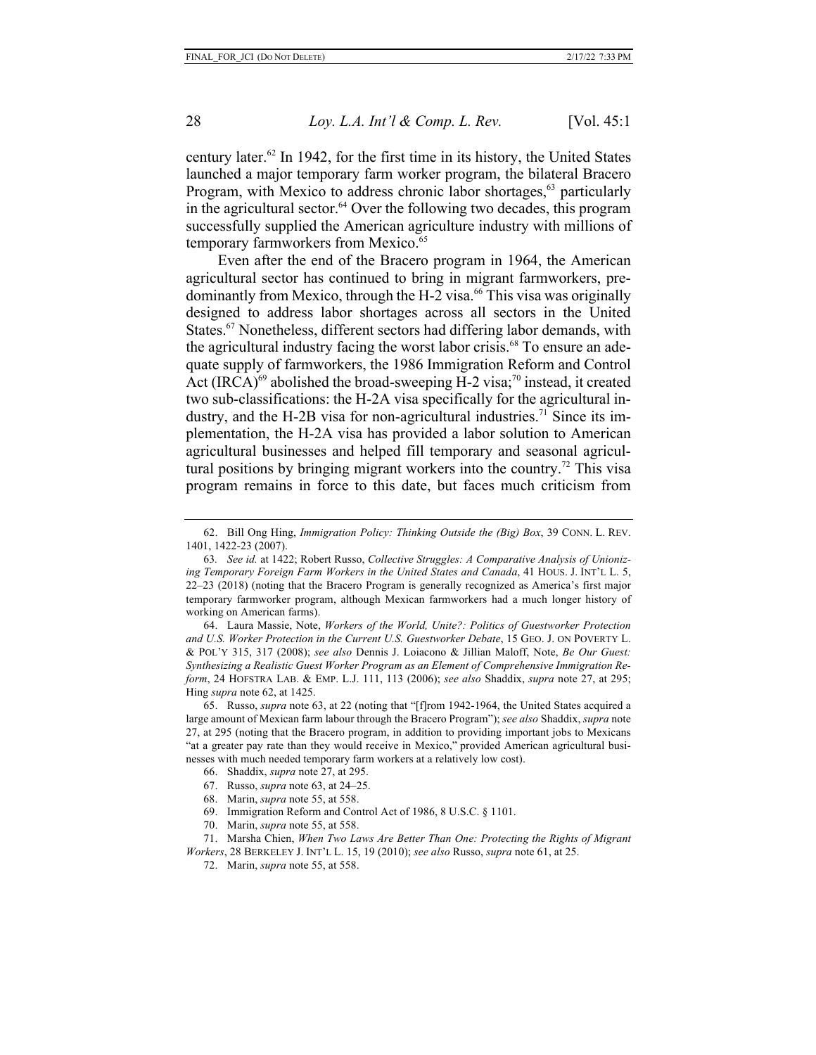century later.[62] In 1942, for the first time in its history, the United States launched a major temporary farm worker program, the bilateral Bracero Program, with Mexico to address chronic labor shortages,[63] particularly in the agricultural sector.[64] Over the following two decades, this program successfully supplied the American agriculture industry with millions of temporary farmworkers from Mexico.[65]

Even after the end of the Bracero program in 1964, the American agricultural sector has continued to bring in migrant farmworkers, predominantly from Mexico, through the H-2 visa.[66] This visa was originally designed to address labor shortages across all sectors in the United States.[67] Nonetheless, different sectors had differing labor demands, with the agricultural industry facing the worst labor crisis.[68] To ensure an adequate supply of farmworkers, the 1986 Immigration Reform and Control Act (IRCA)[69] abolished the broad-sweeping H-2 visa;[70] instead, it created two sub-classifications: the H-2A visa specifically for the agricultural industry, and the H-2B visa for non-agricultural industries.[71] Since its implementation, the H-2A visa has provided a labor solution to American agricultural businesses and helped fill temporary and seasonal agricultural positions by bringing migrant workers into the country.[72] This visa program remains in force to this date, but faces much criticism from

---

62. Bill Ong Hing, *Immigration Policy: Thinking Outside the (Big) Box*, 39 CONN. L. REV. 1401, 1422-23 (2007).

63. *See id.* at 1422; Robert Russo, *Collective Struggles: A Comparative Analysis of Unionizing Temporary Foreign Farm Workers in the United States and Canada*, 41 HOUS. J. INT'L L. 5, 22–23 (2018) (noting that the Bracero Program is generally recognized as America's first major temporary farmworker program, although Mexican farmworkers had a much longer history of working on American farms).

64. Laura Massie, Note, *Workers of the World, Unite?: Politics of Guestworker Protection and U.S. Worker Protection in the Current U.S. Guestworker Debate*, 15 GEO. J. ON POVERTY L. & POL'Y 315, 317 (2008); *see also* Dennis J. Loiacono & Jillian Maloff, Note, *Be Our Guest: Synthesizing a Realistic Guest Worker Program as an Element of Comprehensive Immigration Reform*, 24 HOFSTRA LAB. & EMP. L.J. 111, 113 (2006); *see also* Shaddix, *supra* note 27, at 295; Hing *supra* note 62, at 1425.

65. Russo, *supra* note 63, at 22 (noting that "[f]rom 1942-1964, the United States acquired a large amount of Mexican farm labour through the Bracero Program"); *see also* Shaddix, *supra* note 27, at 295 (noting that the Bracero program, in addition to providing important jobs to Mexicans "at a greater pay rate than they would receive in Mexico," provided American agricultural businesses with much needed temporary farm workers at a relatively low cost).

66. Shaddix, *supra* note 27, at 295.

67. Russo, *supra* note 63, at 24–25.

68. Marin, *supra* note 55, at 558.

69. Immigration Reform and Control Act of 1986, 8 U.S.C. § 1101.

70. Marin, *supra* note 55, at 558.

71. Marsha Chien, *When Two Laws Are Better Than One: Protecting the Rights of Migrant Workers*, 28 BERKELEY J. INT'L L. 15, 19 (2010); *see also* Russo, *supra* note 61, at 25.

72. Marin, *supra* note 55, at 558.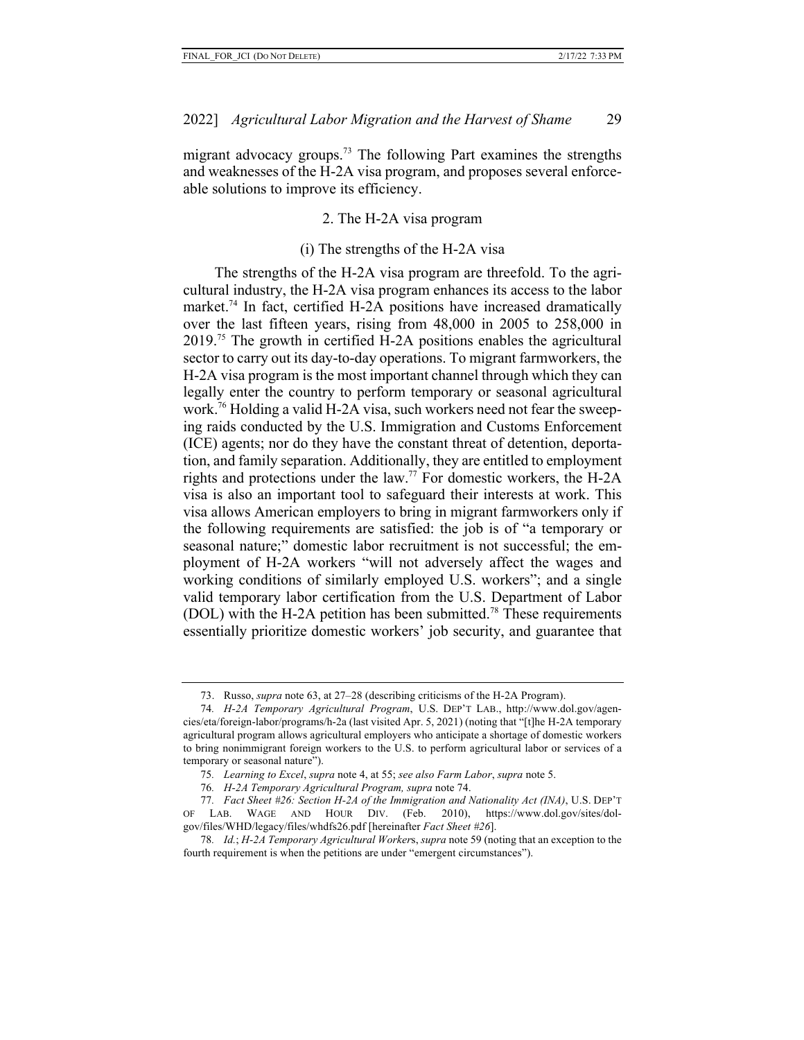migrant advocacy groups.[73] The following Part examines the strengths and weaknesses of the H-2A visa program, and proposes several enforceable solutions to improve its efficiency.

### 2. The H-2A visa program

#### (i) The strengths of the H-2A visa

The strengths of the H-2A visa program are threefold. To the agricultural industry, the H-2A visa program enhances its access to the labor market.[74] In fact, certified H-2A positions have increased dramatically over the last fifteen years, rising from 48,000 in 2005 to 258,000 in 2019.[75] The growth in certified H-2A positions enables the agricultural sector to carry out its day-to-day operations. To migrant farmworkers, the H-2A visa program is the most important channel through which they can legally enter the country to perform temporary or seasonal agricultural work.[76] Holding a valid H-2A visa, such workers need not fear the sweeping raids conducted by the U.S. Immigration and Customs Enforcement (ICE) agents; nor do they have the constant threat of detention, deportation, and family separation. Additionally, they are entitled to employment rights and protections under the law.[77] For domestic workers, the H-2A visa is also an important tool to safeguard their interests at work. This visa allows American employers to bring in migrant farmworkers only if the following requirements are satisfied: the job is of "a temporary or seasonal nature;" domestic labor recruitment is not successful; the employment of H-2A workers "will not adversely affect the wages and working conditions of similarly employed U.S. workers"; and a single valid temporary labor certification from the U.S. Department of Labor (DOL) with the H-2A petition has been submitted.[78] These requirements essentially prioritize domestic workers' job security, and guarantee that

---

73. Russo, *supra* note 63, at 27–28 (describing criticisms of the H-2A Program).

74. *H-2A Temporary Agricultural Program*, U.S. DEP'T LAB., http://www.dol.gov/agencies/eta/foreign-labor/programs/h-2a (last visited Apr. 5, 2021) (noting that "[t]he H-2A temporary agricultural program allows agricultural employers who anticipate a shortage of domestic workers to bring nonimmigrant foreign workers to the U.S. to perform agricultural labor or services of a temporary or seasonal nature").

75. *Learning to Excel*, *supra* note 4, at 55; *see also Farm Labor*, *supra* note 5.

76. *H-2A Temporary Agricultural Program, supra* note 74.

77. *Fact Sheet #26: Section H-2A of the Immigration and Nationality Act (INA)*, U.S. DEP'T OF LAB. WAGE AND HOUR DIV. (Feb. 2010), https://www.dol.gov/sites/dolgov/files/WHD/legacy/files/whdfs26.pdf [hereinafter *Fact Sheet #26*].

78. *Id.*; *H-2A Temporary Agricultural Workers*, *supra* note 59 (noting that an exception to the fourth requirement is when the petitions are under "emergent circumstances").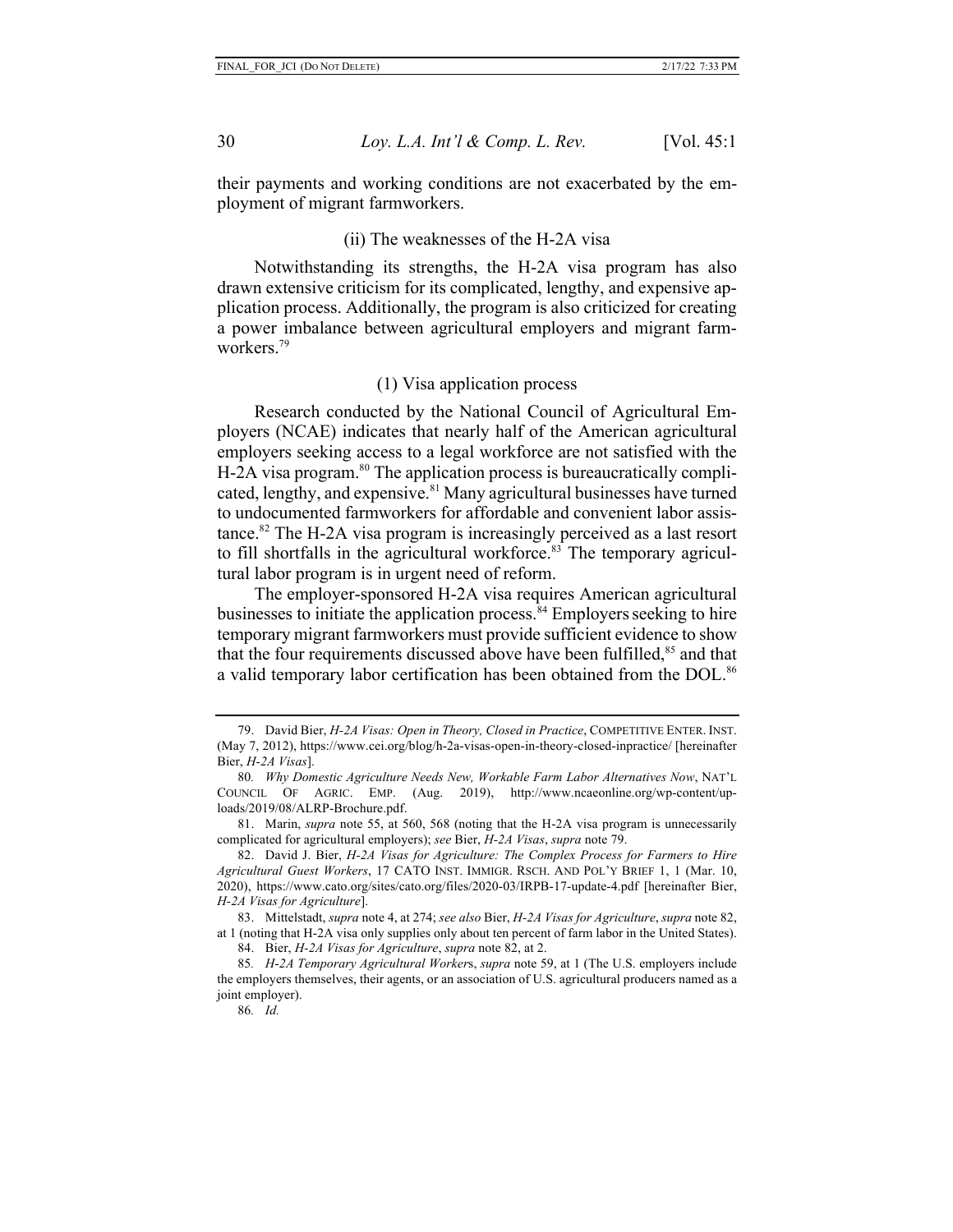their payments and working conditions are not exacerbated by the employment of migrant farmworkers.

### (ii) The weaknesses of the H-2A visa

Notwithstanding its strengths, the H-2A visa program has also drawn extensive criticism for its complicated, lengthy, and expensive application process. Additionally, the program is also criticized for creating a power imbalance between agricultural employers and migrant farmworkers.[79]

#### (1) Visa application process

Research conducted by the National Council of Agricultural Employers (NCAE) indicates that nearly half of the American agricultural employers seeking access to a legal workforce are not satisfied with the H-2A visa program.[80] The application process is bureaucratically complicated, lengthy, and expensive.[81] Many agricultural businesses have turned to undocumented farmworkers for affordable and convenient labor assistance.[82] The H-2A visa program is increasingly perceived as a last resort to fill shortfalls in the agricultural workforce.[83] The temporary agricultural labor program is in urgent need of reform.

The employer-sponsored H-2A visa requires American agricultural businesses to initiate the application process.[84] Employers seeking to hire temporary migrant farmworkers must provide sufficient evidence to show that the four requirements discussed above have been fulfilled,[85] and that a valid temporary labor certification has been obtained from the DOL.[86]

---

79. David Bier, *H-2A Visas: Open in Theory, Closed in Practice*, COMPETITIVE ENTER. INST. (May 7, 2012), https://www.cei.org/blog/h-2a-visas-open-in-theory-closed-inpractice/ [hereinafter Bier, *H-2A Visas*].

80. *Why Domestic Agriculture Needs New, Workable Farm Labor Alternatives Now*, NAT'L COUNCIL OF AGRIC. EMP. (Aug. 2019), http://www.ncaeonline.org/wp-content/uploads/2019/08/ALRP-Brochure.pdf.

81. Marin, *supra* note 55, at 560, 568 (noting that the H-2A visa program is unnecessarily complicated for agricultural employers); *see* Bier, *H-2A Visas*, *supra* note 79.

82. David J. Bier, *H-2A Visas for Agriculture: The Complex Process for Farmers to Hire Agricultural Guest Workers*, 17 CATO INST. IMMIGR. RSCH. AND POL'Y BRIEF 1, 1 (Mar. 10, 2020), https://www.cato.org/sites/cato.org/files/2020-03/IRPB-17-update-4.pdf [hereinafter Bier, *H-2A Visas for Agriculture*].

83. Mittelstadt, *supra* note 4, at 274; *see also* Bier, *H-2A Visas for Agriculture*, *supra* note 82, at 1 (noting that H-2A visa only supplies only about ten percent of farm labor in the United States).

84. Bier, *H-2A Visas for Agriculture*, *supra* note 82, at 2.

85. *H-2A Temporary Agricultural Workers*, *supra* note 59, at 1 (The U.S. employers include the employers themselves, their agents, or an association of U.S. agricultural producers named as a joint employer).

86. *Id.*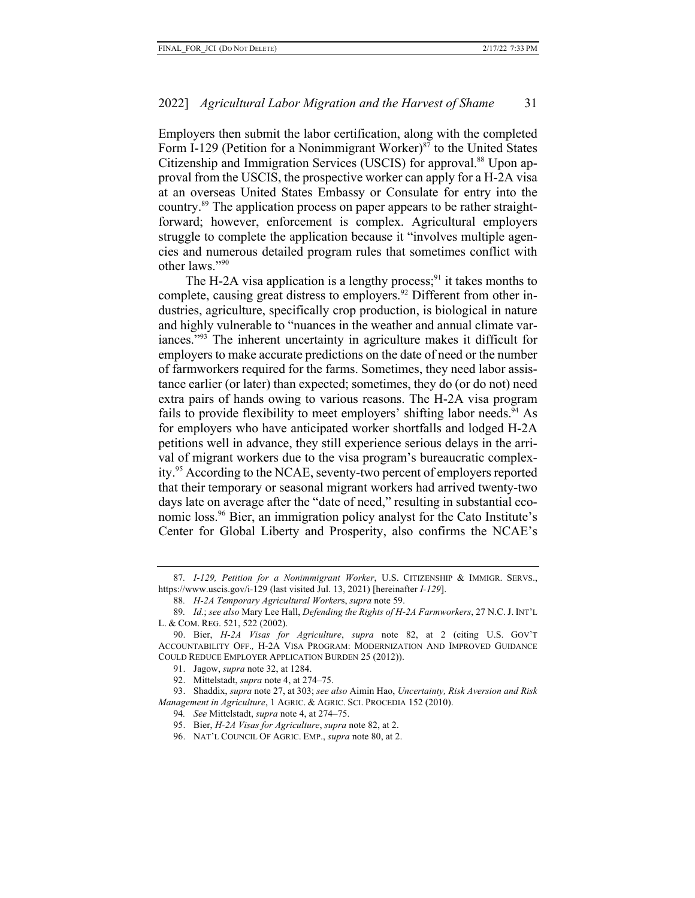Employers then submit the labor certification, along with the completed Form I-129 (Petition for a Nonimmigrant Worker)[87] to the United States Citizenship and Immigration Services (USCIS) for approval.[88] Upon approval from the USCIS, the prospective worker can apply for a H-2A visa at an overseas United States Embassy or Consulate for entry into the country.[89] The application process on paper appears to be rather straightforward; however, enforcement is complex. Agricultural employers struggle to complete the application because it "involves multiple agencies and numerous detailed program rules that sometimes conflict with other laws."[90]

The H-2A visa application is a lengthy process;[91] it takes months to complete, causing great distress to employers.[92] Different from other industries, agriculture, specifically crop production, is biological in nature and highly vulnerable to "nuances in the weather and annual climate variances."[93] The inherent uncertainty in agriculture makes it difficult for employers to make accurate predictions on the date of need or the number of farmworkers required for the farms. Sometimes, they need labor assistance earlier (or later) than expected; sometimes, they do (or do not) need extra pairs of hands owing to various reasons. The H-2A visa program fails to provide flexibility to meet employers' shifting labor needs.[94] As for employers who have anticipated worker shortfalls and lodged H-2A petitions well in advance, they still experience serious delays in the arrival of migrant workers due to the visa program's bureaucratic complexity.[95] According to the NCAE, seventy-two percent of employers reported that their temporary or seasonal migrant workers had arrived twenty-two days late on average after the "date of need," resulting in substantial economic loss.[96] Bier, an immigration policy analyst for the Cato Institute's Center for Global Liberty and Prosperity, also confirms the NCAE's

---

87. *I-129, Petition for a Nonimmigrant Worker*, U.S. CITIZENSHIP & IMMIGR. SERVS., https://www.uscis.gov/i-129 (last visited Jul. 13, 2021) [hereinafter *I-129*].

88. *H-2A Temporary Agricultural Workers*, *supra* note 59.

89. *Id.*; *see also* Mary Lee Hall, *Defending the Rights of H-2A Farmworkers*, 27 N.C. J. INT'L L. & COM. REG. 521, 522 (2002).

90. Bier, *H-2A Visas for Agriculture*, *supra* note 82, at 2 (citing U.S. GOV'T ACCOUNTABILITY OFF., H-2A VISA PROGRAM: MODERNIZATION AND IMPROVED GUIDANCE COULD REDUCE EMPLOYER APPLICATION BURDEN 25 (2012)).

91. Jagow, *supra* note 32, at 1284.

92. Mittelstadt, *supra* note 4, at 274–75.

93. Shaddix, *supra* note 27, at 303; *see also* Aimin Hao, *Uncertainty, Risk Aversion and Risk Management in Agriculture*, 1 AGRIC. & AGRIC. SCI. PROCEDIA 152 (2010).

94. *See* Mittelstadt, *supra* note 4, at 274–75.

95. Bier, *H-2A Visas for Agriculture*, *supra* note 82, at 2.

96. NAT'L COUNCIL OF AGRIC. EMP., *supra* note 80, at 2.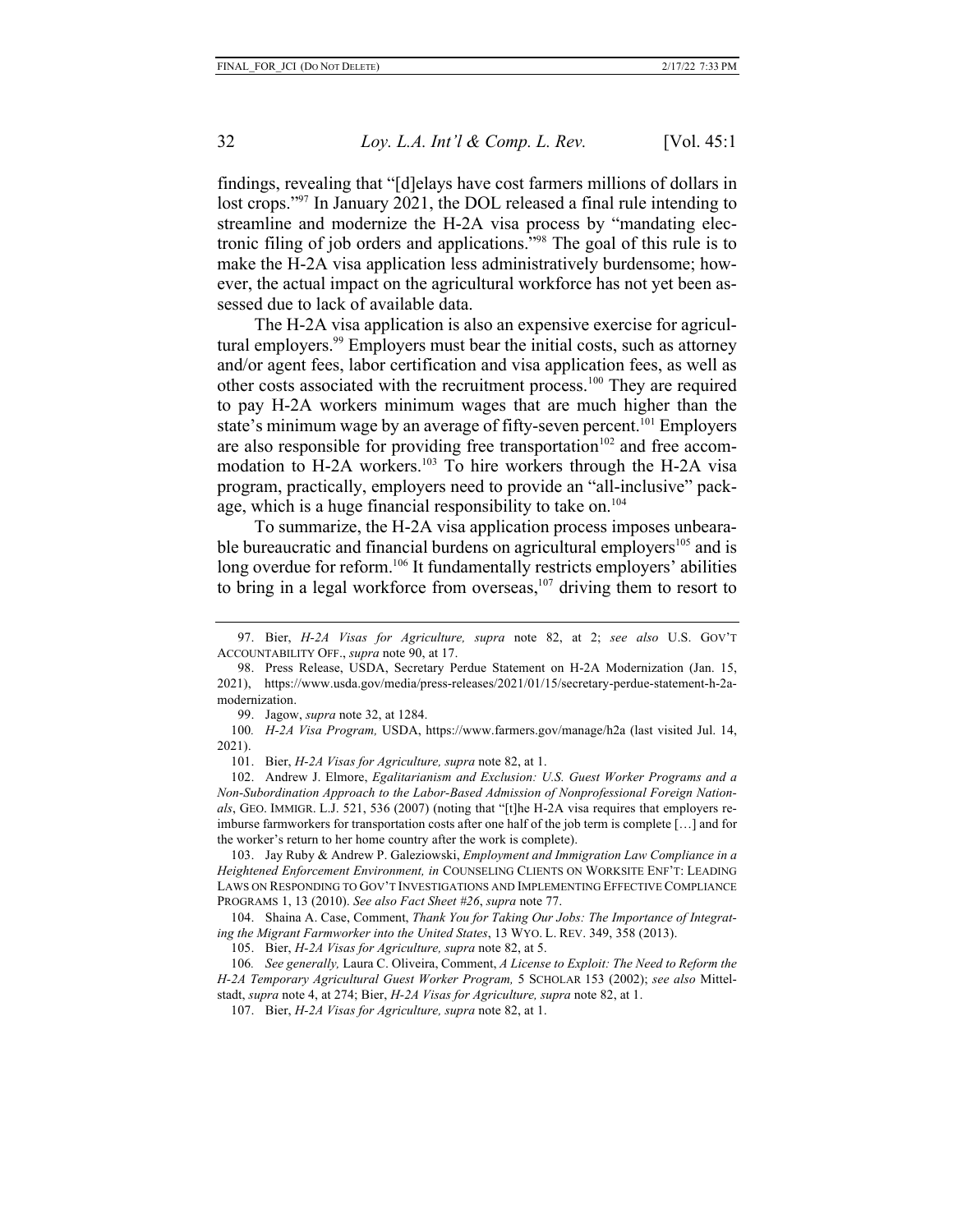findings, revealing that "[d]elays have cost farmers millions of dollars in lost crops."[97] In January 2021, the DOL released a final rule intending to streamline and modernize the H-2A visa process by "mandating electronic filing of job orders and applications."[98] The goal of this rule is to make the H-2A visa application less administratively burdensome; however, the actual impact on the agricultural workforce has not yet been assessed due to lack of available data.

The H-2A visa application is also an expensive exercise for agricultural employers.[99] Employers must bear the initial costs, such as attorney and/or agent fees, labor certification and visa application fees, as well as other costs associated with the recruitment process.[100] They are required to pay H-2A workers minimum wages that are much higher than the state's minimum wage by an average of fifty-seven percent.[101] Employers are also responsible for providing free transportation[102] and free accommodation to H-2A workers.[103] To hire workers through the H-2A visa program, practically, employers need to provide an "all-inclusive" package, which is a huge financial responsibility to take on.[104]

To summarize, the H-2A visa application process imposes unbearable bureaucratic and financial burdens on agricultural employers[105] and is long overdue for reform.[106] It fundamentally restricts employers' abilities to bring in a legal workforce from overseas,[107] driving them to resort to

---

97. Bier, *H-2A Visas for Agriculture, supra* note 82, at 2; *see also* U.S. GOV'T ACCOUNTABILITY OFF., *supra* note 90, at 17.

98. Press Release, USDA, Secretary Perdue Statement on H-2A Modernization (Jan. 15, 2021), https://www.usda.gov/media/press-releases/2021/01/15/secretary-perdue-statement-h-2a-modernization.

99. Jagow, *supra* note 32, at 1284.

100. *H-2A Visa Program,* USDA, https://www.farmers.gov/manage/h2a (last visited Jul. 14, 2021).

101. Bier, *H-2A Visas for Agriculture, supra* note 82, at 1.

102. Andrew J. Elmore, *Egalitarianism and Exclusion: U.S. Guest Worker Programs and a Non-Subordination Approach to the Labor-Based Admission of Nonprofessional Foreign Nationals*, GEO. IMMIGR. L.J. 521, 536 (2007) (noting that "[t]he H-2A visa requires that employers reimburse farmworkers for transportation costs after one half of the job term is complete […] and for the worker's return to her home country after the work is complete).

103. Jay Ruby & Andrew P. Galeziowski, *Employment and Immigration Law Compliance in a Heightened Enforcement Environment, in* COUNSELING CLIENTS ON WORKSITE ENF'T: LEADING LAWS ON RESPONDING TO GOV'T INVESTIGATIONS AND IMPLEMENTING EFFECTIVE COMPLIANCE PROGRAMS 1, 13 (2010). *See also Fact Sheet #26*, *supra* note 77.

104. Shaina A. Case, Comment, *Thank You for Taking Our Jobs: The Importance of Integrating the Migrant Farmworker into the United States*, 13 WYO. L. REV. 349, 358 (2013).

105. Bier, *H-2A Visas for Agriculture, supra* note 82, at 5.

106. *See generally,* Laura C. Oliveira, Comment, *A License to Exploit: The Need to Reform the H-2A Temporary Agricultural Guest Worker Program,* 5 SCHOLAR 153 (2002); *see also* Mittelstadt, *supra* note 4, at 274; Bier, *H-2A Visas for Agriculture, supra* note 82, at 1.

107. Bier, *H-2A Visas for Agriculture, supra* note 82, at 1.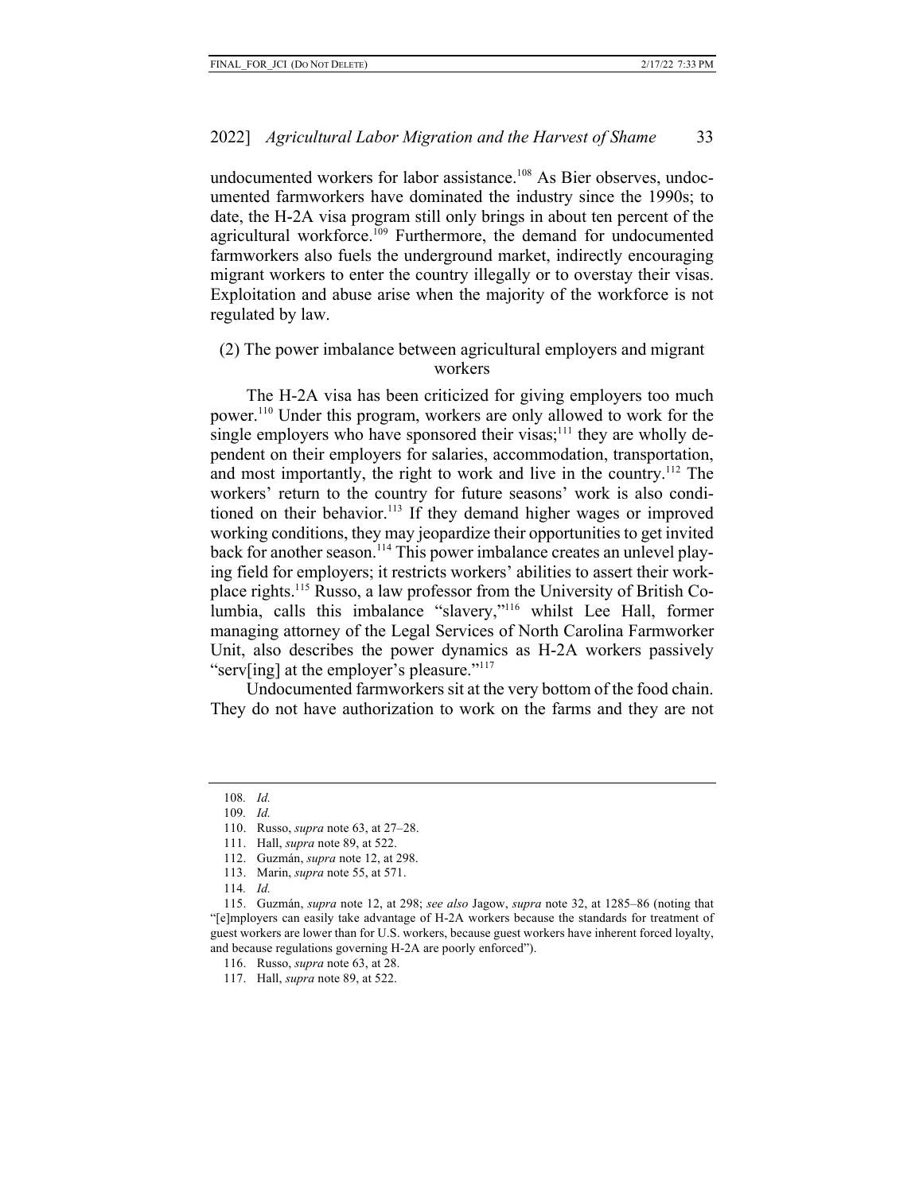undocumented workers for labor assistance.[108] As Bier observes, undocumented farmworkers have dominated the industry since the 1990s; to date, the H-2A visa program still only brings in about ten percent of the agricultural workforce.[109] Furthermore, the demand for undocumented farmworkers also fuels the underground market, indirectly encouraging migrant workers to enter the country illegally or to overstay their visas. Exploitation and abuse arise when the majority of the workforce is not regulated by law.

### (2) The power imbalance between agricultural employers and migrant workers

The H-2A visa has been criticized for giving employers too much power.[110] Under this program, workers are only allowed to work for the single employers who have sponsored their visas;[111] they are wholly dependent on their employers for salaries, accommodation, transportation, and most importantly, the right to work and live in the country.[112] The workers' return to the country for future seasons' work is also conditioned on their behavior.[113] If they demand higher wages or improved working conditions, they may jeopardize their opportunities to get invited back for another season.[114] This power imbalance creates an unlevel playing field for employers; it restricts workers' abilities to assert their workplace rights.[115] Russo, a law professor from the University of British Columbia, calls this imbalance "slavery,"[116] whilst Lee Hall, former managing attorney of the Legal Services of North Carolina Farmworker Unit, also describes the power dynamics as H-2A workers passively "serv[ing] at the employer's pleasure."[117]

Undocumented farmworkers sit at the very bottom of the food chain. They do not have authorization to work on the farms and they are not

---

108. *Id.*

109. *Id.*

110. Russo, *supra* note 63, at 27–28.

111. Hall, *supra* note 89, at 522.

112. Guzmán, *supra* note 12, at 298.

113. Marin, *supra* note 55, at 571.

114. *Id.*

115. Guzmán, *supra* note 12, at 298; *see also* Jagow, *supra* note 32, at 1285–86 (noting that "[e]mployers can easily take advantage of H-2A workers because the standards for treatment of guest workers are lower than for U.S. workers, because guest workers have inherent forced loyalty, and because regulations governing H-2A are poorly enforced").

116. Russo, *supra* note 63, at 28.

117. Hall, *supra* note 89, at 522.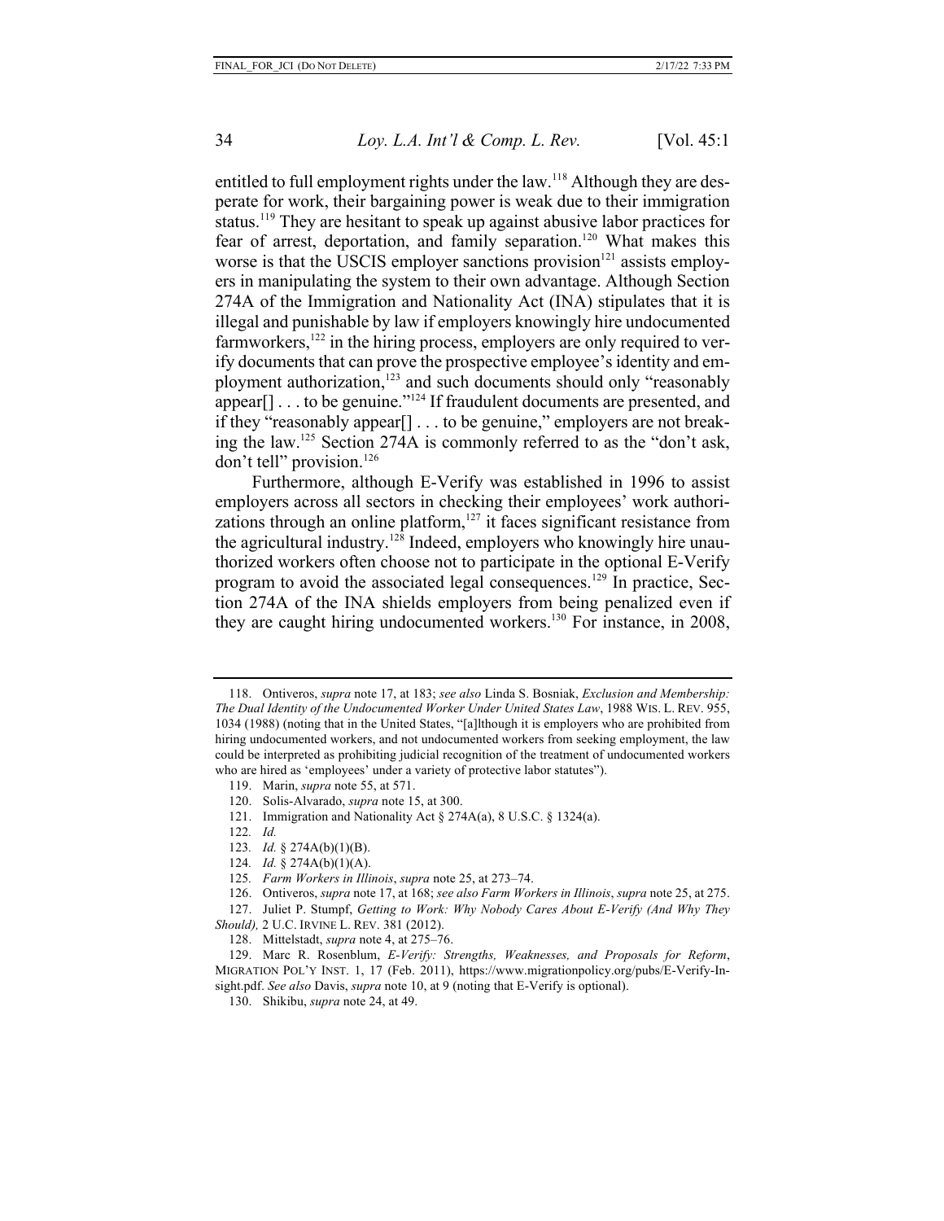entitled to full employment rights under the law.[118] Although they are desperate for work, their bargaining power is weak due to their immigration status.[119] They are hesitant to speak up against abusive labor practices for fear of arrest, deportation, and family separation.[120] What makes this worse is that the USCIS employer sanctions provision[121] assists employers in manipulating the system to their own advantage. Although Section 274A of the Immigration and Nationality Act (INA) stipulates that it is illegal and punishable by law if employers knowingly hire undocumented farmworkers,[122] in the hiring process, employers are only required to verify documents that can prove the prospective employee's identity and employment authorization,[123] and such documents should only "reasonably appear[] . . . to be genuine."[124] If fraudulent documents are presented, and if they "reasonably appear[] . . . to be genuine," employers are not breaking the law.[125] Section 274A is commonly referred to as the "don't ask, don't tell" provision.[126]

Furthermore, although E-Verify was established in 1996 to assist employers across all sectors in checking their employees' work authorizations through an online platform,[127] it faces significant resistance from the agricultural industry.[128] Indeed, employers who knowingly hire unauthorized workers often choose not to participate in the optional E-Verify program to avoid the associated legal consequences.[129] In practice, Section 274A of the INA shields employers from being penalized even if they are caught hiring undocumented workers.[130] For instance, in 2008,

---

118. Ontiveros, *supra* note 17, at 183; *see also* Linda S. Bosniak, *Exclusion and Membership: The Dual Identity of the Undocumented Worker Under United States Law*, 1988 WIS. L. REV. 955, 1034 (1988) (noting that in the United States, "[a]lthough it is employers who are prohibited from hiring undocumented workers, and not undocumented workers from seeking employment, the law could be interpreted as prohibiting judicial recognition of the treatment of undocumented workers who are hired as 'employees' under a variety of protective labor statutes").

119. Marin, *supra* note 55, at 571.

120. Solis-Alvarado, *supra* note 15, at 300.

121. Immigration and Nationality Act § 274A(a), 8 U.S.C. § 1324(a).

122. *Id.*

123. *Id.* § 274A(b)(1)(B).

124. *Id.* § 274A(b)(1)(A).

125. *Farm Workers in Illinois*, *supra* note 25, at 273–74.

126. Ontiveros, *supra* note 17, at 168; *see also Farm Workers in Illinois*, *supra* note 25, at 275.

127. Juliet P. Stumpf, *Getting to Work: Why Nobody Cares About E-Verify (And Why They Should),* 2 U.C. IRVINE L. REV. 381 (2012).

128. Mittelstadt, *supra* note 4, at 275–76.

129. Marc R. Rosenblum, *E-Verify: Strengths, Weaknesses, and Proposals for Reform*, MIGRATION POL'Y INST. 1, 17 (Feb. 2011), https://www.migrationpolicy.org/pubs/E-Verify-Insight.pdf. *See also* Davis, *supra* note 10, at 9 (noting that E-Verify is optional).

130. Shikibu, *supra* note 24, at 49.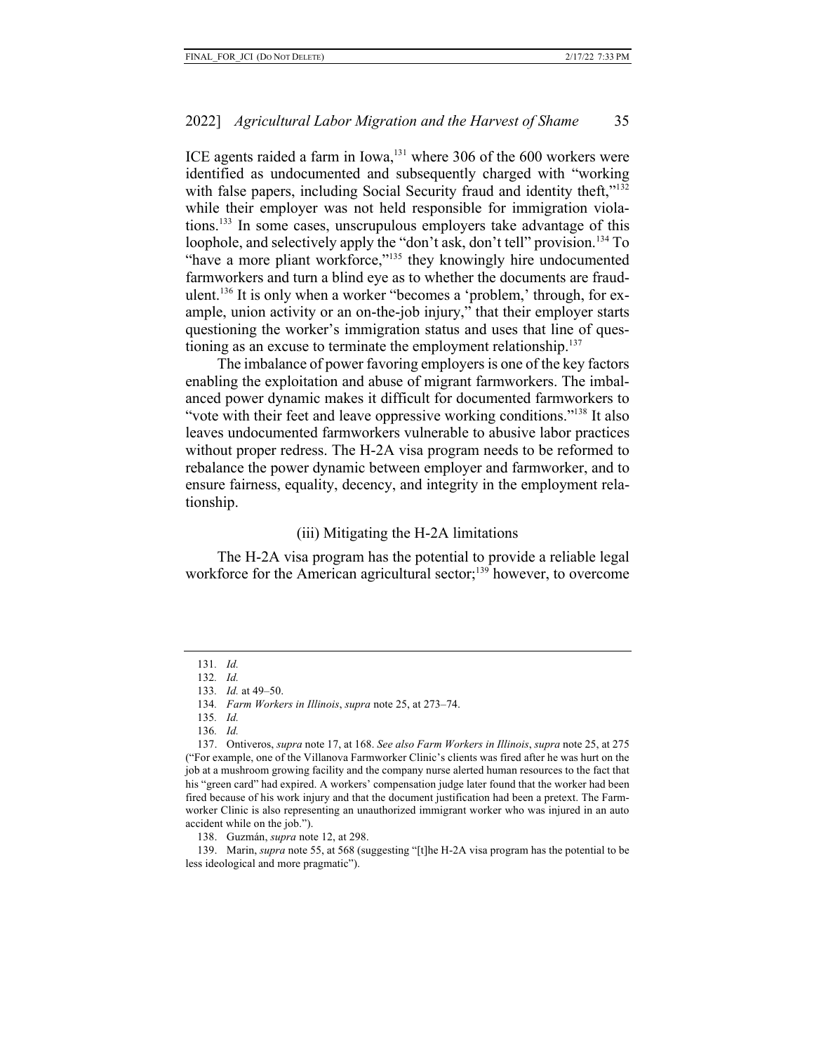ICE agents raided a farm in Iowa,[131] where 306 of the 600 workers were identified as undocumented and subsequently charged with "working with false papers, including Social Security fraud and identity theft,"[132] while their employer was not held responsible for immigration violations.[133] In some cases, unscrupulous employers take advantage of this loophole, and selectively apply the "don't ask, don't tell" provision.[134] To "have a more pliant workforce,"[135] they knowingly hire undocumented farmworkers and turn a blind eye as to whether the documents are fraudulent.[136] It is only when a worker "becomes a 'problem,' through, for example, union activity or an on-the-job injury," that their employer starts questioning the worker's immigration status and uses that line of questioning as an excuse to terminate the employment relationship.[137]

The imbalance of power favoring employers is one of the key factors enabling the exploitation and abuse of migrant farmworkers. The imbalanced power dynamic makes it difficult for documented farmworkers to "vote with their feet and leave oppressive working conditions."[138] It also leaves undocumented farmworkers vulnerable to abusive labor practices without proper redress. The H-2A visa program needs to be reformed to rebalance the power dynamic between employer and farmworker, and to ensure fairness, equality, decency, and integrity in the employment relationship.

### (iii) Mitigating the H-2A limitations

The H-2A visa program has the potential to provide a reliable legal workforce for the American agricultural sector;[139] however, to overcome

---

131. *Id.*

132. *Id.*

133. *Id.* at 49–50.

134. *Farm Workers in Illinois*, *supra* note 25, at 273–74.

135. *Id.*

136. *Id.*

137. Ontiveros, *supra* note 17, at 168. *See also Farm Workers in Illinois*, *supra* note 25, at 275 ("For example, one of the Villanova Farmworker Clinic's clients was fired after he was hurt on the job at a mushroom growing facility and the company nurse alerted human resources to the fact that his "green card" had expired. A workers' compensation judge later found that the worker had been fired because of his work injury and that the document justification had been a pretext. The Farmworker Clinic is also representing an unauthorized immigrant worker who was injured in an auto accident while on the job.").

138. Guzmán, *supra* note 12, at 298.

139. Marin, *supra* note 55, at 568 (suggesting "[t]he H-2A visa program has the potential to be less ideological and more pragmatic").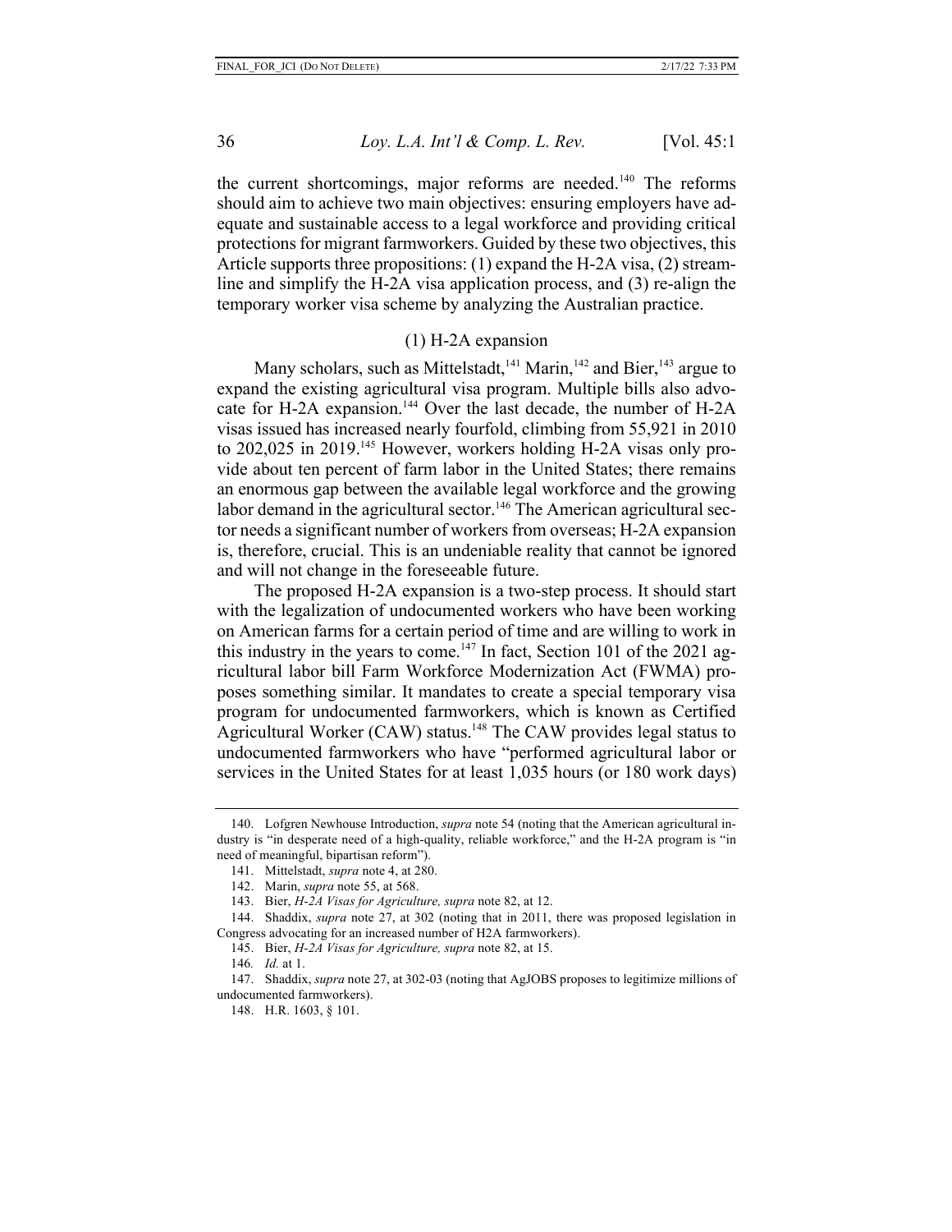the current shortcomings, major reforms are needed.[140] The reforms should aim to achieve two main objectives: ensuring employers have adequate and sustainable access to a legal workforce and providing critical protections for migrant farmworkers. Guided by these two objectives, this Article supports three propositions: (1) expand the H-2A visa, (2) streamline and simplify the H-2A visa application process, and (3) re-align the temporary worker visa scheme by analyzing the Australian practice.

### (1) H-2A expansion

Many scholars, such as Mittelstadt,[141] Marin,[142] and Bier,[143] argue to expand the existing agricultural visa program. Multiple bills also advocate for H-2A expansion.[144] Over the last decade, the number of H-2A visas issued has increased nearly fourfold, climbing from 55,921 in 2010 to 202,025 in 2019.[145] However, workers holding H-2A visas only provide about ten percent of farm labor in the United States; there remains an enormous gap between the available legal workforce and the growing labor demand in the agricultural sector.[146] The American agricultural sector needs a significant number of workers from overseas; H-2A expansion is, therefore, crucial. This is an undeniable reality that cannot be ignored and will not change in the foreseeable future.

The proposed H-2A expansion is a two-step process. It should start with the legalization of undocumented workers who have been working on American farms for a certain period of time and are willing to work in this industry in the years to come.[147] In fact, Section 101 of the 2021 agricultural labor bill Farm Workforce Modernization Act (FWMA) proposes something similar. It mandates to create a special temporary visa program for undocumented farmworkers, which is known as Certified Agricultural Worker (CAW) status.[148] The CAW provides legal status to undocumented farmworkers who have "performed agricultural labor or services in the United States for at least 1,035 hours (or 180 work days)

---

140. Lofgren Newhouse Introduction, *supra* note 54 (noting that the American agricultural industry is "in desperate need of a high-quality, reliable workforce," and the H-2A program is "in need of meaningful, bipartisan reform").

141. Mittelstadt, *supra* note 4, at 280.

142. Marin, *supra* note 55, at 568.

143. Bier, *H-2A Visas for Agriculture, supra* note 82, at 12.

144. Shaddix, *supra* note 27, at 302 (noting that in 2011, there was proposed legislation in Congress advocating for an increased number of H2A farmworkers).

145. Bier, *H-2A Visas for Agriculture, supra* note 82, at 15.

146. *Id.* at 1.

147. Shaddix, *supra* note 27, at 302-03 (noting that AgJOBS proposes to legitimize millions of undocumented farmworkers).

148. H.R. 1603, § 101.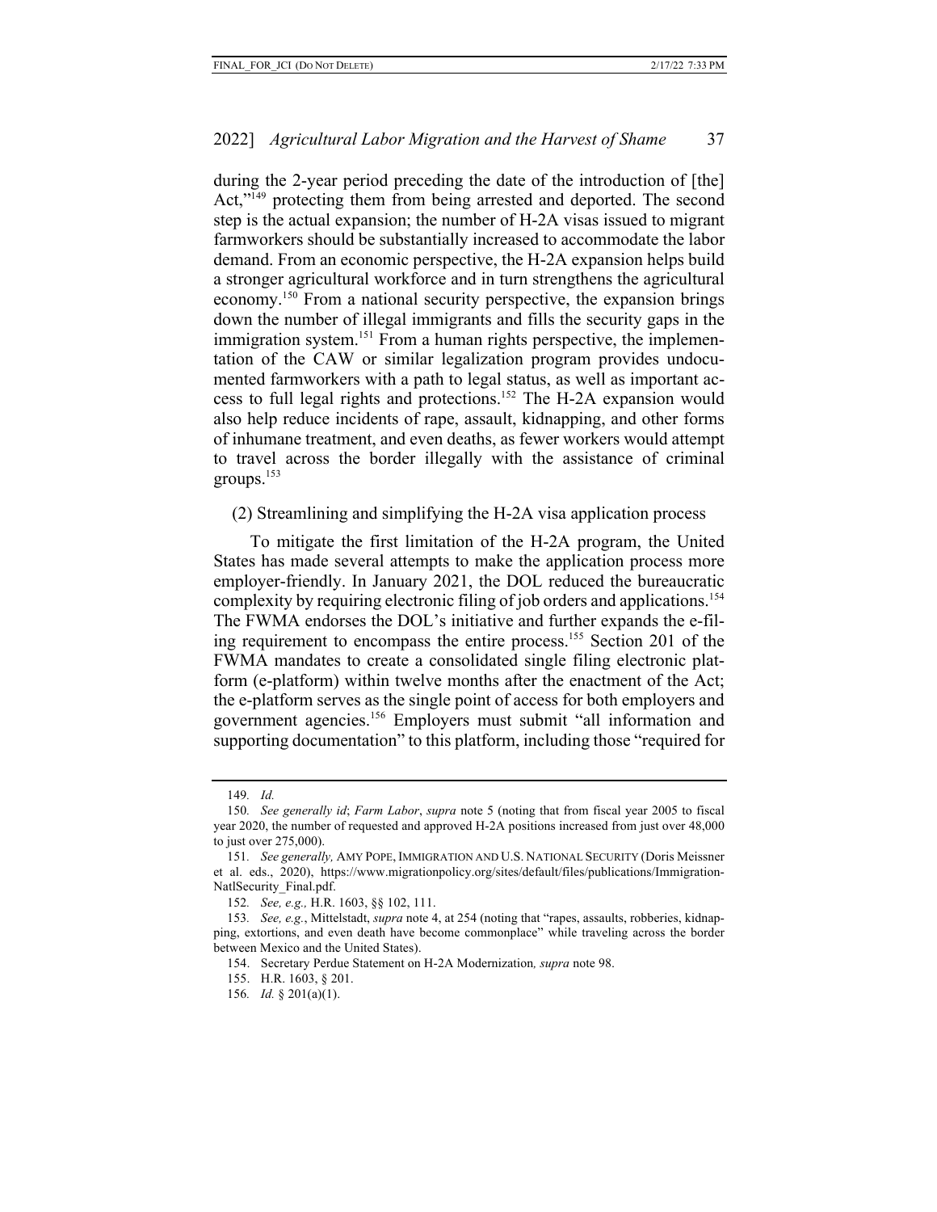during the 2-year period preceding the date of the introduction of [the] Act,"[149] protecting them from being arrested and deported. The second step is the actual expansion; the number of H-2A visas issued to migrant farmworkers should be substantially increased to accommodate the labor demand. From an economic perspective, the H-2A expansion helps build a stronger agricultural workforce and in turn strengthens the agricultural economy.[150] From a national security perspective, the expansion brings down the number of illegal immigrants and fills the security gaps in the immigration system.[151] From a human rights perspective, the implementation of the CAW or similar legalization program provides undocumented farmworkers with a path to legal status, as well as important access to full legal rights and protections.[152] The H-2A expansion would also help reduce incidents of rape, assault, kidnapping, and other forms of inhumane treatment, and even deaths, as fewer workers would attempt to travel across the border illegally with the assistance of criminal groups.[153]

(2) Streamlining and simplifying the H-2A visa application process

To mitigate the first limitation of the H-2A program, the United States has made several attempts to make the application process more employer-friendly. In January 2021, the DOL reduced the bureaucratic complexity by requiring electronic filing of job orders and applications.[154] The FWMA endorses the DOL's initiative and further expands the e-filing requirement to encompass the entire process.[155] Section 201 of the FWMA mandates to create a consolidated single filing electronic platform (e-platform) within twelve months after the enactment of the Act; the e-platform serves as the single point of access for both employers and government agencies.[156] Employers must submit "all information and supporting documentation" to this platform, including those "required for

---

149. *Id.*

150. *See generally id*; *Farm Labor*, *supra* note 5 (noting that from fiscal year 2005 to fiscal year 2020, the number of requested and approved H-2A positions increased from just over 48,000 to just over 275,000).

151. *See generally,* AMY POPE, IMMIGRATION AND U.S. NATIONAL SECURITY (Doris Meissner et al. eds., 2020), https://www.migrationpolicy.org/sites/default/files/publications/Immigration-NatlSecurity_Final.pdf.

152. *See, e.g.,* H.R. 1603, §§ 102, 111.

153. *See, e.g.*, Mittelstadt, *supra* note 4, at 254 (noting that "rapes, assaults, robberies, kidnapping, extortions, and even death have become commonplace" while traveling across the border between Mexico and the United States).

154. Secretary Perdue Statement on H-2A Modernization*, supra* note 98.

155. H.R. 1603, § 201.

156. *Id.* § 201(a)(1).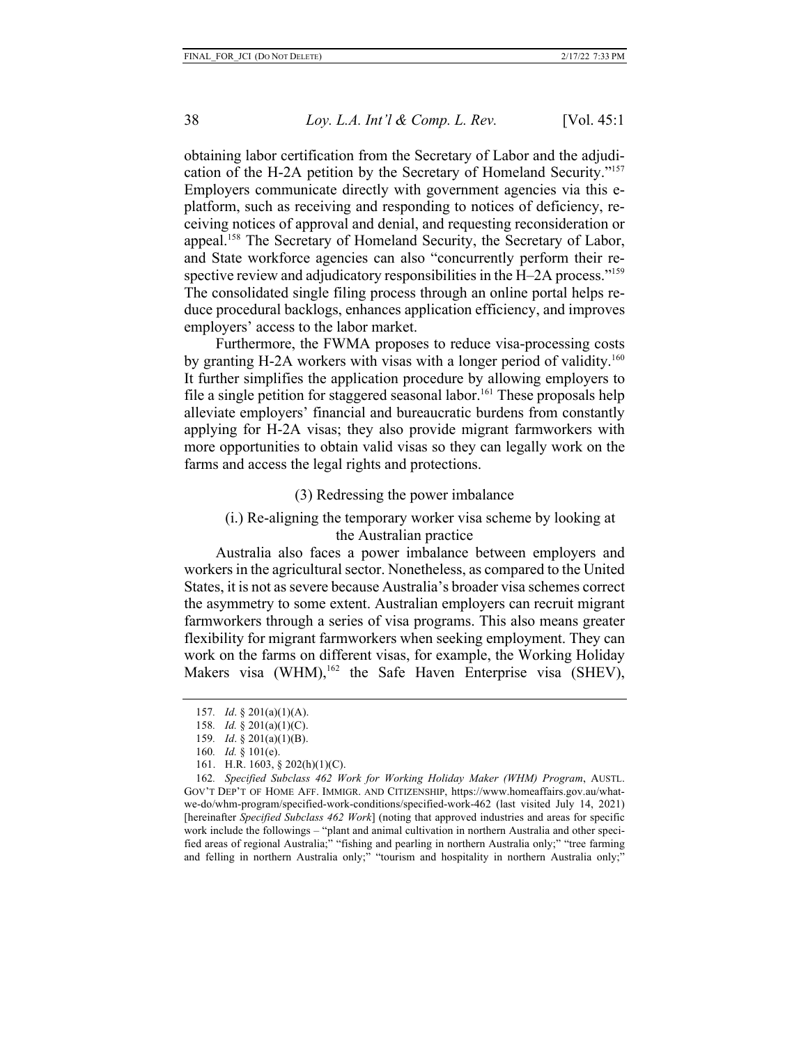obtaining labor certification from the Secretary of Labor and the adjudication of the H-2A petition by the Secretary of Homeland Security."[157] Employers communicate directly with government agencies via this e-platform, such as receiving and responding to notices of deficiency, receiving notices of approval and denial, and requesting reconsideration or appeal.[158] The Secretary of Homeland Security, the Secretary of Labor, and State workforce agencies can also "concurrently perform their respective review and adjudicatory responsibilities in the H–2A process."[159] The consolidated single filing process through an online portal helps reduce procedural backlogs, enhances application efficiency, and improves employers' access to the labor market.

Furthermore, the FWMA proposes to reduce visa-processing costs by granting H-2A workers with visas with a longer period of validity.[160] It further simplifies the application procedure by allowing employers to file a single petition for staggered seasonal labor.[161] These proposals help alleviate employers' financial and bureaucratic burdens from constantly applying for H-2A visas; they also provide migrant farmworkers with more opportunities to obtain valid visas so they can legally work on the farms and access the legal rights and protections.

(3) Redressing the power imbalance

(i.) Re-aligning the temporary worker visa scheme by looking at the Australian practice

Australia also faces a power imbalance between employers and workers in the agricultural sector. Nonetheless, as compared to the United States, it is not as severe because Australia's broader visa schemes correct the asymmetry to some extent. Australian employers can recruit migrant farmworkers through a series of visa programs. This also means greater flexibility for migrant farmworkers when seeking employment. They can work on the farms on different visas, for example, the Working Holiday Makers visa (WHM),[162] the Safe Haven Enterprise visa (SHEV),

---

157. *Id*. § 201(a)(1)(A).

158. *Id.* § 201(a)(1)(C).

159. *Id*. § 201(a)(1)(B).

160. *Id.* § 101(e).

161. H.R. 1603, § 202(h)(1)(C).

162. *Specified Subclass 462 Work for Working Holiday Maker (WHM) Program*, AUSTL. GOV'T DEP'T OF HOME AFF. IMMIGR. AND CITIZENSHIP, https://www.homeaffairs.gov.au/what-we-do/whm-program/specified-work-conditions/specified-work-462 (last visited July 14, 2021) [hereinafter *Specified Subclass 462 Work*] (noting that approved industries and areas for specific work include the followings – "plant and animal cultivation in northern Australia and other specified areas of regional Australia;" "fishing and pearling in northern Australia only;" "tree farming and felling in northern Australia only;" "tourism and hospitality in northern Australia only;"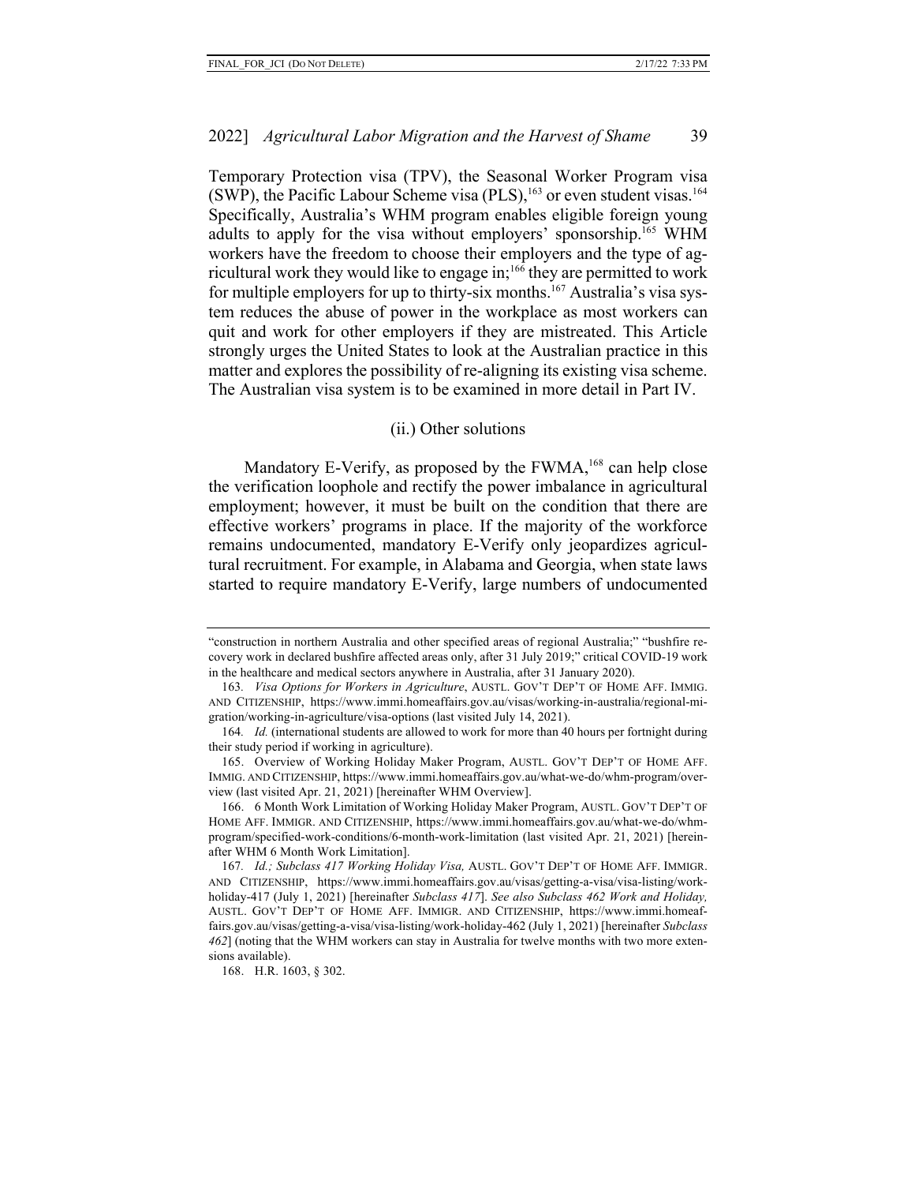Temporary Protection visa (TPV), the Seasonal Worker Program visa (SWP), the Pacific Labour Scheme visa (PLS),[163] or even student visas.[164] Specifically, Australia's WHM program enables eligible foreign young adults to apply for the visa without employers' sponsorship.[165] WHM workers have the freedom to choose their employers and the type of agricultural work they would like to engage in;[166] they are permitted to work for multiple employers for up to thirty-six months.[167] Australia's visa system reduces the abuse of power in the workplace as most workers can quit and work for other employers if they are mistreated. This Article strongly urges the United States to look at the Australian practice in this matter and explores the possibility of re-aligning its existing visa scheme. The Australian visa system is to be examined in more detail in Part IV.

### (ii.) Other solutions

Mandatory E-Verify, as proposed by the FWMA,[168] can help close the verification loophole and rectify the power imbalance in agricultural employment; however, it must be built on the condition that there are effective workers' programs in place. If the majority of the workforce remains undocumented, mandatory E-Verify only jeopardizes agricultural recruitment. For example, in Alabama and Georgia, when state laws started to require mandatory E-Verify, large numbers of undocumented

---

"construction in northern Australia and other specified areas of regional Australia;" "bushfire recovery work in declared bushfire affected areas only, after 31 July 2019;" critical COVID-19 work in the healthcare and medical sectors anywhere in Australia, after 31 January 2020).

163. *Visa Options for Workers in Agriculture*, AUSTL. GOV'T DEP'T OF HOME AFF. IMMIG. AND CITIZENSHIP, https://www.immi.homeaffairs.gov.au/visas/working-in-australia/regional-migration/working-in-agriculture/visa-options (last visited July 14, 2021).

164. *Id.* (international students are allowed to work for more than 40 hours per fortnight during their study period if working in agriculture).

165. Overview of Working Holiday Maker Program, AUSTL. GOV'T DEP'T OF HOME AFF. IMMIG. AND CITIZENSHIP, https://www.immi.homeaffairs.gov.au/what-we-do/whm-program/overview (last visited Apr. 21, 2021) [hereinafter WHM Overview].

166. 6 Month Work Limitation of Working Holiday Maker Program, AUSTL. GOV'T DEP'T OF HOME AFF. IMMIGR. AND CITIZENSHIP, https://www.immi.homeaffairs.gov.au/what-we-do/whm-program/specified-work-conditions/6-month-work-limitation (last visited Apr. 21, 2021) [hereinafter WHM 6 Month Work Limitation].

167. *Id.*; *Subclass 417 Working Holiday Visa,* AUSTL. GOV'T DEP'T OF HOME AFF. IMMIGR. AND CITIZENSHIP, https://www.immi.homeaffairs.gov.au/visas/getting-a-visa/visa-listing/work-holiday-417 (July 1, 2021) [hereinafter *Subclass 417*]. *See also Subclass 462 Work and Holiday,* AUSTL. GOV'T DEP'T OF HOME AFF. IMMIGR. AND CITIZENSHIP, https://www.immi.homeaffairs.gov.au/visas/getting-a-visa/visa-listing/work-holiday-462 (July 1, 2021) [hereinafter *Subclass 462*] (noting that the WHM workers can stay in Australia for twelve months with two more extensions available).

168. H.R. 1603, § 302.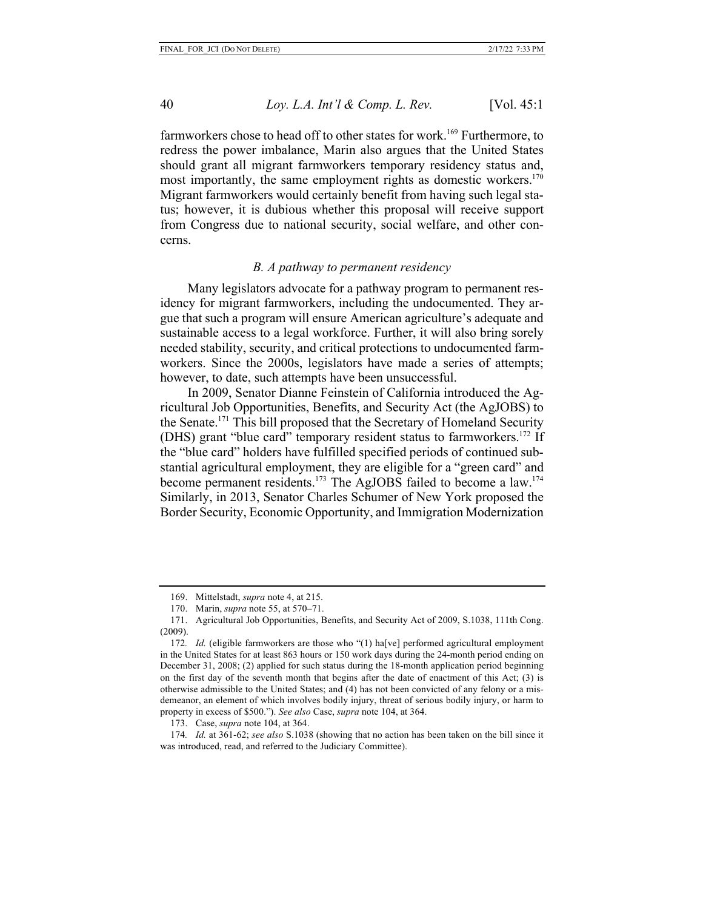farmworkers chose to head off to other states for work.[169] Furthermore, to redress the power imbalance, Marin also argues that the United States should grant all migrant farmworkers temporary residency status and, most importantly, the same employment rights as domestic workers.[170] Migrant farmworkers would certainly benefit from having such legal status; however, it is dubious whether this proposal will receive support from Congress due to national security, social welfare, and other concerns.

### *B. A pathway to permanent residency*

Many legislators advocate for a pathway program to permanent residency for migrant farmworkers, including the undocumented. They argue that such a program will ensure American agriculture's adequate and sustainable access to a legal workforce. Further, it will also bring sorely needed stability, security, and critical protections to undocumented farmworkers. Since the 2000s, legislators have made a series of attempts; however, to date, such attempts have been unsuccessful.

In 2009, Senator Dianne Feinstein of California introduced the Agricultural Job Opportunities, Benefits, and Security Act (the AgJOBS) to the Senate.[171] This bill proposed that the Secretary of Homeland Security (DHS) grant "blue card" temporary resident status to farmworkers.[172] If the "blue card" holders have fulfilled specified periods of continued substantial agricultural employment, they are eligible for a "green card" and become permanent residents.[173] The AgJOBS failed to become a law.[174] Similarly, in 2013, Senator Charles Schumer of New York proposed the Border Security, Economic Opportunity, and Immigration Modernization

---

169. Mittelstadt, *supra* note 4, at 215.

170. Marin, *supra* note 55, at 570–71.

171. Agricultural Job Opportunities, Benefits, and Security Act of 2009, S.1038, 111th Cong. (2009).

172. *Id.* (eligible farmworkers are those who "(1) ha[ve] performed agricultural employment in the United States for at least 863 hours or 150 work days during the 24-month period ending on December 31, 2008; (2) applied for such status during the 18-month application period beginning on the first day of the seventh month that begins after the date of enactment of this Act; (3) is otherwise admissible to the United States; and (4) has not been convicted of any felony or a misdemeanor, an element of which involves bodily injury, threat of serious bodily injury, or harm to property in excess of $500."). *See also* Case, *supra* note 104, at 364.

173. Case, *supra* note 104, at 364.

174. *Id.* at 361-62; *see also* S.1038 (showing that no action has been taken on the bill since it was introduced, read, and referred to the Judiciary Committee).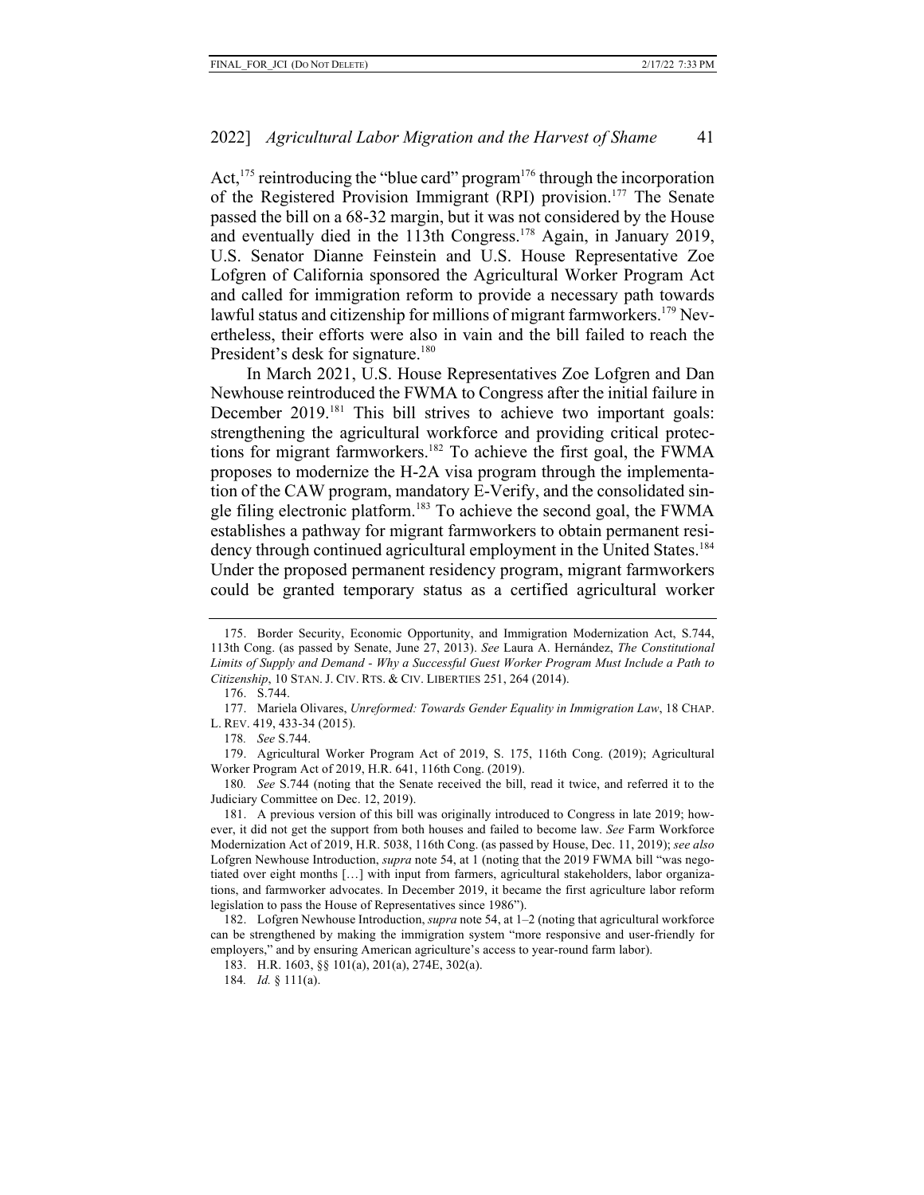Act,[175] reintroducing the "blue card" program[176] through the incorporation of the Registered Provision Immigrant (RPI) provision.[177] The Senate passed the bill on a 68-32 margin, but it was not considered by the House and eventually died in the 113th Congress.[178] Again, in January 2019, U.S. Senator Dianne Feinstein and U.S. House Representative Zoe Lofgren of California sponsored the Agricultural Worker Program Act and called for immigration reform to provide a necessary path towards lawful status and citizenship for millions of migrant farmworkers.[179] Nevertheless, their efforts were also in vain and the bill failed to reach the President's desk for signature.[180]

In March 2021, U.S. House Representatives Zoe Lofgren and Dan Newhouse reintroduced the FWMA to Congress after the initial failure in December 2019.[181] This bill strives to achieve two important goals: strengthening the agricultural workforce and providing critical protections for migrant farmworkers.[182] To achieve the first goal, the FWMA proposes to modernize the H-2A visa program through the implementation of the CAW program, mandatory E-Verify, and the consolidated single filing electronic platform.[183] To achieve the second goal, the FWMA establishes a pathway for migrant farmworkers to obtain permanent residency through continued agricultural employment in the United States.[184] Under the proposed permanent residency program, migrant farmworkers could be granted temporary status as a certified agricultural worker

---

175. Border Security, Economic Opportunity, and Immigration Modernization Act, S.744, 113th Cong. (as passed by Senate, June 27, 2013). *See* Laura A. Hernández, *The Constitutional Limits of Supply and Demand - Why a Successful Guest Worker Program Must Include a Path to Citizenship*, 10 STAN. J. CIV. RTS. & CIV. LIBERTIES 251, 264 (2014).

176. S.744.

177. Mariela Olivares, *Unreformed: Towards Gender Equality in Immigration Law*, 18 CHAP. L. REV. 419, 433-34 (2015).

178. *See* S.744.

179. Agricultural Worker Program Act of 2019, S. 175, 116th Cong. (2019); Agricultural Worker Program Act of 2019, H.R. 641, 116th Cong. (2019).

180. *See* S.744 (noting that the Senate received the bill, read it twice, and referred it to the Judiciary Committee on Dec. 12, 2019).

181. A previous version of this bill was originally introduced to Congress in late 2019; however, it did not get the support from both houses and failed to become law. *See* Farm Workforce Modernization Act of 2019, H.R. 5038, 116th Cong. (as passed by House, Dec. 11, 2019); *see also* Lofgren Newhouse Introduction, *supra* note 54, at 1 (noting that the 2019 FWMA bill "was negotiated over eight months […] with input from farmers, agricultural stakeholders, labor organizations, and farmworker advocates. In December 2019, it became the first agriculture labor reform legislation to pass the House of Representatives since 1986").

182. Lofgren Newhouse Introduction, *supra* note 54, at 1–2 (noting that agricultural workforce can be strengthened by making the immigration system "more responsive and user-friendly for employers," and by ensuring American agriculture's access to year-round farm labor).

183. H.R. 1603, §§ 101(a), 201(a), 274E, 302(a).

184. *Id.* § 111(a).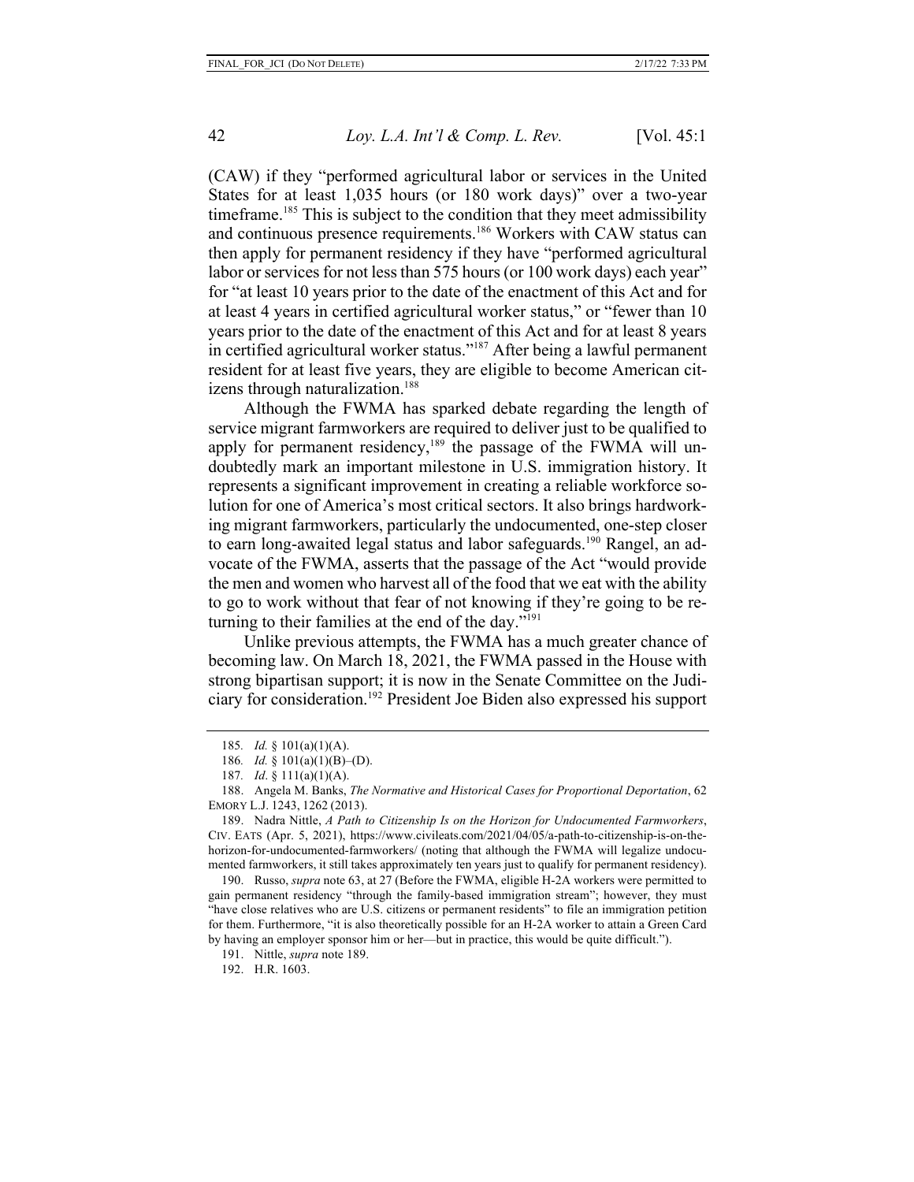(CAW) if they "performed agricultural labor or services in the United States for at least 1,035 hours (or 180 work days)" over a two-year timeframe.[185] This is subject to the condition that they meet admissibility and continuous presence requirements.[186] Workers with CAW status can then apply for permanent residency if they have "performed agricultural labor or services for not less than 575 hours (or 100 work days) each year" for "at least 10 years prior to the date of the enactment of this Act and for at least 4 years in certified agricultural worker status," or "fewer than 10 years prior to the date of the enactment of this Act and for at least 8 years in certified agricultural worker status."[187] After being a lawful permanent resident for at least five years, they are eligible to become American citizens through naturalization.[188]

Although the FWMA has sparked debate regarding the length of service migrant farmworkers are required to deliver just to be qualified to apply for permanent residency,[189] the passage of the FWMA will undoubtedly mark an important milestone in U.S. immigration history. It represents a significant improvement in creating a reliable workforce solution for one of America's most critical sectors. It also brings hardworking migrant farmworkers, particularly the undocumented, one-step closer to earn long-awaited legal status and labor safeguards.[190] Rangel, an advocate of the FWMA, asserts that the passage of the Act "would provide the men and women who harvest all of the food that we eat with the ability to go to work without that fear of not knowing if they're going to be returning to their families at the end of the day."[191]

Unlike previous attempts, the FWMA has a much greater chance of becoming law. On March 18, 2021, the FWMA passed in the House with strong bipartisan support; it is now in the Senate Committee on the Judiciary for consideration.[192] President Joe Biden also expressed his support

---

185. *Id.* § 101(a)(1)(A).

186. *Id.* § 101(a)(1)(B)–(D).

187. *Id*. § 111(a)(1)(A).

188. Angela M. Banks, *The Normative and Historical Cases for Proportional Deportation*, 62 EMORY L.J. 1243, 1262 (2013).

189. Nadra Nittle, *A Path to Citizenship Is on the Horizon for Undocumented Farmworkers*, CIV. EATS (Apr. 5, 2021), https://www.civileats.com/2021/04/05/a-path-to-citizenship-is-on-the-horizon-for-undocumented-farmworkers/ (noting that although the FWMA will legalize undocumented farmworkers, it still takes approximately ten years just to qualify for permanent residency).

190. Russo, *supra* note 63, at 27 (Before the FWMA, eligible H-2A workers were permitted to gain permanent residency "through the family-based immigration stream"; however, they must "have close relatives who are U.S. citizens or permanent residents" to file an immigration petition for them. Furthermore, "it is also theoretically possible for an H-2A worker to attain a Green Card by having an employer sponsor him or her—but in practice, this would be quite difficult.").

191. Nittle, *supra* note 189.

192. H.R. 1603.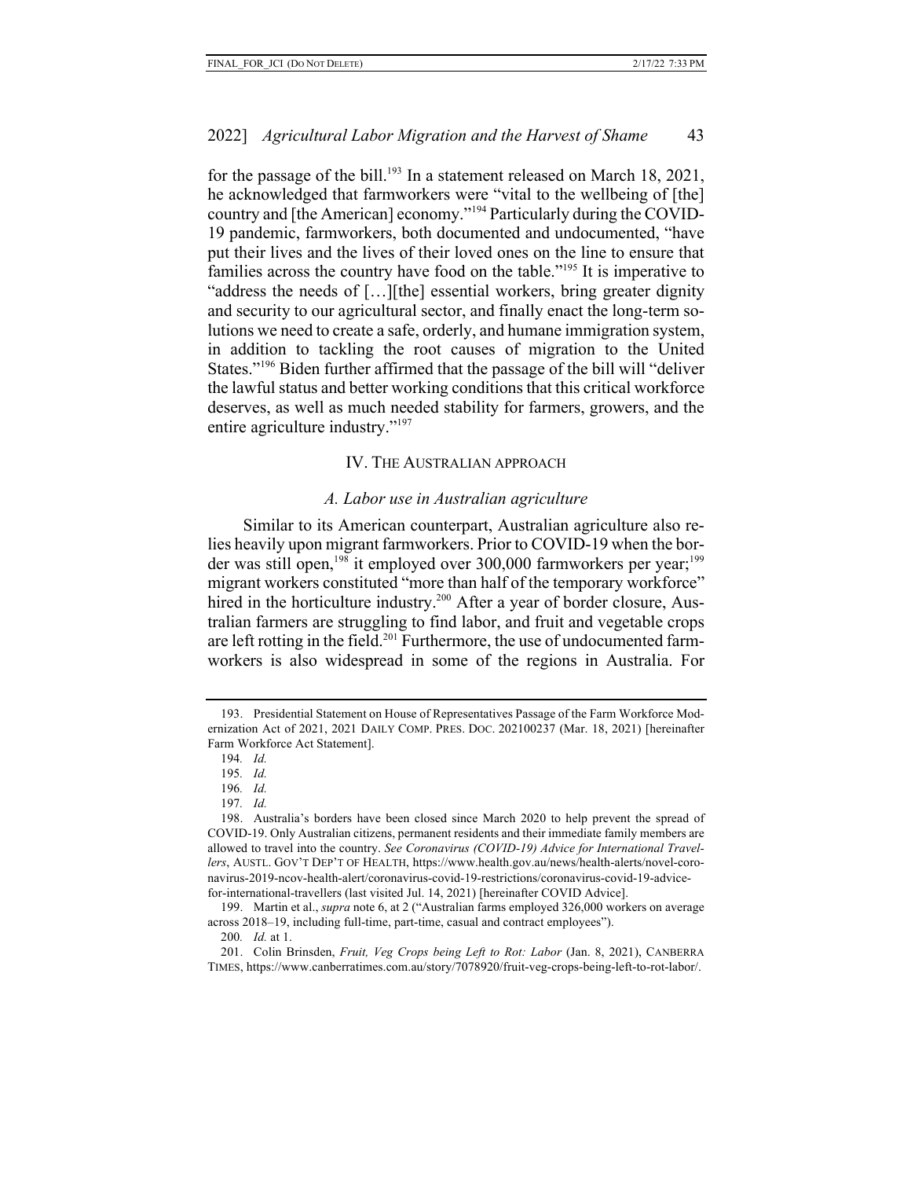for the passage of the bill.[193] In a statement released on March 18, 2021, he acknowledged that farmworkers were "vital to the wellbeing of [the] country and [the American] economy."[194] Particularly during the COVID-19 pandemic, farmworkers, both documented and undocumented, "have put their lives and the lives of their loved ones on the line to ensure that families across the country have food on the table."[195] It is imperative to "address the needs of […][the] essential workers, bring greater dignity and security to our agricultural sector, and finally enact the long-term solutions we need to create a safe, orderly, and humane immigration system, in addition to tackling the root causes of migration to the United States."[196] Biden further affirmed that the passage of the bill will "deliver the lawful status and better working conditions that this critical workforce deserves, as well as much needed stability for farmers, growers, and the entire agriculture industry."[197]

## IV. The Australian approach

### *A. Labor use in Australian agriculture*

Similar to its American counterpart, Australian agriculture also relies heavily upon migrant farmworkers. Prior to COVID-19 when the border was still open,[198] it employed over 300,000 farmworkers per year;[199] migrant workers constituted "more than half of the temporary workforce" hired in the horticulture industry.[200] After a year of border closure, Australian farmers are struggling to find labor, and fruit and vegetable crops are left rotting in the field.[201] Furthermore, the use of undocumented farmworkers is also widespread in some of the regions in Australia. For

---

193. Presidential Statement on House of Representatives Passage of the Farm Workforce Modernization Act of 2021, 2021 Daily Comp. Pres. Doc. 202100237 (Mar. 18, 2021) [hereinafter Farm Workforce Act Statement].

194. *Id.*

195. *Id.*

196. *Id.*

197. *Id.*

198. Australia's borders have been closed since March 2020 to help prevent the spread of COVID-19. Only Australian citizens, permanent residents and their immediate family members are allowed to travel into the country. *See Coronavirus (COVID-19) Advice for International Travellers*, Austl. Gov't Dep't of Health, https://www.health.gov.au/news/health-alerts/novel-coronavirus-2019-ncov-health-alert/coronavirus-covid-19-restrictions/coronavirus-covid-19-advice-for-international-travellers (last visited Jul. 14, 2021) [hereinafter COVID Advice].

199. Martin et al., *supra* note 6, at 2 ("Australian farms employed 326,000 workers on average across 2018–19, including full-time, part-time, casual and contract employees").

200. *Id.* at 1.

201. Colin Brinsden, *Fruit, Veg Crops being Left to Rot: Labor* (Jan. 8, 2021), Canberra Times, https://www.canberratimes.com.au/story/7078920/fruit-veg-crops-being-left-to-rot-labor/.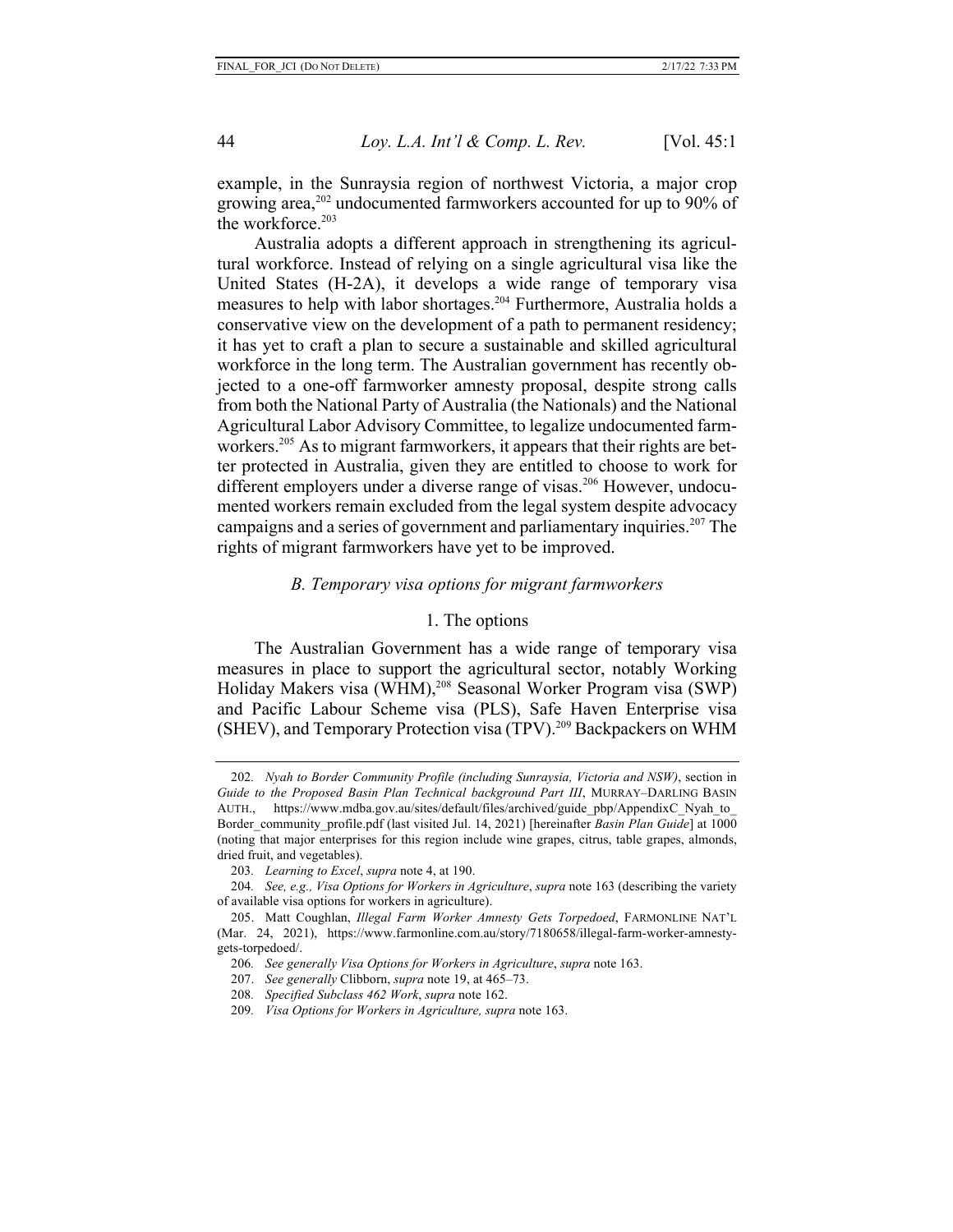example, in the Sunraysia region of northwest Victoria, a major crop growing area,[202] undocumented farmworkers accounted for up to 90% of the workforce.[203]

Australia adopts a different approach in strengthening its agricultural workforce. Instead of relying on a single agricultural visa like the United States (H-2A), it develops a wide range of temporary visa measures to help with labor shortages.[204] Furthermore, Australia holds a conservative view on the development of a path to permanent residency; it has yet to craft a plan to secure a sustainable and skilled agricultural workforce in the long term. The Australian government has recently objected to a one-off farmworker amnesty proposal, despite strong calls from both the National Party of Australia (the Nationals) and the National Agricultural Labor Advisory Committee, to legalize undocumented farmworkers.[205] As to migrant farmworkers, it appears that their rights are better protected in Australia, given they are entitled to choose to work for different employers under a diverse range of visas.[206] However, undocumented workers remain excluded from the legal system despite advocacy campaigns and a series of government and parliamentary inquiries.[207] The rights of migrant farmworkers have yet to be improved.

### *B. Temporary visa options for migrant farmworkers*

#### 1. The options

The Australian Government has a wide range of temporary visa measures in place to support the agricultural sector, notably Working Holiday Makers visa (WHM),[208] Seasonal Worker Program visa (SWP) and Pacific Labour Scheme visa (PLS), Safe Haven Enterprise visa (SHEV), and Temporary Protection visa (TPV).[209] Backpackers on WHM

---

202. *Nyah to Border Community Profile (including Sunraysia, Victoria and NSW)*, section in *Guide to the Proposed Basin Plan Technical background Part III*, MURRAY–DARLING BASIN AUTH., https://www.mdba.gov.au/sites/default/files/archived/guide_pbp/AppendixC_Nyah_to_Border_community_profile.pdf (last visited Jul. 14, 2021) [hereinafter *Basin Plan Guide*] at 1000 (noting that major enterprises for this region include wine grapes, citrus, table grapes, almonds, dried fruit, and vegetables).

203. *Learning to Excel*, *supra* note 4, at 190.

204. *See, e.g., Visa Options for Workers in Agriculture*, *supra* note 163 (describing the variety of available visa options for workers in agriculture).

205. Matt Coughlan, *Illegal Farm Worker Amnesty Gets Torpedoed*, FARMONLINE NAT'L (Mar. 24, 2021), https://www.farmonline.com.au/story/7180658/illegal-farm-worker-amnesty-gets-torpedoed/.

206. *See generally Visa Options for Workers in Agriculture*, *supra* note 163.

207. *See generally* Clibborn, *supra* note 19, at 465–73.

208. *Specified Subclass 462 Work*, *supra* note 162.

209. *Visa Options for Workers in Agriculture, supra* note 163.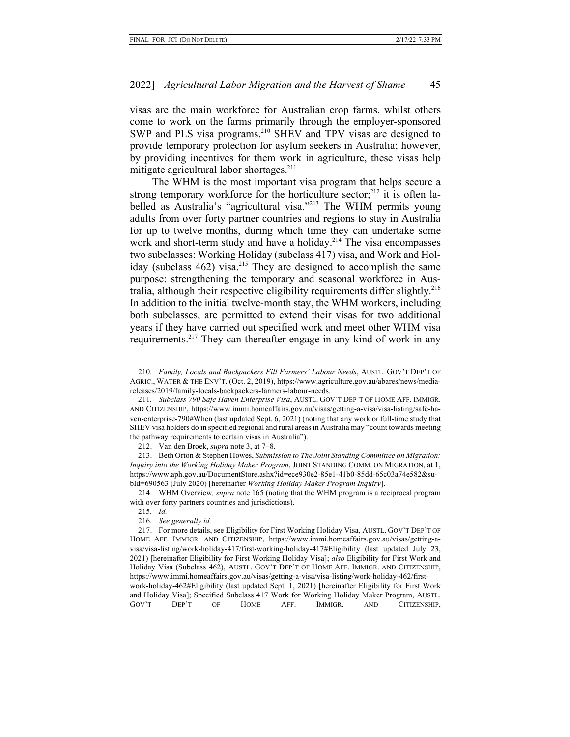visas are the main workforce for Australian crop farms, whilst others come to work on the farms primarily through the employer-sponsored SWP and PLS visa programs.[210] SHEV and TPV visas are designed to provide temporary protection for asylum seekers in Australia; however, by providing incentives for them work in agriculture, these visas help mitigate agricultural labor shortages.[211]

The WHM is the most important visa program that helps secure a strong temporary workforce for the horticulture sector;[212] it is often labelled as Australia's "agricultural visa."[213] The WHM permits young adults from over forty partner countries and regions to stay in Australia for up to twelve months, during which time they can undertake some work and short-term study and have a holiday.[214] The visa encompasses two subclasses: Working Holiday (subclass 417) visa, and Work and Holiday (subclass 462) visa.[215] They are designed to accomplish the same purpose: strengthening the temporary and seasonal workforce in Australia, although their respective eligibility requirements differ slightly.[216] In addition to the initial twelve-month stay, the WHM workers, including both subclasses, are permitted to extend their visas for two additional years if they have carried out specified work and meet other WHM visa requirements.[217] They can thereafter engage in any kind of work in any

---

210. *Family, Locals and Backpackers Fill Farmers' Labour Needs*, AUSTL. GOV'T DEP'T OF AGRIC., WATER & THE ENV'T. (Oct. 2, 2019), https://www.agriculture.gov.au/abares/news/media-releases/2019/family-locals-backpackers-farmers-labour-needs.

211. *Subclass 790 Safe Haven Enterprise Visa*, AUSTL. GOV'T DEP'T OF HOME AFF. IMMIGR. AND CITIZENSHIP, https://www.immi.homeaffairs.gov.au/visas/getting-a-visa/visa-listing/safe-haven-enterprise-790#When (last updated Sept. 6, 2021) (noting that any work or full-time study that SHEV visa holders do in specified regional and rural areas in Australia may "count towards meeting the pathway requirements to certain visas in Australia").

212. Van den Broek, *supra* note 3, at 7–8.

213. Beth Orton & Stephen Howes, *Submission to The Joint Standing Committee on Migration: Inquiry into the Working Holiday Maker Program*, JOINT STANDING COMM. ON MIGRATION, at 1, https://www.aph.gov.au/DocumentStore.ashx?id=ece930e2-85e1-41b0-85dd-65c03a74e582&subId=690563 (July 2020) [hereinafter *Working Holiday Maker Program Inquiry*].

214. WHM Overview*, supra* note 165 (noting that the WHM program is a reciprocal program with over forty partners countries and jurisdictions).

215. *Id.*

216. *See generally id.*

217. For more details, see Eligibility for First Working Holiday Visa, AUSTL. GOV'T DEP'T OF HOME AFF. IMMIGR. AND CITIZENSHIP, https://www.immi.homeaffairs.gov.au/visas/getting-a-visa/visa-listing/work-holiday-417/first-working-holiday-417#Eligibility (last updated July 23, 2021) [hereinafter Eligibility for First Working Holiday Visa]; *also* Eligibility for First Work and Holiday Visa (Subclass 462), AUSTL. GOV'T DEP'T OF HOME AFF. IMMIGR. AND CITIZENSHIP, https://www.immi.homeaffairs.gov.au/visas/getting-a-visa/visa-listing/work-holiday-462/first-work-holiday-462#Eligibility (last updated Sept. 1, 2021) [hereinafter Eligibility for First Work and Holiday Visa]; Specified Subclass 417 Work for Working Holiday Maker Program, AUSTL. GOV'T DEP'T OF HOME AFF. IMMIGR. AND CITIZENSHIP,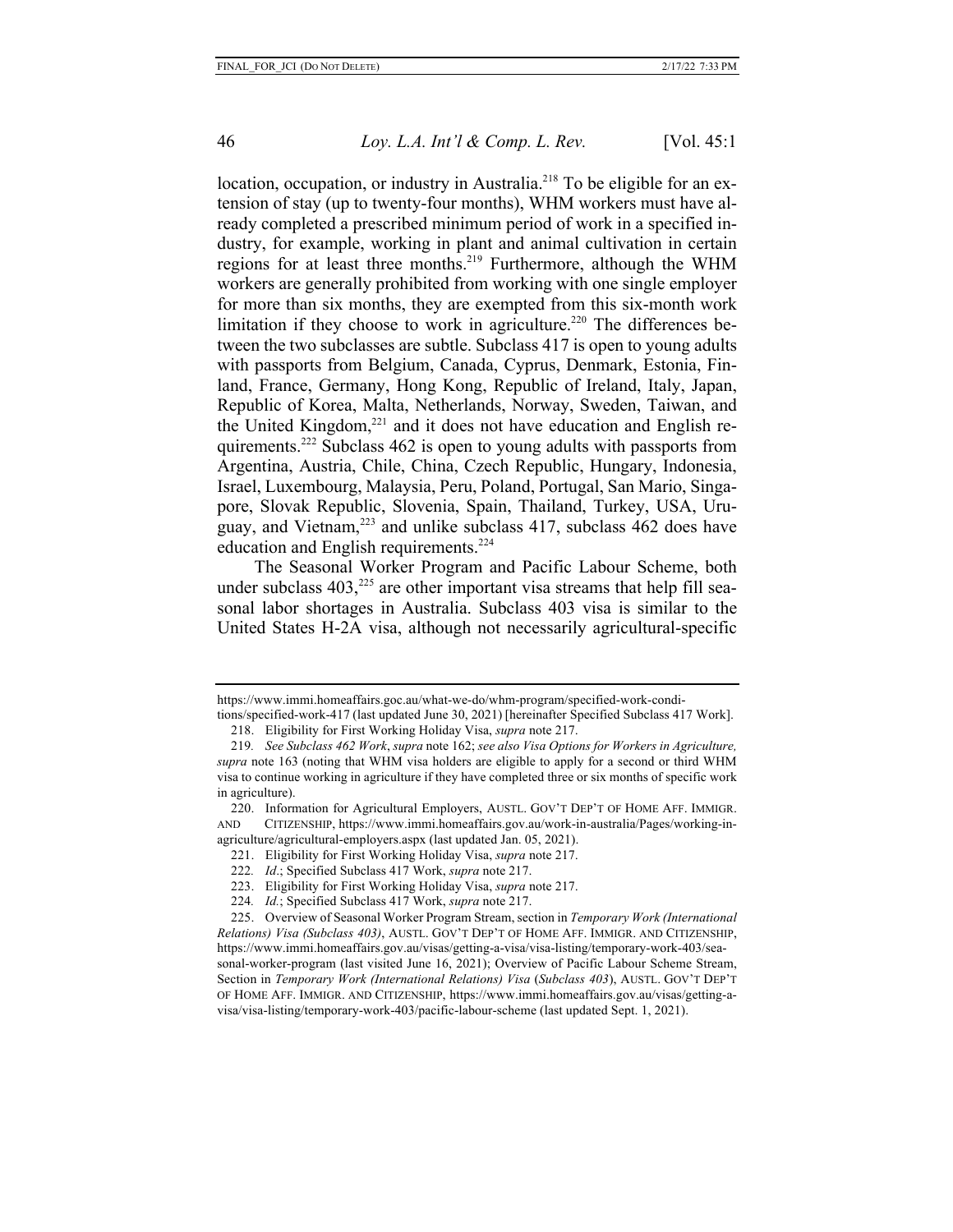location, occupation, or industry in Australia.[218] To be eligible for an extension of stay (up to twenty-four months), WHM workers must have already completed a prescribed minimum period of work in a specified industry, for example, working in plant and animal cultivation in certain regions for at least three months.[219] Furthermore, although the WHM workers are generally prohibited from working with one single employer for more than six months, they are exempted from this six-month work limitation if they choose to work in agriculture.[220] The differences between the two subclasses are subtle. Subclass 417 is open to young adults with passports from Belgium, Canada, Cyprus, Denmark, Estonia, Finland, France, Germany, Hong Kong, Republic of Ireland, Italy, Japan, Republic of Korea, Malta, Netherlands, Norway, Sweden, Taiwan, and the United Kingdom,[221] and it does not have education and English requirements.[222] Subclass 462 is open to young adults with passports from Argentina, Austria, Chile, China, Czech Republic, Hungary, Indonesia, Israel, Luxembourg, Malaysia, Peru, Poland, Portugal, San Mario, Singapore, Slovak Republic, Slovenia, Spain, Thailand, Turkey, USA, Uruguay, and Vietnam,[223] and unlike subclass 417, subclass 462 does have education and English requirements.[224]

The Seasonal Worker Program and Pacific Labour Scheme, both under subclass 403,[225] are other important visa streams that help fill seasonal labor shortages in Australia. Subclass 403 visa is similar to the United States H-2A visa, although not necessarily agricultural-specific

---

https://www.immi.homeaffairs.goc.au/what-we-do/whm-program/specified-work-conditions/specified-work-417 (last updated June 30, 2021) [hereinafter Specified Subclass 417 Work].

218. Eligibility for First Working Holiday Visa, *supra* note 217.

219. *See Subclass 462 Work*, *supra* note 162; *see also Visa Options for Workers in Agriculture, supra* note 163 (noting that WHM visa holders are eligible to apply for a second or third WHM visa to continue working in agriculture if they have completed three or six months of specific work in agriculture).

220. Information for Agricultural Employers, AUSTL. GOV'T DEP'T OF HOME AFF. IMMIGR. AND CITIZENSHIP, https://www.immi.homeaffairs.gov.au/work-in-australia/Pages/working-in-agriculture/agricultural-employers.aspx (last updated Jan. 05, 2021).

221. Eligibility for First Working Holiday Visa, *supra* note 217.

222. *Id*.; Specified Subclass 417 Work, *supra* note 217.

223. Eligibility for First Working Holiday Visa, *supra* note 217.

224. *Id.*; Specified Subclass 417 Work, *supra* note 217.

225. Overview of Seasonal Worker Program Stream, section in *Temporary Work (International Relations) Visa (Subclass 403)*, AUSTL. GOV'T DEP'T OF HOME AFF. IMMIGR. AND CITIZENSHIP, https://www.immi.homeaffairs.gov.au/visas/getting-a-visa/visa-listing/temporary-work-403/seasonal-worker-program (last visited June 16, 2021); Overview of Pacific Labour Scheme Stream, Section in *Temporary Work (International Relations) Visa* (*Subclass 403*), AUSTL. GOV'T DEP'T OF HOME AFF. IMMIGR. AND CITIZENSHIP, https://www.immi.homeaffairs.gov.au/visas/getting-a-visa/visa-listing/temporary-work-403/pacific-labour-scheme (last updated Sept. 1, 2021).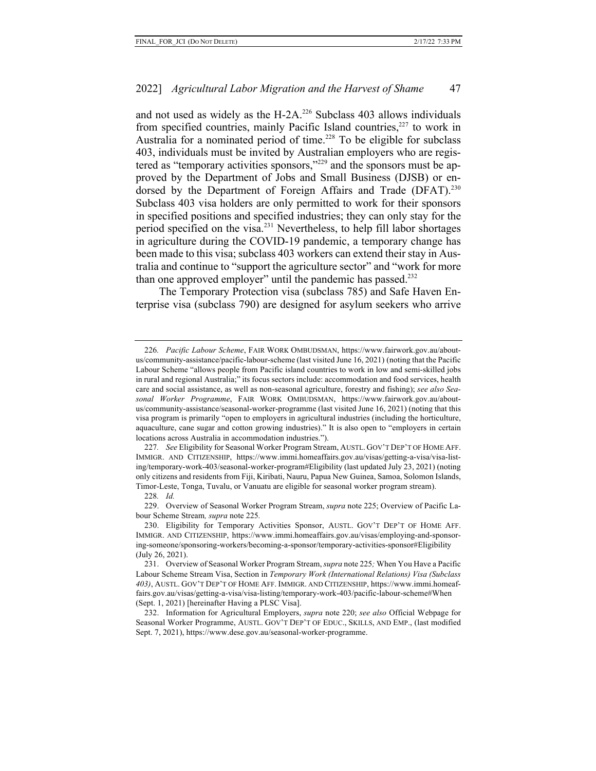and not used as widely as the H-2A.[226] Subclass 403 allows individuals from specified countries, mainly Pacific Island countries,[227] to work in Australia for a nominated period of time.[228] To be eligible for subclass 403, individuals must be invited by Australian employers who are registered as "temporary activities sponsors,"[229] and the sponsors must be approved by the Department of Jobs and Small Business (DJSB) or endorsed by the Department of Foreign Affairs and Trade (DFAT).[230] Subclass 403 visa holders are only permitted to work for their sponsors in specified positions and specified industries; they can only stay for the period specified on the visa.[231] Nevertheless, to help fill labor shortages in agriculture during the COVID-19 pandemic, a temporary change has been made to this visa; subclass 403 workers can extend their stay in Australia and continue to "support the agriculture sector" and "work for more than one approved employer" until the pandemic has passed.[232]

The Temporary Protection visa (subclass 785) and Safe Haven Enterprise visa (subclass 790) are designed for asylum seekers who arrive

---

226. *Pacific Labour Scheme*, FAIR WORK OMBUDSMAN, https://www.fairwork.gov.au/about-us/community-assistance/pacific-labour-scheme (last visited June 16, 2021) (noting that the Pacific Labour Scheme "allows people from Pacific island countries to work in low and semi-skilled jobs in rural and regional Australia;" its focus sectors include: accommodation and food services, health care and social assistance, as well as non-seasonal agriculture, forestry and fishing); *see also Seasonal Worker Programme*, FAIR WORK OMBUDSMAN, https://www.fairwork.gov.au/about-us/community-assistance/seasonal-worker-programme (last visited June 16, 2021) (noting that this visa program is primarily "open to employers in agricultural industries (including the horticulture, aquaculture, cane sugar and cotton growing industries)." It is also open to "employers in certain locations across Australia in accommodation industries.").

227. *See* Eligibility for Seasonal Worker Program Stream, AUSTL. GOV'T DEP'T OF HOME AFF. IMMIGR. AND CITIZENSHIP, https://www.immi.homeaffairs.gov.au/visas/getting-a-visa/visa-listing/temporary-work-403/seasonal-worker-program#Eligibility (last updated July 23, 2021) (noting only citizens and residents from Fiji, Kiribati, Nauru, Papua New Guinea, Samoa, Solomon Islands, Timor-Leste, Tonga, Tuvalu, or Vanuatu are eligible for seasonal worker program stream).

228. *Id.*

229. Overview of Seasonal Worker Program Stream, *supra* note 225; Overview of Pacific Labour Scheme Stream*, supra* note 225.

230. Eligibility for Temporary Activities Sponsor, AUSTL. GOV'T DEP'T OF HOME AFF. IMMIGR. AND CITIZENSHIP, https://www.immi.homeaffairs.gov.au/visas/employing-and-sponsoring-someone/sponsoring-workers/becoming-a-sponsor/temporary-activities-sponsor#Eligibility (July 26, 2021).

231. Overview of Seasonal Worker Program Stream, *supra* note 225*;* When You Have a Pacific Labour Scheme Stream Visa, Section in *Temporary Work (International Relations) Visa (Subclass 403)*, AUSTL. GOV'T DEP'T OF HOME AFF. IMMIGR. AND CITIZENSHIP, https://www.immi.homeaffairs.gov.au/visas/getting-a-visa/visa-listing/temporary-work-403/pacific-labour-scheme#When (Sept. 1, 2021) [hereinafter Having a PLSC Visa].

232. Information for Agricultural Employers, *supra* note 220; *see also* Official Webpage for Seasonal Worker Programme, AUSTL. GOV'T DEP'T OF EDUC., SKILLS, AND EMP., (last modified Sept. 7, 2021), https://www.dese.gov.au/seasonal-worker-programme.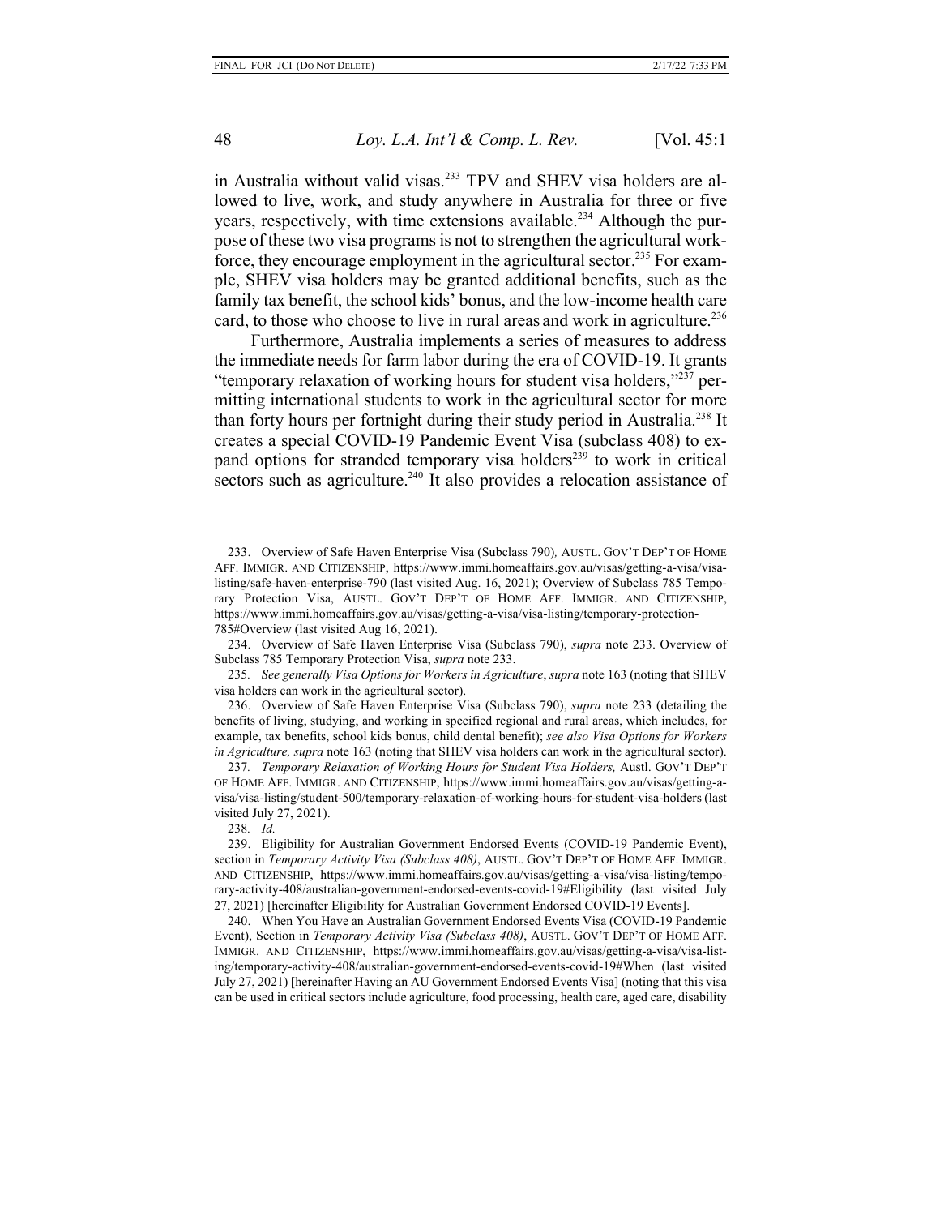in Australia without valid visas.[233] TPV and SHEV visa holders are allowed to live, work, and study anywhere in Australia for three or five years, respectively, with time extensions available.[234] Although the purpose of these two visa programs is not to strengthen the agricultural workforce, they encourage employment in the agricultural sector.[235] For example, SHEV visa holders may be granted additional benefits, such as the family tax benefit, the school kids' bonus, and the low-income health care card, to those who choose to live in rural areas and work in agriculture.[236]

Furthermore, Australia implements a series of measures to address the immediate needs for farm labor during the era of COVID-19. It grants "temporary relaxation of working hours for student visa holders,"[237] permitting international students to work in the agricultural sector for more than forty hours per fortnight during their study period in Australia.[238] It creates a special COVID-19 Pandemic Event Visa (subclass 408) to expand options for stranded temporary visa holders[239] to work in critical sectors such as agriculture.[240] It also provides a relocation assistance of

---

233. Overview of Safe Haven Enterprise Visa (Subclass 790), AUSTL. GOV'T DEP'T OF HOME AFF. IMMIGR. AND CITIZENSHIP, https://www.immi.homeaffairs.gov.au/visas/getting-a-visa/visa-listing/safe-haven-enterprise-790 (last visited Aug. 16, 2021); Overview of Subclass 785 Temporary Protection Visa, AUSTL. GOV'T DEP'T OF HOME AFF. IMMIGR. AND CITIZENSHIP, https://www.immi.homeaffairs.gov.au/visas/getting-a-visa/visa-listing/temporary-protection-785#Overview (last visited Aug 16, 2021).

234. Overview of Safe Haven Enterprise Visa (Subclass 790), *supra* note 233. Overview of Subclass 785 Temporary Protection Visa, *supra* note 233.

235. *See generally Visa Options for Workers in Agriculture*, *supra* note 163 (noting that SHEV visa holders can work in the agricultural sector).

236. Overview of Safe Haven Enterprise Visa (Subclass 790), *supra* note 233 (detailing the benefits of living, studying, and working in specified regional and rural areas, which includes, for example, tax benefits, school kids bonus, child dental benefit); *see also Visa Options for Workers in Agriculture, supra* note 163 (noting that SHEV visa holders can work in the agricultural sector).

237. *Temporary Relaxation of Working Hours for Student Visa Holders,* Austl. GOV'T DEP'T OF HOME AFF. IMMIGR. AND CITIZENSHIP, https://www.immi.homeaffairs.gov.au/visas/getting-a-visa/visa-listing/student-500/temporary-relaxation-of-working-hours-for-student-visa-holders (last visited July 27, 2021).

238. *Id.*

239. Eligibility for Australian Government Endorsed Events (COVID-19 Pandemic Event), section in *Temporary Activity Visa (Subclass 408)*, AUSTL. GOV'T DEP'T OF HOME AFF. IMMIGR. AND CITIZENSHIP, https://www.immi.homeaffairs.gov.au/visas/getting-a-visa/visa-listing/temporary-activity-408/australian-government-endorsed-events-covid-19#Eligibility (last visited July 27, 2021) [hereinafter Eligibility for Australian Government Endorsed COVID-19 Events].

240. When You Have an Australian Government Endorsed Events Visa (COVID-19 Pandemic Event), Section in *Temporary Activity Visa (Subclass 408)*, AUSTL. GOV'T DEP'T OF HOME AFF. IMMIGR. AND CITIZENSHIP, https://www.immi.homeaffairs.gov.au/visas/getting-a-visa/visa-listing/temporary-activity-408/australian-government-endorsed-events-covid-19#When (last visited July 27, 2021) [hereinafter Having an AU Government Endorsed Events Visa] (noting that this visa can be used in critical sectors include agriculture, food processing, health care, aged care, disability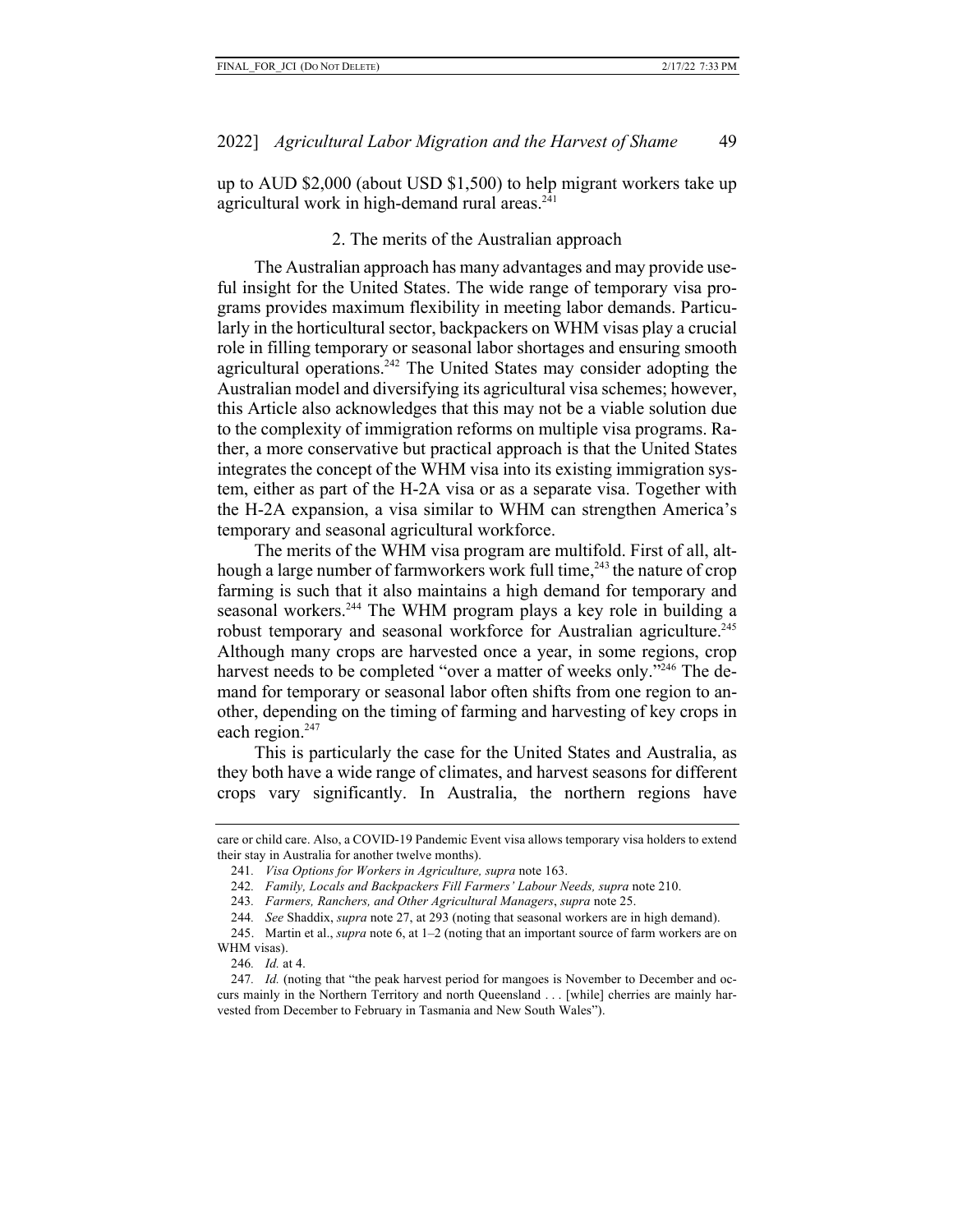up to AUD $2,000 (about USD $1,500) to help migrant workers take up agricultural work in high-demand rural areas.[241]

### 2. The merits of the Australian approach

The Australian approach has many advantages and may provide useful insight for the United States. The wide range of temporary visa programs provides maximum flexibility in meeting labor demands. Particularly in the horticultural sector, backpackers on WHM visas play a crucial role in filling temporary or seasonal labor shortages and ensuring smooth agricultural operations.[242] The United States may consider adopting the Australian model and diversifying its agricultural visa schemes; however, this Article also acknowledges that this may not be a viable solution due to the complexity of immigration reforms on multiple visa programs. Rather, a more conservative but practical approach is that the United States integrates the concept of the WHM visa into its existing immigration system, either as part of the H-2A visa or as a separate visa. Together with the H-2A expansion, a visa similar to WHM can strengthen America's temporary and seasonal agricultural workforce.

The merits of the WHM visa program are multifold. First of all, although a large number of farmworkers work full time,[243] the nature of crop farming is such that it also maintains a high demand for temporary and seasonal workers.[244] The WHM program plays a key role in building a robust temporary and seasonal workforce for Australian agriculture.[245] Although many crops are harvested once a year, in some regions, crop harvest needs to be completed "over a matter of weeks only."[246] The demand for temporary or seasonal labor often shifts from one region to another, depending on the timing of farming and harvesting of key crops in each region.[247]

This is particularly the case for the United States and Australia, as they both have a wide range of climates, and harvest seasons for different crops vary significantly. In Australia, the northern regions have

---

care or child care. Also, a COVID-19 Pandemic Event visa allows temporary visa holders to extend their stay in Australia for another twelve months).

241. *Visa Options for Workers in Agriculture, supra* note 163.

242. *Family, Locals and Backpackers Fill Farmers' Labour Needs, supra* note 210.

243. *Farmers, Ranchers, and Other Agricultural Managers*, *supra* note 25.

244. *See* Shaddix, *supra* note 27, at 293 (noting that seasonal workers are in high demand).

245. Martin et al., *supra* note 6, at 1–2 (noting that an important source of farm workers are on WHM visas).

246. *Id.* at 4.

247. *Id.* (noting that "the peak harvest period for mangoes is November to December and occurs mainly in the Northern Territory and north Queensland . . . [while] cherries are mainly harvested from December to February in Tasmania and New South Wales").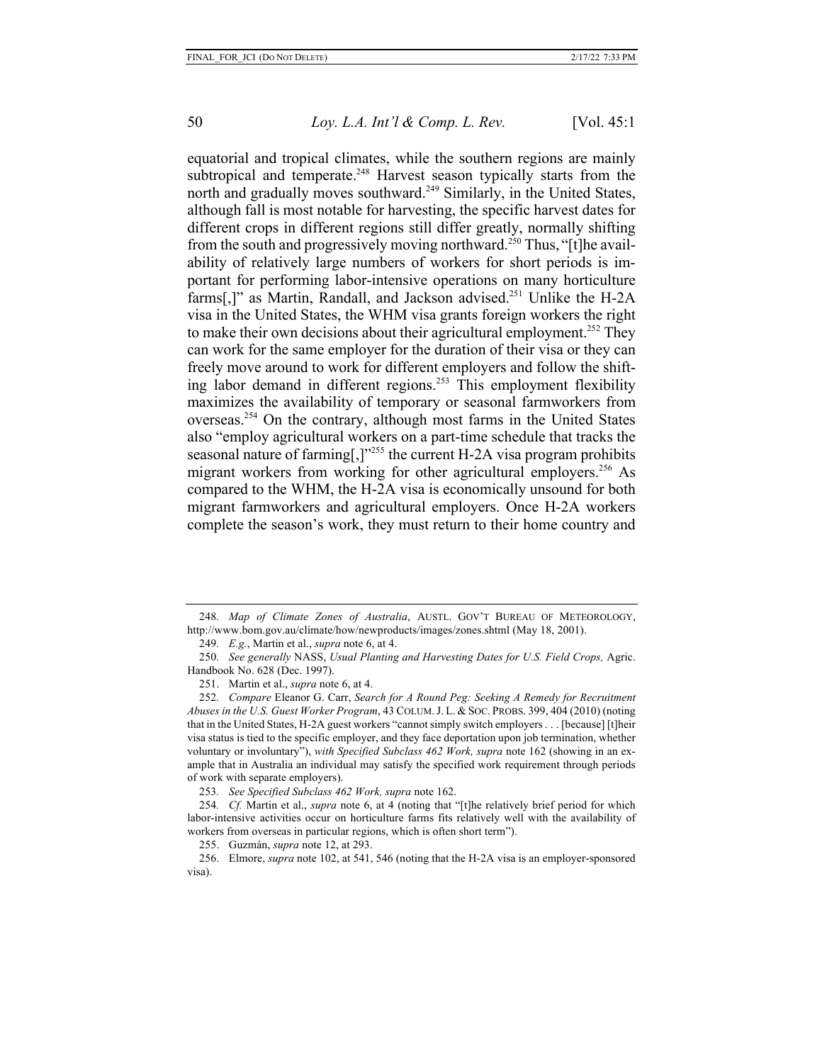equatorial and tropical climates, while the southern regions are mainly subtropical and temperate.[248] Harvest season typically starts from the north and gradually moves southward.[249] Similarly, in the United States, although fall is most notable for harvesting, the specific harvest dates for different crops in different regions still differ greatly, normally shifting from the south and progressively moving northward.[250] Thus, "[t]he availability of relatively large numbers of workers for short periods is important for performing labor-intensive operations on many horticulture farms[,]" as Martin, Randall, and Jackson advised.[251] Unlike the H-2A visa in the United States, the WHM visa grants foreign workers the right to make their own decisions about their agricultural employment.[252] They can work for the same employer for the duration of their visa or they can freely move around to work for different employers and follow the shifting labor demand in different regions.[253] This employment flexibility maximizes the availability of temporary or seasonal farmworkers from overseas.[254] On the contrary, although most farms in the United States also "employ agricultural workers on a part-time schedule that tracks the seasonal nature of farming[,]"[255] the current H-2A visa program prohibits migrant workers from working for other agricultural employers.[256] As compared to the WHM, the H-2A visa is economically unsound for both migrant farmworkers and agricultural employers. Once H-2A workers complete the season's work, they must return to their home country and

---

248. *Map of Climate Zones of Australia*, AUSTL. GOV'T BUREAU OF METEOROLOGY, http://www.bom.gov.au/climate/how/newproducts/images/zones.shtml (May 18, 2001).

249. *E.g.*, Martin et al., *supra* note 6, at 4.

250. *See generally* NASS, *Usual Planting and Harvesting Dates for U.S. Field Crops,* Agric. Handbook No. 628 (Dec. 1997).

251. Martin et al., *supra* note 6, at 4.

252. *Compare* Eleanor G. Carr, *Search for A Round Peg: Seeking A Remedy for Recruitment Abuses in the U.S. Guest Worker Program*, 43 COLUM. J. L. & SOC. PROBS. 399, 404 (2010) (noting that in the United States, H-2A guest workers "cannot simply switch employers . . . [because] [t]heir visa status is tied to the specific employer, and they face deportation upon job termination, whether voluntary or involuntary"), *with Specified Subclass 462 Work, supra* note 162 (showing in an example that in Australia an individual may satisfy the specified work requirement through periods of work with separate employers).

253. *See Specified Subclass 462 Work, supra* note 162.

254. *Cf.* Martin et al., *supra* note 6, at 4 (noting that "[t]he relatively brief period for which labor-intensive activities occur on horticulture farms fits relatively well with the availability of workers from overseas in particular regions, which is often short term").

255. Guzmán, *supra* note 12, at 293.

256. Elmore, *supra* note 102, at 541, 546 (noting that the H-2A visa is an employer-sponsored visa).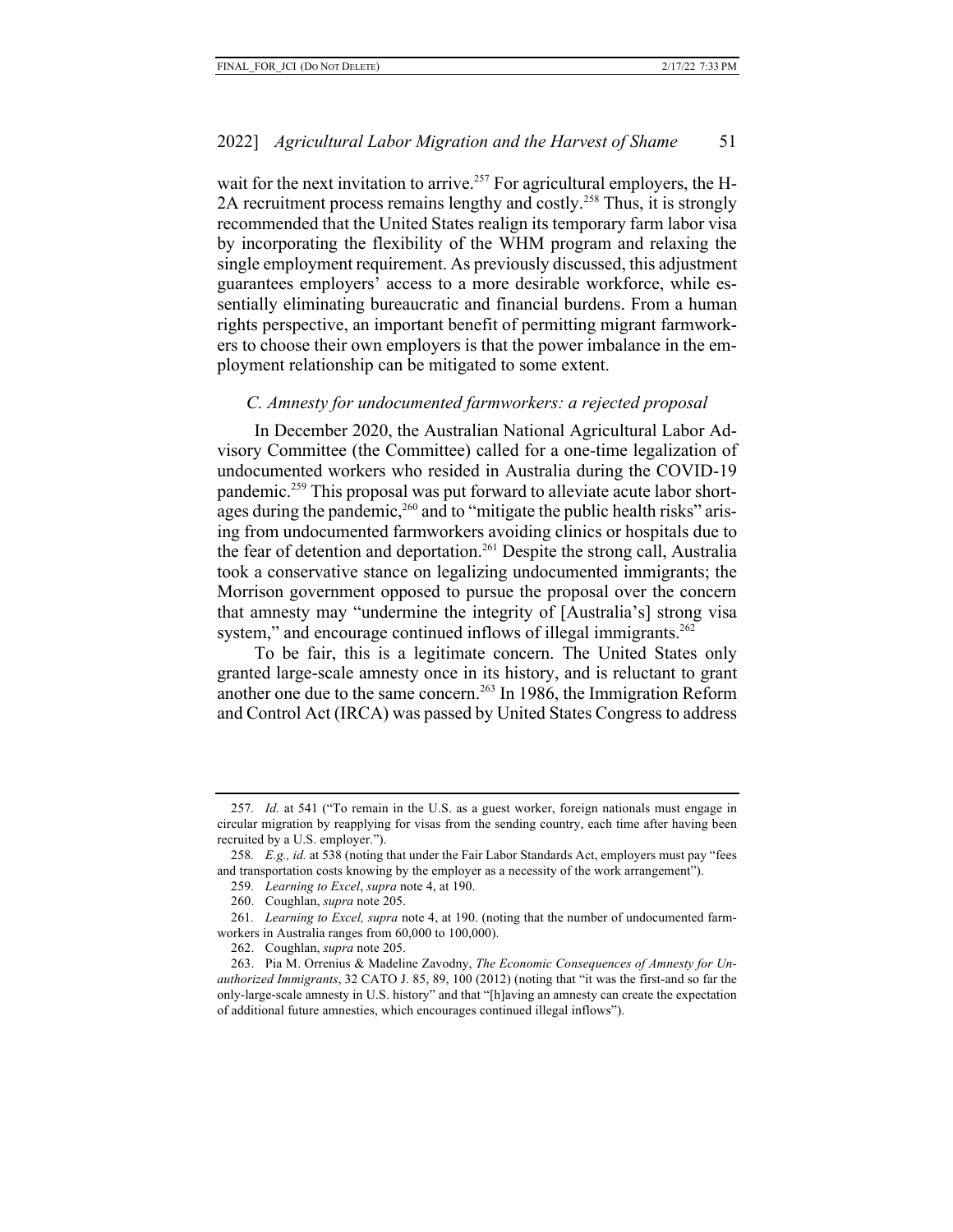wait for the next invitation to arrive.[257] For agricultural employers, the H-2A recruitment process remains lengthy and costly.[258] Thus, it is strongly recommended that the United States realign its temporary farm labor visa by incorporating the flexibility of the WHM program and relaxing the single employment requirement. As previously discussed, this adjustment guarantees employers' access to a more desirable workforce, while essentially eliminating bureaucratic and financial burdens. From a human rights perspective, an important benefit of permitting migrant farmworkers to choose their own employers is that the power imbalance in the employment relationship can be mitigated to some extent.

### *C. Amnesty for undocumented farmworkers: a rejected proposal*

In December 2020, the Australian National Agricultural Labor Advisory Committee (the Committee) called for a one-time legalization of undocumented workers who resided in Australia during the COVID-19 pandemic.[259] This proposal was put forward to alleviate acute labor shortages during the pandemic,[260] and to "mitigate the public health risks" arising from undocumented farmworkers avoiding clinics or hospitals due to the fear of detention and deportation.[261] Despite the strong call, Australia took a conservative stance on legalizing undocumented immigrants; the Morrison government opposed to pursue the proposal over the concern that amnesty may "undermine the integrity of [Australia's] strong visa system," and encourage continued inflows of illegal immigrants.[262]

To be fair, this is a legitimate concern. The United States only granted large-scale amnesty once in its history, and is reluctant to grant another one due to the same concern.[263] In 1986, the Immigration Reform and Control Act (IRCA) was passed by United States Congress to address

---

257. *Id.* at 541 ("To remain in the U.S. as a guest worker, foreign nationals must engage in circular migration by reapplying for visas from the sending country, each time after having been recruited by a U.S. employer.").

258. *E.g., id.* at 538 (noting that under the Fair Labor Standards Act, employers must pay "fees and transportation costs knowing by the employer as a necessity of the work arrangement").

259. *Learning to Excel*, *supra* note 4, at 190.

260. Coughlan, *supra* note 205.

261. *Learning to Excel, supra* note 4, at 190. (noting that the number of undocumented farmworkers in Australia ranges from 60,000 to 100,000).

262. Coughlan, *supra* note 205.

263. Pia M. Orrenius & Madeline Zavodny, *The Economic Consequences of Amnesty for Unauthorized Immigrants*, 32 CATO J. 85, 89, 100 (2012) (noting that "it was the first-and so far the only-large-scale amnesty in U.S. history" and that "[h]aving an amnesty can create the expectation of additional future amnesties, which encourages continued illegal inflows").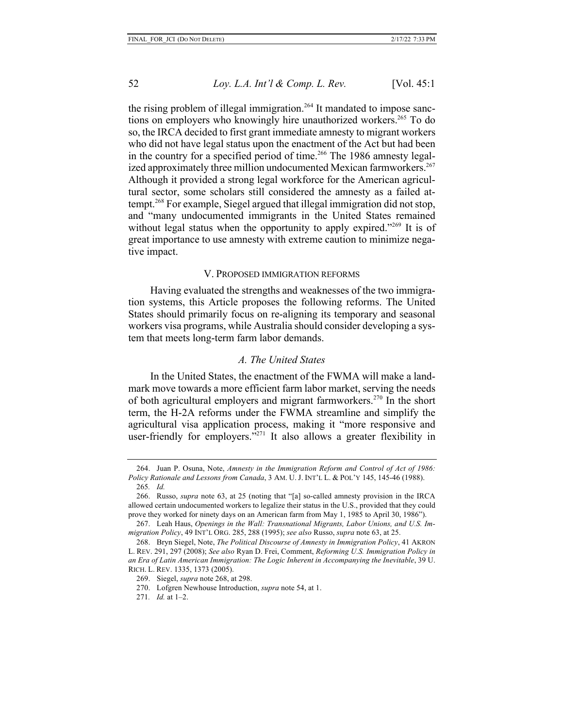the rising problem of illegal immigration.[264] It mandated to impose sanctions on employers who knowingly hire unauthorized workers.[265] To do so, the IRCA decided to first grant immediate amnesty to migrant workers who did not have legal status upon the enactment of the Act but had been in the country for a specified period of time.[266] The 1986 amnesty legalized approximately three million undocumented Mexican farmworkers.[267] Although it provided a strong legal workforce for the American agricultural sector, some scholars still considered the amnesty as a failed attempt.[268] For example, Siegel argued that illegal immigration did not stop, and "many undocumented immigrants in the United States remained without legal status when the opportunity to apply expired."[269] It is of great importance to use amnesty with extreme caution to minimize negative impact.

## V. Proposed immigration reforms

Having evaluated the strengths and weaknesses of the two immigration systems, this Article proposes the following reforms. The United States should primarily focus on re-aligning its temporary and seasonal workers visa programs, while Australia should consider developing a system that meets long-term farm labor demands.

### *A. The United States*

In the United States, the enactment of the FWMA will make a landmark move towards a more efficient farm labor market, serving the needs of both agricultural employers and migrant farmworkers.[270] In the short term, the H-2A reforms under the FWMA streamline and simplify the agricultural visa application process, making it "more responsive and user-friendly for employers."[271] It also allows a greater flexibility in

---

264. Juan P. Osuna, Note, *Amnesty in the Immigration Reform and Control of Act of 1986: Policy Rationale and Lessons from Canada*, 3 Am. U. J. Int'l L. & Pol'y 145, 145-46 (1988).

265. *Id.*

266. Russo, *supra* note 63, at 25 (noting that "[a] so-called amnesty provision in the IRCA allowed certain undocumented workers to legalize their status in the U.S., provided that they could prove they worked for ninety days on an American farm from May 1, 1985 to April 30, 1986").

267. Leah Haus, *Openings in the Wall: Transnational Migrants, Labor Unions, and U.S. Immigration Policy*, 49 Int'l Org. 285, 288 (1995); *see also* Russo, *supra* note 63, at 25.

268. Bryn Siegel, Note, *The Political Discourse of Amnesty in Immigration Policy*, 41 Akron L. Rev. 291, 297 (2008); *See also* Ryan D. Frei, Comment, *Reforming U.S. Immigration Policy in an Era of Latin American Immigration: The Logic Inherent in Accompanying the Inevitable*, 39 U. Rich. L. Rev. 1335, 1373 (2005).

269. Siegel, *supra* note 268, at 298.

270. Lofgren Newhouse Introduction, *supra* note 54, at 1.

271. *Id.* at 1–2.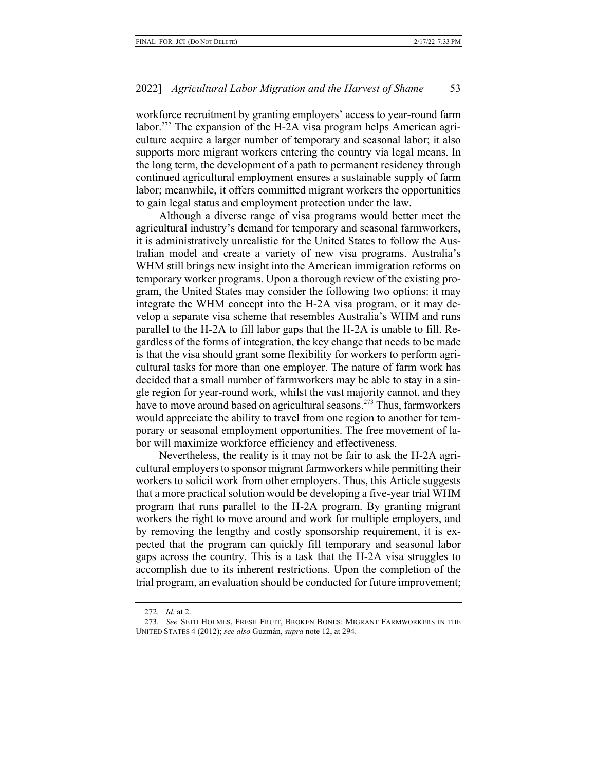workforce recruitment by granting employers' access to year-round farm labor.[272] The expansion of the H-2A visa program helps American agriculture acquire a larger number of temporary and seasonal labor; it also supports more migrant workers entering the country via legal means. In the long term, the development of a path to permanent residency through continued agricultural employment ensures a sustainable supply of farm labor; meanwhile, it offers committed migrant workers the opportunities to gain legal status and employment protection under the law.

Although a diverse range of visa programs would better meet the agricultural industry's demand for temporary and seasonal farmworkers, it is administratively unrealistic for the United States to follow the Australian model and create a variety of new visa programs. Australia's WHM still brings new insight into the American immigration reforms on temporary worker programs. Upon a thorough review of the existing program, the United States may consider the following two options: it may integrate the WHM concept into the H-2A visa program, or it may develop a separate visa scheme that resembles Australia's WHM and runs parallel to the H-2A to fill labor gaps that the H-2A is unable to fill. Regardless of the forms of integration, the key change that needs to be made is that the visa should grant some flexibility for workers to perform agricultural tasks for more than one employer. The nature of farm work has decided that a small number of farmworkers may be able to stay in a single region for year-round work, whilst the vast majority cannot, and they have to move around based on agricultural seasons.[273] Thus, farmworkers would appreciate the ability to travel from one region to another for temporary or seasonal employment opportunities. The free movement of labor will maximize workforce efficiency and effectiveness.

Nevertheless, the reality is it may not be fair to ask the H-2A agricultural employers to sponsor migrant farmworkers while permitting their workers to solicit work from other employers. Thus, this Article suggests that a more practical solution would be developing a five-year trial WHM program that runs parallel to the H-2A program. By granting migrant workers the right to move around and work for multiple employers, and by removing the lengthy and costly sponsorship requirement, it is expected that the program can quickly fill temporary and seasonal labor gaps across the country. This is a task that the H-2A visa struggles to accomplish due to its inherent restrictions. Upon the completion of the trial program, an evaluation should be conducted for future improvement;

---

272. *Id.* at 2.

273. *See* SETH HOLMES, FRESH FRUIT, BROKEN BONES: MIGRANT FARMWORKERS IN THE UNITED STATES 4 (2012); *see also* Guzmán, *supra* note 12, at 294.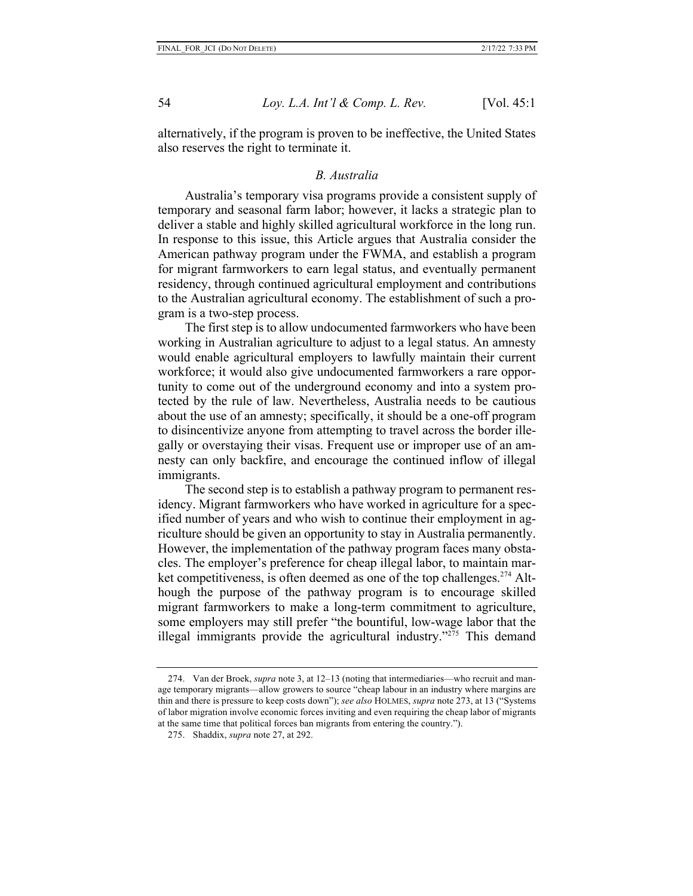alternatively, if the program is proven to be ineffective, the United States also reserves the right to terminate it.

### *B. Australia*

Australia's temporary visa programs provide a consistent supply of temporary and seasonal farm labor; however, it lacks a strategic plan to deliver a stable and highly skilled agricultural workforce in the long run. In response to this issue, this Article argues that Australia consider the American pathway program under the FWMA, and establish a program for migrant farmworkers to earn legal status, and eventually permanent residency, through continued agricultural employment and contributions to the Australian agricultural economy. The establishment of such a program is a two-step process.

The first step is to allow undocumented farmworkers who have been working in Australian agriculture to adjust to a legal status. An amnesty would enable agricultural employers to lawfully maintain their current workforce; it would also give undocumented farmworkers a rare opportunity to come out of the underground economy and into a system protected by the rule of law. Nevertheless, Australia needs to be cautious about the use of an amnesty; specifically, it should be a one-off program to disincentivize anyone from attempting to travel across the border illegally or overstaying their visas. Frequent use or improper use of an amnesty can only backfire, and encourage the continued inflow of illegal immigrants.

The second step is to establish a pathway program to permanent residency. Migrant farmworkers who have worked in agriculture for a specified number of years and who wish to continue their employment in agriculture should be given an opportunity to stay in Australia permanently. However, the implementation of the pathway program faces many obstacles. The employer's preference for cheap illegal labor, to maintain market competitiveness, is often deemed as one of the top challenges.[274] Although the purpose of the pathway program is to encourage skilled migrant farmworkers to make a long-term commitment to agriculture, some employers may still prefer "the bountiful, low-wage labor that the illegal immigrants provide the agricultural industry."[275] This demand

---

274. Van der Broek, *supra* note 3, at 12–13 (noting that intermediaries—who recruit and manage temporary migrants—allow growers to source "cheap labour in an industry where margins are thin and there is pressure to keep costs down"); *see also* HOLMES, *supra* note 273, at 13 ("Systems of labor migration involve economic forces inviting and even requiring the cheap labor of migrants at the same time that political forces ban migrants from entering the country.").

275. Shaddix, *supra* note 27, at 292.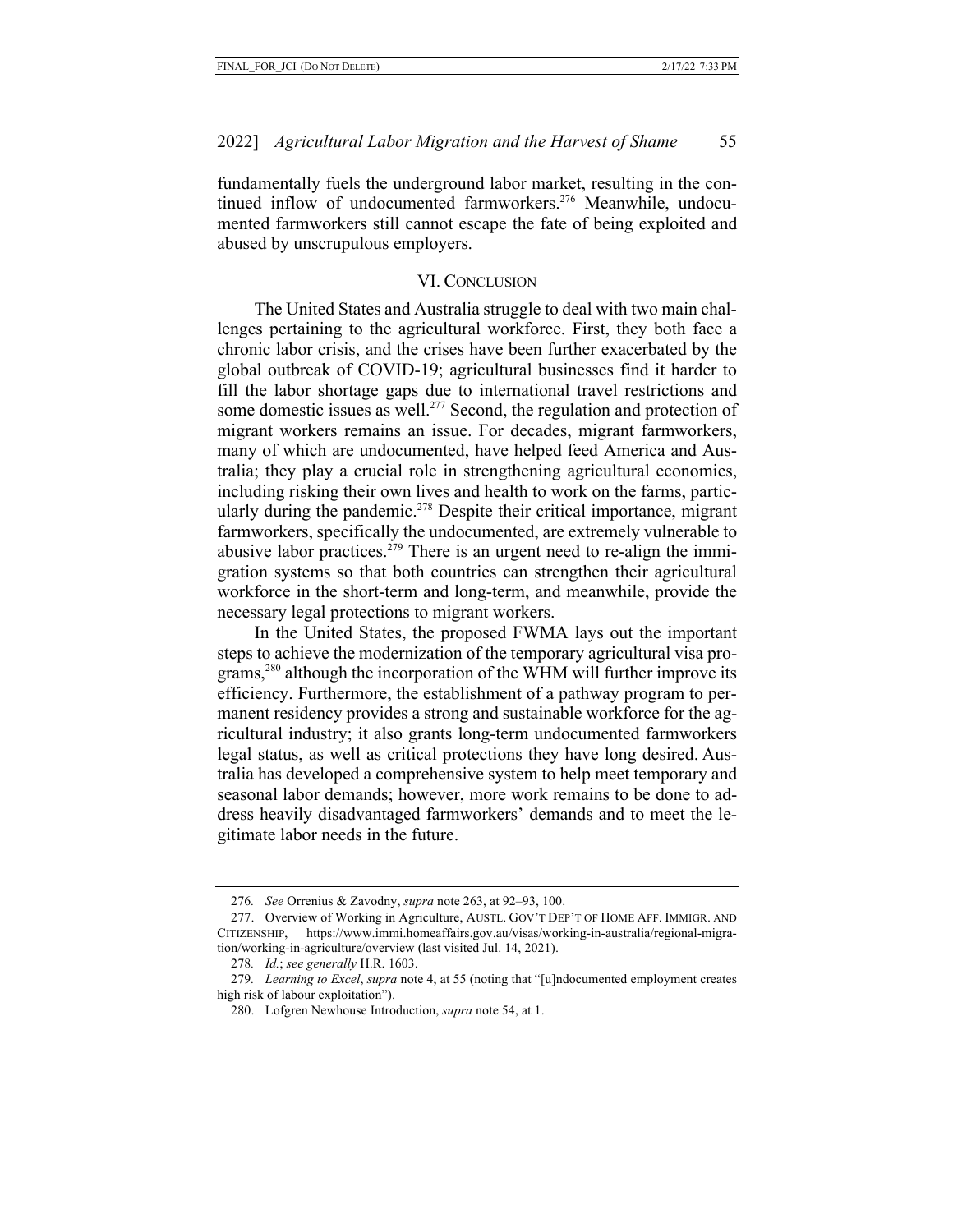fundamentally fuels the underground labor market, resulting in the continued inflow of undocumented farmworkers.[276] Meanwhile, undocumented farmworkers still cannot escape the fate of being exploited and abused by unscrupulous employers.

## VI. Conclusion

The United States and Australia struggle to deal with two main challenges pertaining to the agricultural workforce. First, they both face a chronic labor crisis, and the crises have been further exacerbated by the global outbreak of COVID-19; agricultural businesses find it harder to fill the labor shortage gaps due to international travel restrictions and some domestic issues as well.[277] Second, the regulation and protection of migrant workers remains an issue. For decades, migrant farmworkers, many of which are undocumented, have helped feed America and Australia; they play a crucial role in strengthening agricultural economies, including risking their own lives and health to work on the farms, particularly during the pandemic.[278] Despite their critical importance, migrant farmworkers, specifically the undocumented, are extremely vulnerable to abusive labor practices.[279] There is an urgent need to re-align the immigration systems so that both countries can strengthen their agricultural workforce in the short-term and long-term, and meanwhile, provide the necessary legal protections to migrant workers.

In the United States, the proposed FWMA lays out the important steps to achieve the modernization of the temporary agricultural visa programs,[280] although the incorporation of the WHM will further improve its efficiency. Furthermore, the establishment of a pathway program to permanent residency provides a strong and sustainable workforce for the agricultural industry; it also grants long-term undocumented farmworkers legal status, as well as critical protections they have long desired. Australia has developed a comprehensive system to help meet temporary and seasonal labor demands; however, more work remains to be done to address heavily disadvantaged farmworkers' demands and to meet the legitimate labor needs in the future.

---

276. *See* Orrenius & Zavodny, *supra* note 263, at 92–93, 100.

277. Overview of Working in Agriculture, AUSTL. GOV'T DEP'T OF HOME AFF. IMMIGR. AND CITIZENSHIP, https://www.immi.homeaffairs.gov.au/visas/working-in-australia/regional-migration/working-in-agriculture/overview (last visited Jul. 14, 2021).

278. *Id.*; *see generally* H.R. 1603.

279. *Learning to Excel*, *supra* note 4, at 55 (noting that "[u]ndocumented employment creates high risk of labour exploitation").

280. Lofgren Newhouse Introduction, *supra* note 54, at 1.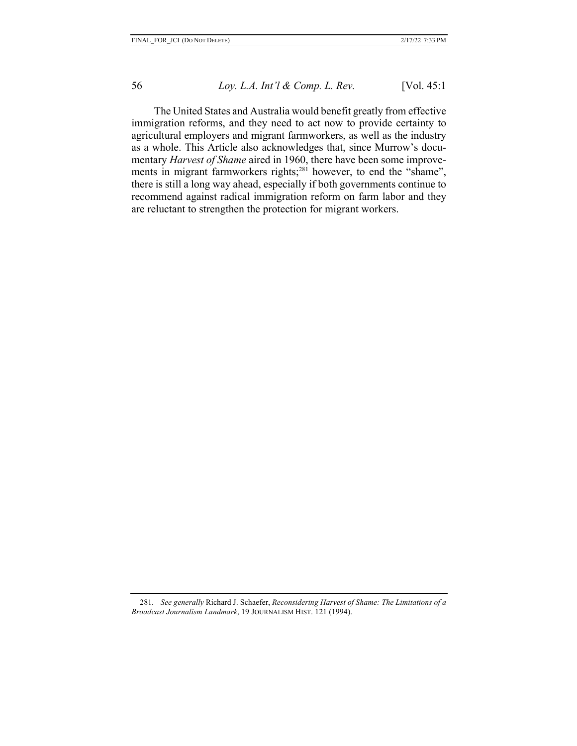The United States and Australia would benefit greatly from effective immigration reforms, and they need to act now to provide certainty to agricultural employers and migrant farmworkers, as well as the industry as a whole. This Article also acknowledges that, since Murrow's documentary *Harvest of Shame* aired in 1960, there have been some improvements in migrant farmworkers rights;[281] however, to end the "shame", there is still a long way ahead, especially if both governments continue to recommend against radical immigration reform on farm labor and they are reluctant to strengthen the protection for migrant workers.

281. *See generally* Richard J. Schaefer, *Reconsidering Harvest of Shame: The Limitations of a Broadcast Journalism Landmark*, 19 JOURNALISM HIST. 121 (1994).